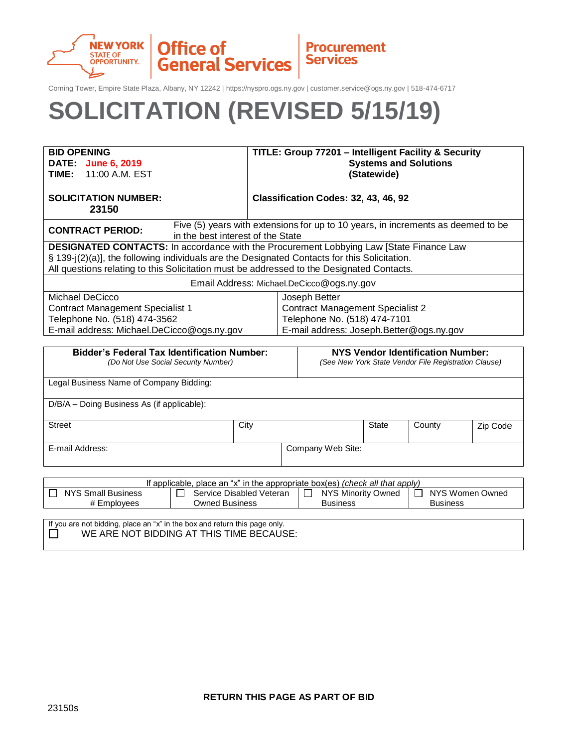NEW YORK STATE OF OPPORTUNITY. | Office of General Services | Procurement Services

Corning Tower, Empire State Plaza, Albany, NY 12242 | https://nyspro.ogs.ny.gov | customer.service@ogs.ny.gov | 518-474-6717

# SOLICITATION (REVISED 5/15/19)

| **BID OPENING**<br>**DATE:** **June 6, 2019**<br>**TIME:** 11:00 A.M. EST | **TITLE: Group 77201 – Intelligent Facility & Security Systems and Solutions (Statewide)** |
|---|---|
| **SOLICITATION NUMBER:** **23150** | **Classification Codes: 32, 43, 46, 92** |
| **CONTRACT PERIOD:** | Five (5) years with extensions for up to 10 years, in increments as deemed to be in the best interest of the State |

**DESIGNATED CONTACTS:** In accordance with the Procurement Lobbying Law [State Finance Law § 139-j(2)(a)], the following individuals are the Designated Contacts for this Solicitation. All questions relating to this Solicitation must be addressed to the Designated Contacts.

Email Address: Michael.DeCicco@ogs.ny.gov

| Michael DeCicco | Joseph Better |
|---|---|
| Contract Management Specialist 1 | Contract Management Specialist 2 |
| Telephone No. (518) 474-3562 | Telephone No. (518) 474-7101 |
| E-mail address: Michael.DeCicco@ogs.ny.gov | E-mail address: Joseph.Better@ogs.ny.gov |

| **Bidder's Federal Tax Identification Number:**<br>*(Do Not Use Social Security Number)* | | | | **NYS Vendor Identification Number:**<br>*(See New York State Vendor File Registration Clause)* |
|---|---|---|---|---|
| Legal Business Name of Company Bidding: | | | | |
| D/B/A – Doing Business As (if applicable): | | | | |
| Street | City | State | County | Zip Code |
| E-mail Address: | | Company Web Site: | | |

If applicable, place an "x" in the appropriate box(es) *(check all that apply)*

| ☐ NYS Small Business # Employees | ☐ Service Disabled Veteran Owned Business | ☐ NYS Minority Owned Business | ☐ NYS Women Owned Business |
|---|---|---|---|

If you are not bidding, place an "x" in the box and return this page only.

☐ WE ARE NOT BIDDING AT THIS TIME BECAUSE:

**RETURN THIS PAGE AS PART OF BID**

23150s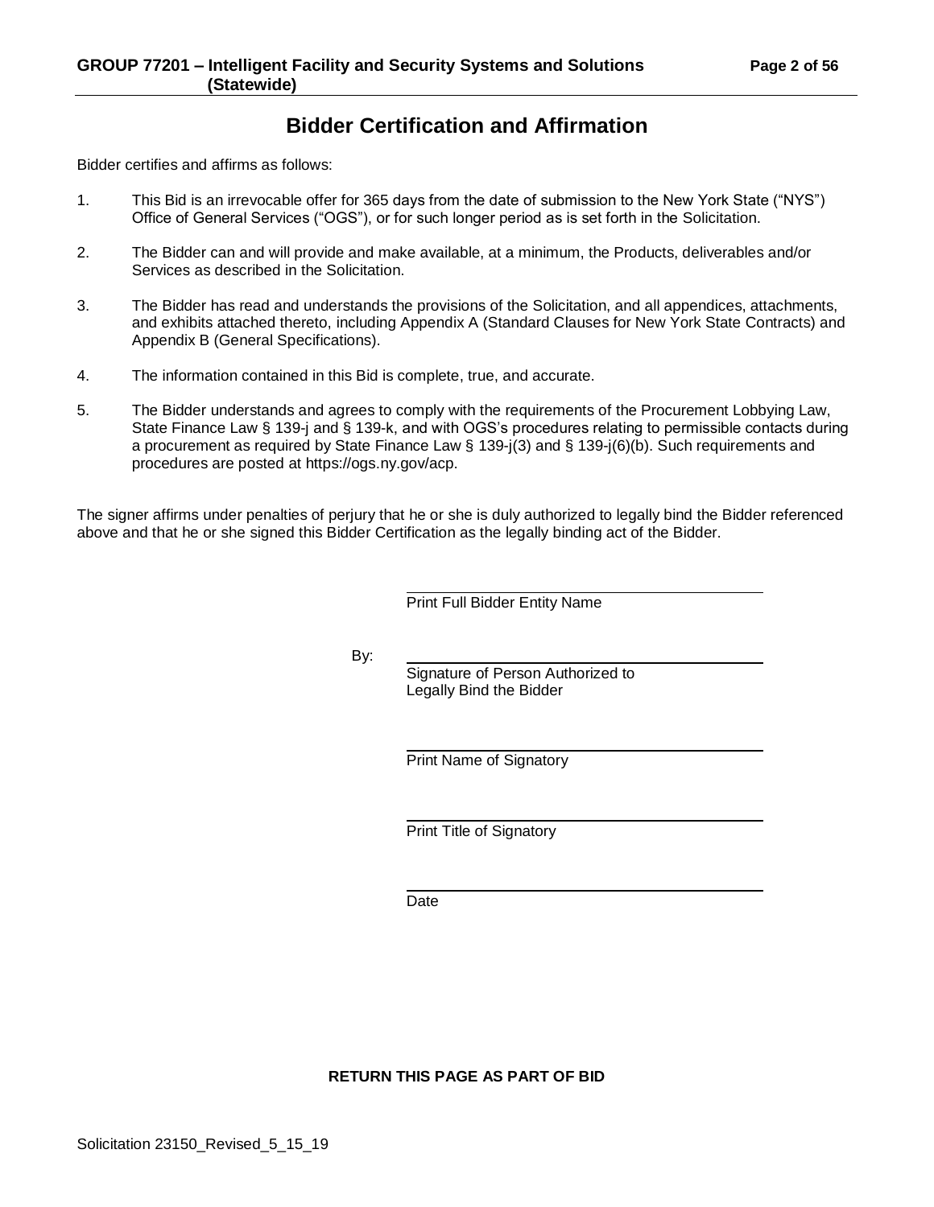# Bidder Certification and Affirmation

Bidder certifies and affirms as follows:

1. This Bid is an irrevocable offer for 365 days from the date of submission to the New York State ("NYS") Office of General Services ("OGS"), or for such longer period as is set forth in the Solicitation.

2. The Bidder can and will provide and make available, at a minimum, the Products, deliverables and/or Services as described in the Solicitation.

3. The Bidder has read and understands the provisions of the Solicitation, and all appendices, attachments, and exhibits attached thereto, including Appendix A (Standard Clauses for New York State Contracts) and Appendix B (General Specifications).

4. The information contained in this Bid is complete, true, and accurate.

5. The Bidder understands and agrees to comply with the requirements of the Procurement Lobbying Law, State Finance Law § 139-j and § 139-k, and with OGS's procedures relating to permissible contacts during a procurement as required by State Finance Law § 139-j(3) and § 139-j(6)(b). Such requirements and procedures are posted at https://ogs.ny.gov/acp.

The signer affirms under penalties of perjury that he or she is duly authorized to legally bind the Bidder referenced above and that he or she signed this Bidder Certification as the legally binding act of the Bidder.

\_\_\_\_\_\_\_\_\_\_\_\_\_\_\_\_\_\_\_\_\_\_\_\_\_\_\_\_\_\_\_\_\_\_\_\_
Print Full Bidder Entity Name

By: \_\_\_\_\_\_\_\_\_\_\_\_\_\_\_\_\_\_\_\_\_\_\_\_\_\_\_\_\_\_\_\_\_\_\_\_
Signature of Person Authorized to Legally Bind the Bidder

\_\_\_\_\_\_\_\_\_\_\_\_\_\_\_\_\_\_\_\_\_\_\_\_\_\_\_\_\_\_\_\_\_\_\_\_
Print Name of Signatory

\_\_\_\_\_\_\_\_\_\_\_\_\_\_\_\_\_\_\_\_\_\_\_\_\_\_\_\_\_\_\_\_\_\_\_\_
Print Title of Signatory

\_\_\_\_\_\_\_\_\_\_\_\_\_\_\_\_\_\_\_\_\_\_\_\_\_\_\_\_\_\_\_\_\_\_\_\_
Date

**RETURN THIS PAGE AS PART OF BID**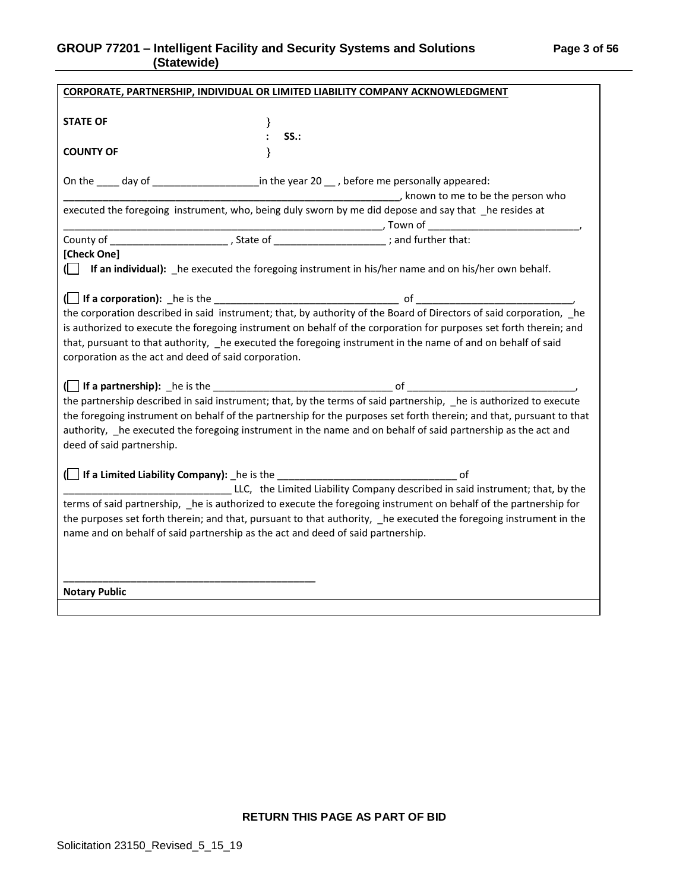**CORPORATE, PARTNERSHIP, INDIVIDUAL OR LIMITED LIABILITY COMPANY ACKNOWLEDGMENT**

**STATE OF** }
: **SS.:**
**COUNTY OF** }

On the ____ day of ___________________in the year 20 __ , before me personally appeared:
_____________________________________________________________, known to me to be the person who executed the foregoing instrument, who, being duly sworn by me did depose and say that _he resides at ___________________________________________________________, Town of ___________________________, County of _____________________ , State of ___________________ ; and further that:

**[Check One]**

(☐ **If an individual):** _he executed the foregoing instrument in his/her name and on his/her own behalf.

(☐ **If a corporation):** _he is the _________________________________ of ____________________________, the corporation described in said instrument; that, by authority of the Board of Directors of said corporation, _he is authorized to execute the foregoing instrument on behalf of the corporation for purposes set forth therein; and that, pursuant to that authority, _he executed the foregoing instrument in the name of and on behalf of said corporation as the act and deed of said corporation.

(☐ **If a partnership):** _he is the ________________________________ of ______________________________, the partnership described in said instrument; that, by the terms of said partnership, _he is authorized to execute the foregoing instrument on behalf of the partnership for the purposes set forth therein; and that, pursuant to that authority, _he executed the foregoing instrument in the name and on behalf of said partnership as the act and deed of said partnership.

(☐ **If a Limited Liability Company):** _he is the ________________________________ of ______________________________ LLC, the Limited Liability Company described in said instrument; that, by the terms of said partnership, _he is authorized to execute the foregoing instrument on behalf of the partnership for the purposes set forth therein; and that, pursuant to that authority, _he executed the foregoing instrument in the name and on behalf of said partnership as the act and deed of said partnership.

_____________________________________________
**Notary Public**

**RETURN THIS PAGE AS PART OF BID**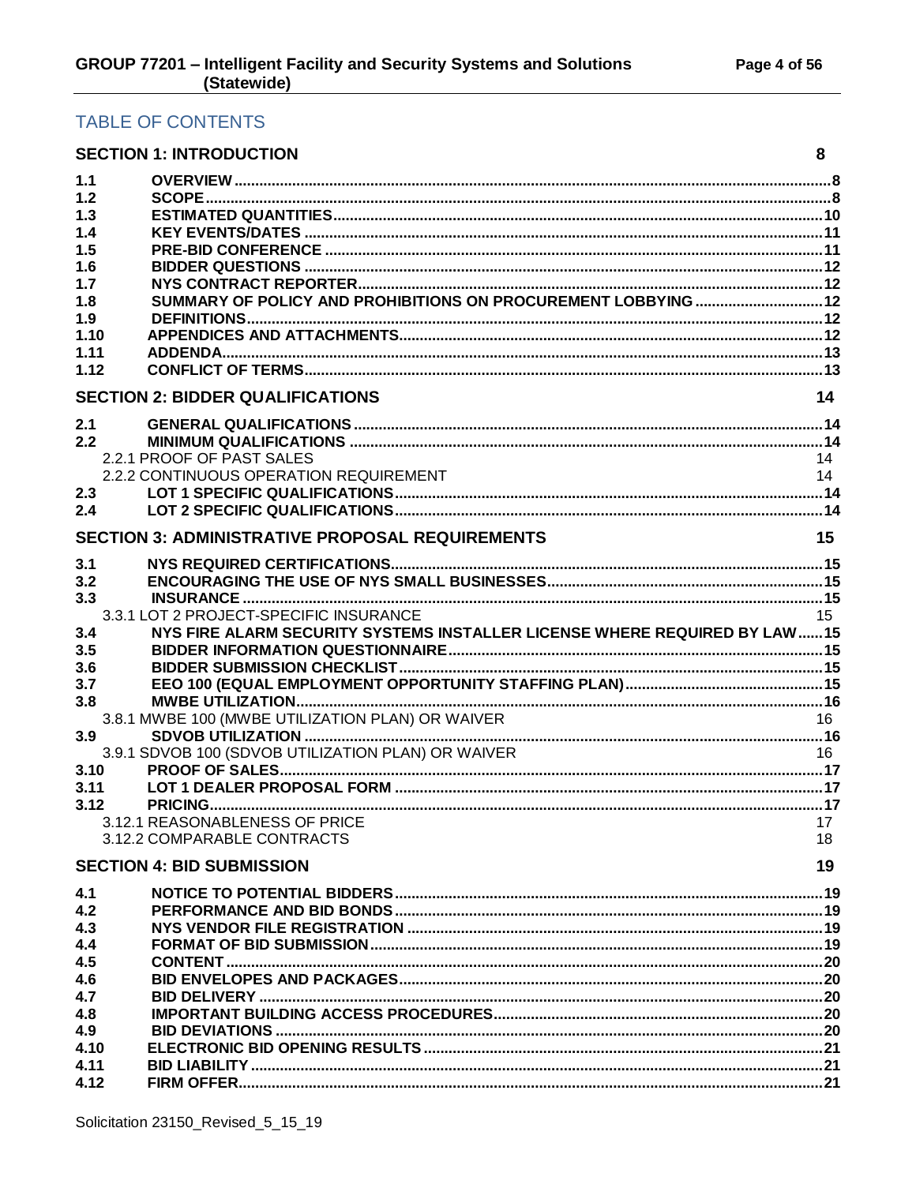# TABLE OF CONTENTS

**SECTION 1: INTRODUCTION** 8

- 1.1 **OVERVIEW** ..... 8
- 1.2 **SCOPE** ..... 8
- 1.3 **ESTIMATED QUANTITIES** ..... 10
- 1.4 **KEY EVENTS/DATES** ..... 11
- 1.5 **PRE-BID CONFERENCE** ..... 11
- 1.6 **BIDDER QUESTIONS** ..... 12
- 1.7 **NYS CONTRACT REPORTER** ..... 12
- 1.8 **SUMMARY OF POLICY AND PROHIBITIONS ON PROCUREMENT LOBBYING** ..... 12
- 1.9 **DEFINITIONS** ..... 12
- 1.10 **APPENDICES AND ATTACHMENTS** ..... 12
- 1.11 **ADDENDA** ..... 13
- 1.12 **CONFLICT OF TERMS** ..... 13

**SECTION 2: BIDDER QUALIFICATIONS** 14

- 2.1 **GENERAL QUALIFICATIONS** ..... 14
- 2.2 **MINIMUM QUALIFICATIONS** ..... 14
  - 2.2.1 PROOF OF PAST SALES 14
  - 2.2.2 CONTINUOUS OPERATION REQUIREMENT 14
- 2.3 **LOT 1 SPECIFIC QUALIFICATIONS** ..... 14
- 2.4 **LOT 2 SPECIFIC QUALIFICATIONS** ..... 14

**SECTION 3: ADMINISTRATIVE PROPOSAL REQUIREMENTS** 15

- 3.1 **NYS REQUIRED CERTIFICATIONS** ..... 15
- 3.2 **ENCOURAGING THE USE OF NYS SMALL BUSINESSES** ..... 15
- 3.3 **INSURANCE** ..... 15
  - 3.3.1 LOT 2 PROJECT-SPECIFIC INSURANCE 15
- 3.4 **NYS FIRE ALARM SECURITY SYSTEMS INSTALLER LICENSE WHERE REQUIRED BY LAW** ..... 15
- 3.5 **BIDDER INFORMATION QUESTIONNAIRE** ..... 15
- 3.6 **BIDDER SUBMISSION CHECKLIST** ..... 15
- 3.7 **EEO 100 (EQUAL EMPLOYMENT OPPORTUNITY STAFFING PLAN)** ..... 15
- 3.8 **MWBE UTILIZATION** ..... 16
  - 3.8.1 MWBE 100 (MWBE UTILIZATION PLAN) OR WAIVER 16
- 3.9 **SDVOB UTILIZATION** ..... 16
  - 3.9.1 SDVOB 100 (SDVOB UTILIZATION PLAN) OR WAIVER 16
- 3.10 **PROOF OF SALES** ..... 17
- 3.11 **LOT 1 DEALER PROPOSAL FORM** ..... 17
- 3.12 **PRICING** ..... 17
  - 3.12.1 REASONABLENESS OF PRICE 17
  - 3.12.2 COMPARABLE CONTRACTS 18

**SECTION 4: BID SUBMISSION** 19

- 4.1 **NOTICE TO POTENTIAL BIDDERS** ..... 19
- 4.2 **PERFORMANCE AND BID BONDS** ..... 19
- 4.3 **NYS VENDOR FILE REGISTRATION** ..... 19
- 4.4 **FORMAT OF BID SUBMISSION** ..... 19
- 4.5 **CONTENT** ..... 20
- 4.6 **BID ENVELOPES AND PACKAGES** ..... 20
- 4.7 **BID DELIVERY** ..... 20
- 4.8 **IMPORTANT BUILDING ACCESS PROCEDURES** ..... 20
- 4.9 **BID DEVIATIONS** ..... 20
- 4.10 **ELECTRONIC BID OPENING RESULTS** ..... 21
- 4.11 **BID LIABILITY** ..... 21
- 4.12 **FIRM OFFER** ..... 21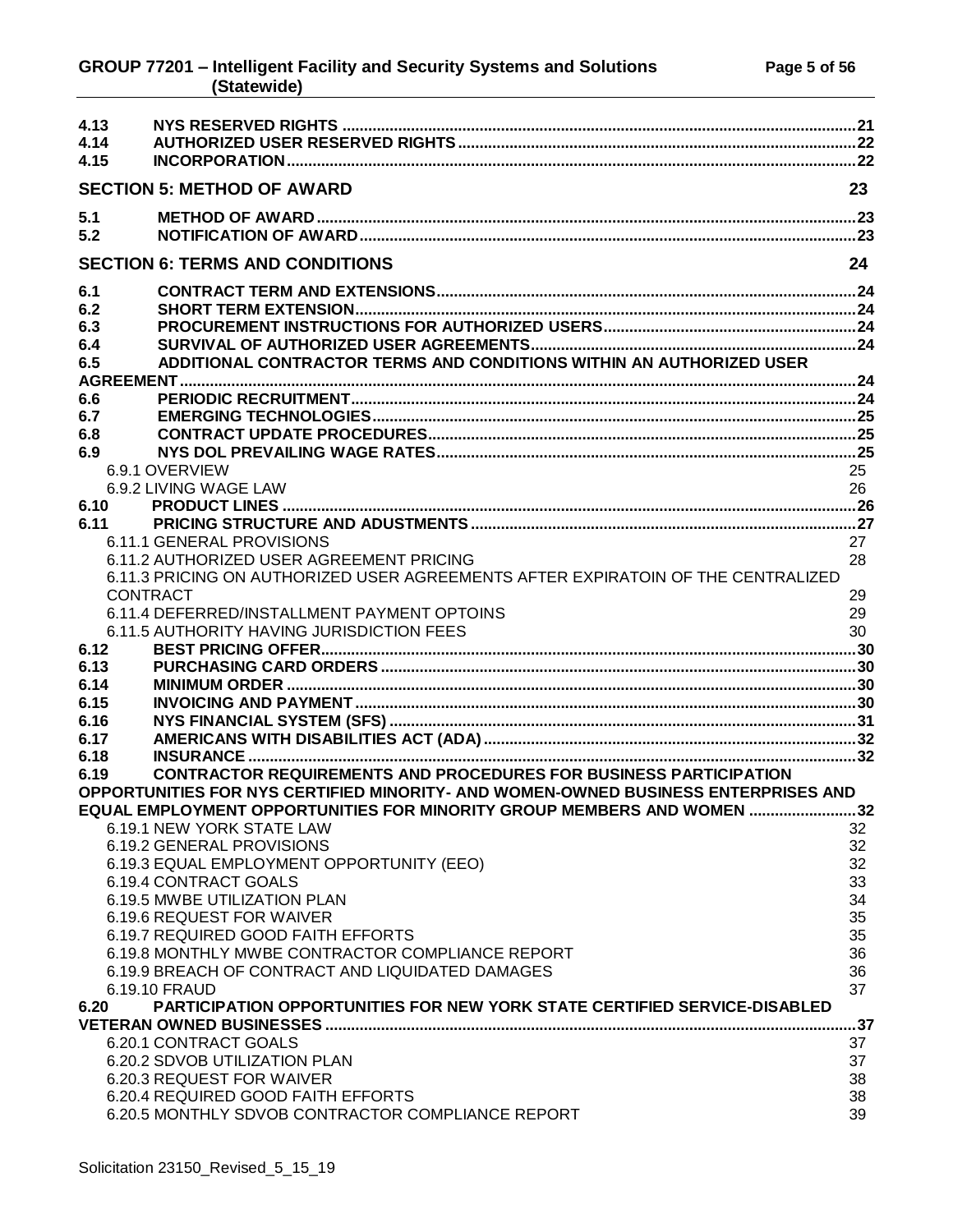| | | |
|---|---|---|
| **4.13** | **NYS RESERVED RIGHTS** | **21** |
| **4.14** | **AUTHORIZED USER RESERVED RIGHTS** | **22** |
| **4.15** | **INCORPORATION** | **22** |
| | **SECTION 5: METHOD OF AWARD** | **23** |
| **5.1** | **METHOD OF AWARD** | **23** |
| **5.2** | **NOTIFICATION OF AWARD** | **23** |
| | **SECTION 6: TERMS AND CONDITIONS** | **24** |
| **6.1** | **CONTRACT TERM AND EXTENSIONS** | **24** |
| **6.2** | **SHORT TERM EXTENSION** | **24** |
| **6.3** | **PROCUREMENT INSTRUCTIONS FOR AUTHORIZED USERS** | **24** |
| **6.4** | **SURVIVAL OF AUTHORIZED USER AGREEMENTS** | **24** |
| **6.5** | **ADDITIONAL CONTRACTOR TERMS AND CONDITIONS WITHIN AN AUTHORIZED USER AGREEMENT** | **24** |
| **6.6** | **PERIODIC RECRUITMENT** | **24** |
| **6.7** | **EMERGING TECHNOLOGIES** | **25** |
| **6.8** | **CONTRACT UPDATE PROCEDURES** | **25** |
| **6.9** | **NYS DOL PREVAILING WAGE RATES** | **25** |
| | 6.9.1 OVERVIEW | 25 |
| | 6.9.2 LIVING WAGE LAW | 26 |
| **6.10** | **PRODUCT LINES** | **26** |
| **6.11** | **PRICING STRUCTURE AND ADUSTMENTS** | **27** |
| | 6.11.1 GENERAL PROVISIONS | 27 |
| | 6.11.2 AUTHORIZED USER AGREEMENT PRICING | 28 |
| | 6.11.3 PRICING ON AUTHORIZED USER AGREEMENTS AFTER EXPIRATOIN OF THE CENTRALIZED CONTRACT | 29 |
| | 6.11.4 DEFERRED/INSTALLMENT PAYMENT OPTOINS | 29 |
| | 6.11.5 AUTHORITY HAVING JURISDICTION FEES | 30 |
| **6.12** | **BEST PRICING OFFER** | **30** |
| **6.13** | **PURCHASING CARD ORDERS** | **30** |
| **6.14** | **MINIMUM ORDER** | **30** |
| **6.15** | **INVOICING AND PAYMENT** | **30** |
| **6.16** | **NYS FINANCIAL SYSTEM (SFS)** | **31** |
| **6.17** | **AMERICANS WITH DISABILITIES ACT (ADA)** | **32** |
| **6.18** | **INSURANCE** | **32** |
| **6.19** | **CONTRACTOR REQUIREMENTS AND PROCEDURES FOR BUSINESS PARTICIPATION OPPORTUNITIES FOR NYS CERTIFIED MINORITY- AND WOMEN-OWNED BUSINESS ENTERPRISES AND EQUAL EMPLOYMENT OPPORTUNITIES FOR MINORITY GROUP MEMBERS AND WOMEN** | **32** |
| | 6.19.1 NEW YORK STATE LAW | 32 |
| | 6.19.2 GENERAL PROVISIONS | 32 |
| | 6.19.3 EQUAL EMPLOYMENT OPPORTUNITY (EEO) | 32 |
| | 6.19.4 CONTRACT GOALS | 33 |
| | 6.19.5 MWBE UTILIZATION PLAN | 34 |
| | 6.19.6 REQUEST FOR WAIVER | 35 |
| | 6.19.7 REQUIRED GOOD FAITH EFFORTS | 35 |
| | 6.19.8 MONTHLY MWBE CONTRACTOR COMPLIANCE REPORT | 36 |
| | 6.19.9 BREACH OF CONTRACT AND LIQUIDATED DAMAGES | 36 |
| | 6.19.10 FRAUD | 37 |
| **6.20** | **PARTICIPATION OPPORTUNITIES FOR NEW YORK STATE CERTIFIED SERVICE-DISABLED VETERAN OWNED BUSINESSES** | **37** |
| | 6.20.1 CONTRACT GOALS | 37 |
| | 6.20.2 SDVOB UTILIZATION PLAN | 37 |
| | 6.20.3 REQUEST FOR WAIVER | 38 |
| | 6.20.4 REQUIRED GOOD FAITH EFFORTS | 38 |
| | 6.20.5 MONTHLY SDVOB CONTRACTOR COMPLIANCE REPORT | 39 |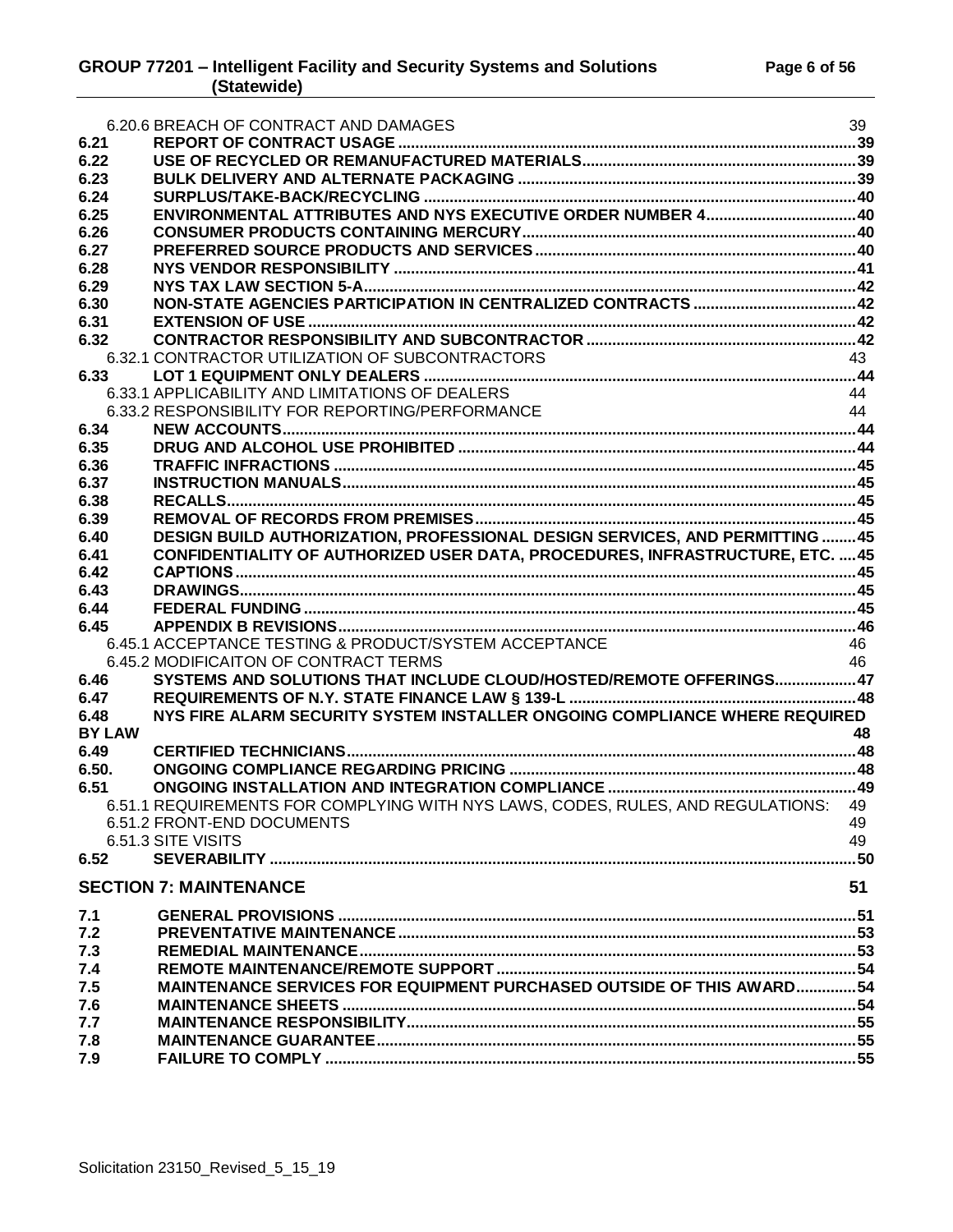6.20.6 BREACH OF CONTRACT AND DAMAGES 39

**6.21 REPORT OF CONTRACT USAGE .......... 39**
**6.22 USE OF RECYCLED OR REMANUFACTURED MATERIALS .......... 39**
**6.23 BULK DELIVERY AND ALTERNATE PACKAGING .......... 39**
**6.24 SURPLUS/TAKE-BACK/RECYCLING .......... 40**
**6.25 ENVIRONMENTAL ATTRIBUTES AND NYS EXECUTIVE ORDER NUMBER 4 .......... 40**
**6.26 CONSUMER PRODUCTS CONTAINING MERCURY .......... 40**
**6.27 PREFERRED SOURCE PRODUCTS AND SERVICES .......... 40**
**6.28 NYS VENDOR RESPONSIBILITY .......... 41**
**6.29 NYS TAX LAW SECTION 5-A .......... 42**
**6.30 NON-STATE AGENCIES PARTICIPATION IN CENTRALIZED CONTRACTS .......... 42**
**6.31 EXTENSION OF USE .......... 42**
**6.32 CONTRACTOR RESPONSIBILITY AND SUBCONTRACTOR .......... 42**

6.32.1 CONTRACTOR UTILIZATION OF SUBCONTRACTORS 43

**6.33 LOT 1 EQUIPMENT ONLY DEALERS .......... 44**

6.33.1 APPLICABILITY AND LIMITATIONS OF DEALERS 44
6.33.2 RESPONSIBILITY FOR REPORTING/PERFORMANCE 44

**6.34 NEW ACCOUNTS .......... 44**
**6.35 DRUG AND ALCOHOL USE PROHIBITED .......... 44**
**6.36 TRAFFIC INFRACTIONS .......... 45**
**6.37 INSTRUCTION MANUALS .......... 45**
**6.38 RECALLS .......... 45**
**6.39 REMOVAL OF RECORDS FROM PREMISES .......... 45**
**6.40 DESIGN BUILD AUTHORIZATION, PROFESSIONAL DESIGN SERVICES, AND PERMITTING .......... 45**
**6.41 CONFIDENTIALITY OF AUTHORIZED USER DATA, PROCEDURES, INFRASTRUCTURE, ETC. .......... 45**
**6.42 CAPTIONS .......... 45**
**6.43 DRAWINGS .......... 45**
**6.44 FEDERAL FUNDING .......... 45**
**6.45 APPENDIX B REVISIONS .......... 46**

6.45.1 ACCEPTANCE TESTING & PRODUCT/SYSTEM ACCEPTANCE 46
6.45.2 MODIFICAITON OF CONTRACT TERMS 46

**6.46 SYSTEMS AND SOLUTIONS THAT INCLUDE CLOUD/HOSTED/REMOTE OFFERINGS .......... 47**
**6.47 REQUIREMENTS OF N.Y. STATE FINANCE LAW § 139-L .......... 48**
**6.48 NYS FIRE ALARM SECURITY SYSTEM INSTALLER ONGOING COMPLIANCE WHERE REQUIRED BY LAW .......... 48**
**6.49 CERTIFIED TECHNICIANS .......... 48**
**6.50. ONGOING COMPLIANCE REGARDING PRICING .......... 48**
**6.51 ONGOING INSTALLATION AND INTEGRATION COMPLIANCE .......... 49**

6.51.1 REQUIREMENTS FOR COMPLYING WITH NYS LAWS, CODES, RULES, AND REGULATIONS: 49
6.51.2 FRONT-END DOCUMENTS 49
6.51.3 SITE VISITS 49

**6.52 SEVERABILITY .......... 50**

## SECTION 7: MAINTENANCE 51

**7.1 GENERAL PROVISIONS .......... 51**
**7.2 PREVENTATIVE MAINTENANCE .......... 53**
**7.3 REMEDIAL MAINTENANCE .......... 53**
**7.4 REMOTE MAINTENANCE/REMOTE SUPPORT .......... 54**
**7.5 MAINTENANCE SERVICES FOR EQUIPMENT PURCHASED OUTSIDE OF THIS AWARD .......... 54**
**7.6 MAINTENANCE SHEETS .......... 54**
**7.7 MAINTENANCE RESPONSIBILITY .......... 55**
**7.8 MAINTENANCE GUARANTEE .......... 55**
**7.9 FAILURE TO COMPLY .......... 55**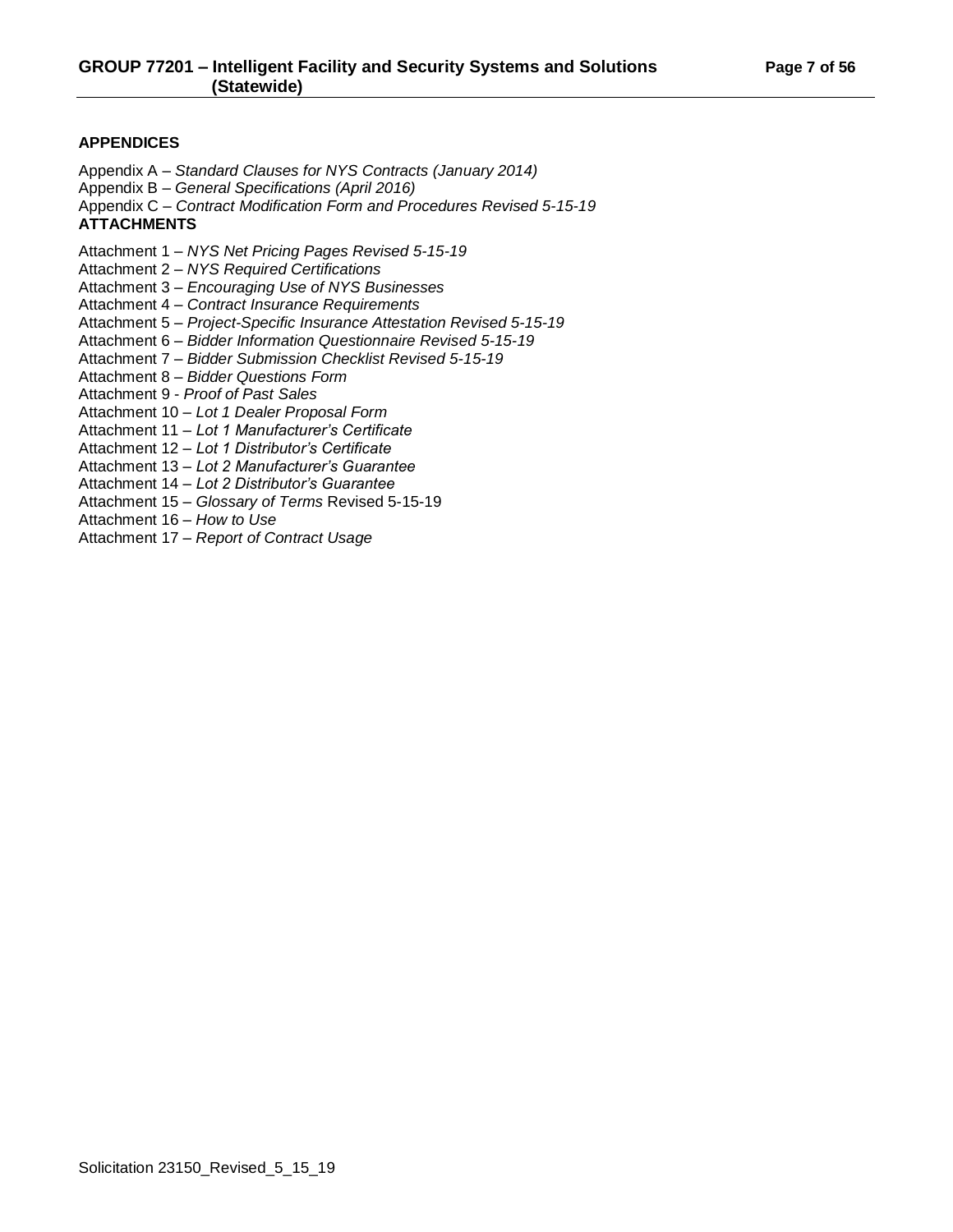## APPENDICES

Appendix A – *Standard Clauses for NYS Contracts (January 2014)*
Appendix B – *General Specifications (April 2016)*
Appendix C – *Contract Modification Form and Procedures Revised 5-15-19*

## ATTACHMENTS

Attachment 1 – *NYS Net Pricing Pages Revised 5-15-19*
Attachment 2 – *NYS Required Certifications*
Attachment 3 – *Encouraging Use of NYS Businesses*
Attachment 4 – *Contract Insurance Requirements*
Attachment 5 – *Project-Specific Insurance Attestation Revised 5-15-19*
Attachment 6 – *Bidder Information Questionnaire Revised 5-15-19*
Attachment 7 – *Bidder Submission Checklist Revised 5-15-19*
Attachment 8 – *Bidder Questions Form*
Attachment 9 - *Proof of Past Sales*
Attachment 10 – *Lot 1 Dealer Proposal Form*
Attachment 11 – *Lot 1 Manufacturer's Certificate*
Attachment 12 – *Lot 1 Distributor's Certificate*
Attachment 13 – *Lot 2 Manufacturer's Guarantee*
Attachment 14 – *Lot 2 Distributor's Guarantee*
Attachment 15 – *Glossary of Terms* Revised 5-15-19
Attachment 16 – *How to Use*
Attachment 17 – *Report of Contract Usage*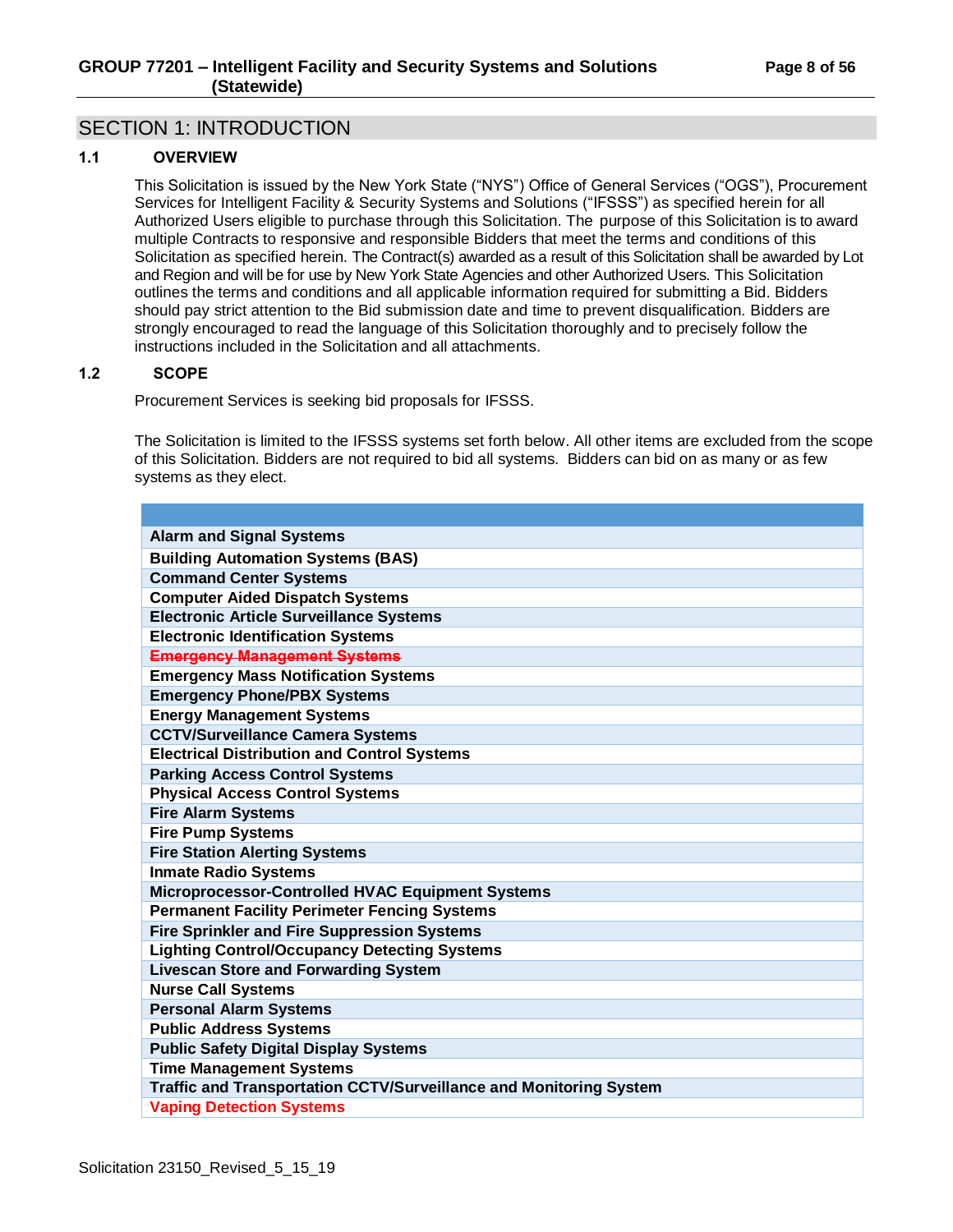## SECTION 1: INTRODUCTION

### 1.1 OVERVIEW

This Solicitation is issued by the New York State ("NYS") Office of General Services ("OGS"), Procurement Services for Intelligent Facility & Security Systems and Solutions ("IFSSS") as specified herein for all Authorized Users eligible to purchase through this Solicitation. The purpose of this Solicitation is to award multiple Contracts to responsive and responsible Bidders that meet the terms and conditions of this Solicitation as specified herein. The Contract(s) awarded as a result of this Solicitation shall be awarded by Lot and Region and will be for use by New York State Agencies and other Authorized Users. This Solicitation outlines the terms and conditions and all applicable information required for submitting a Bid. Bidders should pay strict attention to the Bid submission date and time to prevent disqualification. Bidders are strongly encouraged to read the language of this Solicitation thoroughly and to precisely follow the instructions included in the Solicitation and all attachments.

### 1.2 SCOPE

Procurement Services is seeking bid proposals for IFSSS.

The Solicitation is limited to the IFSSS systems set forth below. All other items are excluded from the scope of this Solicitation. Bidders are not required to bid all systems. Bidders can bid on as many or as few systems as they elect.

| |
|---|
| **Alarm and Signal Systems** |
| **Building Automation Systems (BAS)** |
| **Command Center Systems** |
| **Computer Aided Dispatch Systems** |
| **Electronic Article Surveillance Systems** |
| **Electronic Identification Systems** |
| ~~**Emergency Management Systems**~~ |
| **Emergency Mass Notification Systems** |
| **Emergency Phone/PBX Systems** |
| **Energy Management Systems** |
| **CCTV/Surveillance Camera Systems** |
| **Electrical Distribution and Control Systems** |
| **Parking Access Control Systems** |
| **Physical Access Control Systems** |
| **Fire Alarm Systems** |
| **Fire Pump Systems** |
| **Fire Station Alerting Systems** |
| **Inmate Radio Systems** |
| **Microprocessor-Controlled HVAC Equipment Systems** |
| **Permanent Facility Perimeter Fencing Systems** |
| **Fire Sprinkler and Fire Suppression Systems** |
| **Lighting Control/Occupancy Detecting Systems** |
| **Livescan Store and Forwarding System** |
| **Nurse Call Systems** |
| **Personal Alarm Systems** |
| **Public Address Systems** |
| **Public Safety Digital Display Systems** |
| **Time Management Systems** |
| **Traffic and Transportation CCTV/Surveillance and Monitoring System** |
| **Vaping Detection Systems** |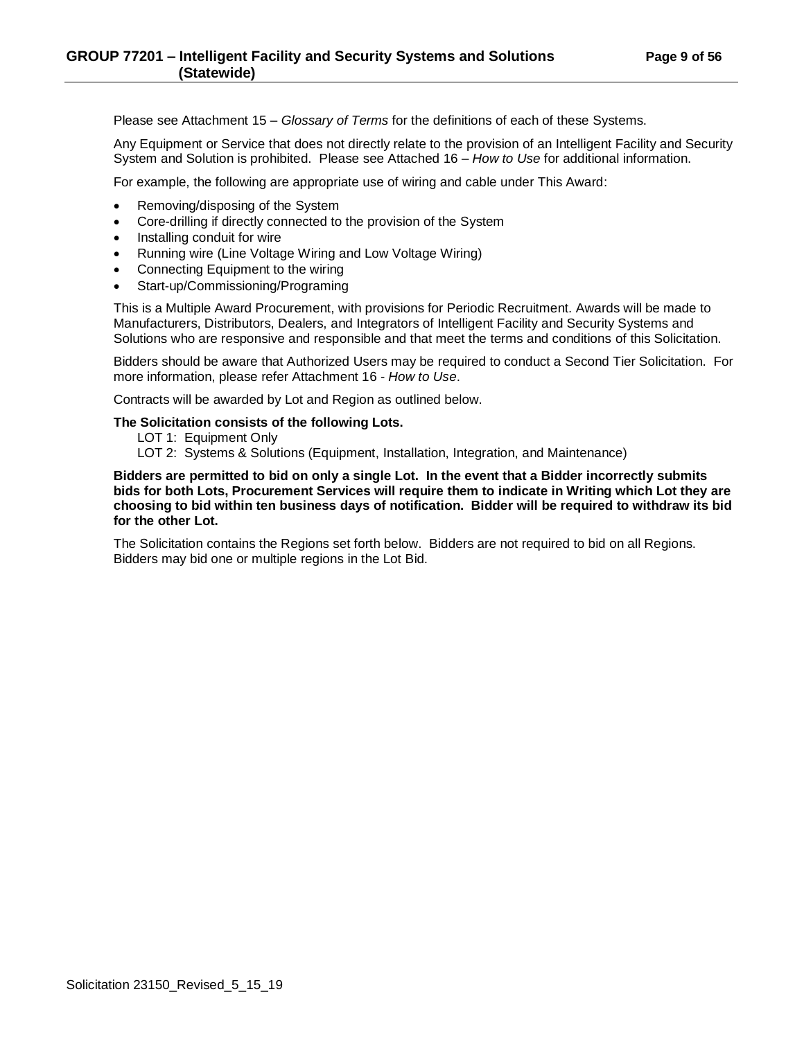Please see Attachment 15 – *Glossary of Terms* for the definitions of each of these Systems.

Any Equipment or Service that does not directly relate to the provision of an Intelligent Facility and Security System and Solution is prohibited. Please see Attached 16 – *How to Use* for additional information.

For example, the following are appropriate use of wiring and cable under This Award:

- Removing/disposing of the System
- Core-drilling if directly connected to the provision of the System
- Installing conduit for wire
- Running wire (Line Voltage Wiring and Low Voltage Wiring)
- Connecting Equipment to the wiring
- Start-up/Commissioning/Programing

This is a Multiple Award Procurement, with provisions for Periodic Recruitment. Awards will be made to Manufacturers, Distributors, Dealers, and Integrators of Intelligent Facility and Security Systems and Solutions who are responsive and responsible and that meet the terms and conditions of this Solicitation.

Bidders should be aware that Authorized Users may be required to conduct a Second Tier Solicitation. For more information, please refer Attachment 16 - *How to Use*.

Contracts will be awarded by Lot and Region as outlined below.

**The Solicitation consists of the following Lots.**

LOT 1: Equipment Only

LOT 2: Systems & Solutions (Equipment, Installation, Integration, and Maintenance)

**Bidders are permitted to bid on only a single Lot. In the event that a Bidder incorrectly submits bids for both Lots, Procurement Services will require them to indicate in Writing which Lot they are choosing to bid within ten business days of notification. Bidder will be required to withdraw its bid for the other Lot.**

The Solicitation contains the Regions set forth below. Bidders are not required to bid on all Regions. Bidders may bid one or multiple regions in the Lot Bid.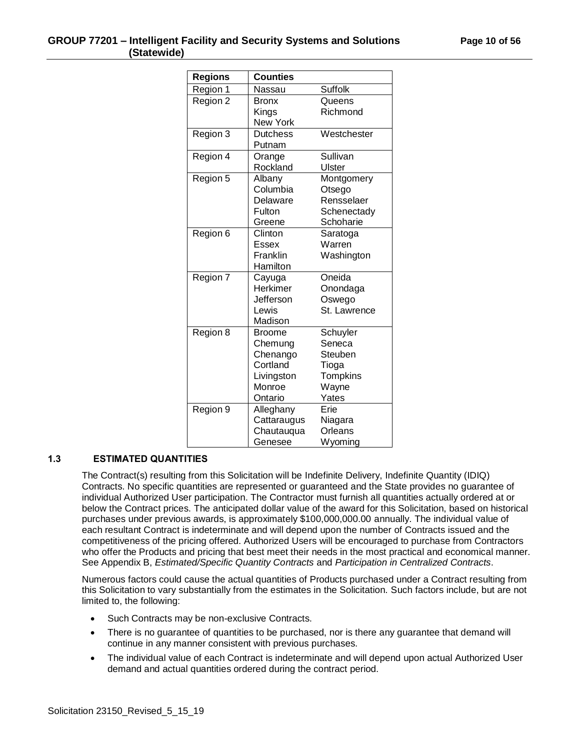| Regions | Counties | |
|---|---|---|
| Region 1 | Nassau | Suffolk |
| Region 2 | Bronx<br>Kings<br>New York | Queens<br>Richmond |
| Region 3 | Dutchess<br>Putnam | Westchester |
| Region 4 | Orange<br>Rockland | Sullivan<br>Ulster |
| Region 5 | Albany<br>Columbia<br>Delaware<br>Fulton<br>Greene | Montgomery<br>Otsego<br>Rensselaer<br>Schenectady<br>Schoharie |
| Region 6 | Clinton<br>Essex<br>Franklin<br>Hamilton | Saratoga<br>Warren<br>Washington |
| Region 7 | Cayuga<br>Herkimer<br>Jefferson<br>Lewis<br>Madison | Oneida<br>Onondaga<br>Oswego<br>St. Lawrence |
| Region 8 | Broome<br>Chemung<br>Chenango<br>Cortland<br>Livingston<br>Monroe<br>Ontario | Schuyler<br>Seneca<br>Steuben<br>Tioga<br>Tompkins<br>Wayne<br>Yates |
| Region 9 | Alleghany<br>Cattaraugus<br>Chautauqua<br>Genesee | Erie<br>Niagara<br>Orleans<br>Wyoming |

### 1.3 ESTIMATED QUANTITIES

The Contract(s) resulting from this Solicitation will be Indefinite Delivery, Indefinite Quantity (IDIQ) Contracts. No specific quantities are represented or guaranteed and the State provides no guarantee of individual Authorized User participation. The Contractor must furnish all quantities actually ordered at or below the Contract prices. The anticipated dollar value of the award for this Solicitation, based on historical purchases under previous awards, is approximately $100,000,000.00 annually. The individual value of each resultant Contract is indeterminate and will depend upon the number of Contracts issued and the competitiveness of the pricing offered. Authorized Users will be encouraged to purchase from Contractors who offer the Products and pricing that best meet their needs in the most practical and economical manner. See Appendix B, *Estimated/Specific Quantity Contracts* and *Participation in Centralized Contracts*.

Numerous factors could cause the actual quantities of Products purchased under a Contract resulting from this Solicitation to vary substantially from the estimates in the Solicitation. Such factors include, but are not limited to, the following:

- Such Contracts may be non-exclusive Contracts.
- There is no guarantee of quantities to be purchased, nor is there any guarantee that demand will continue in any manner consistent with previous purchases.
- The individual value of each Contract is indeterminate and will depend upon actual Authorized User demand and actual quantities ordered during the contract period.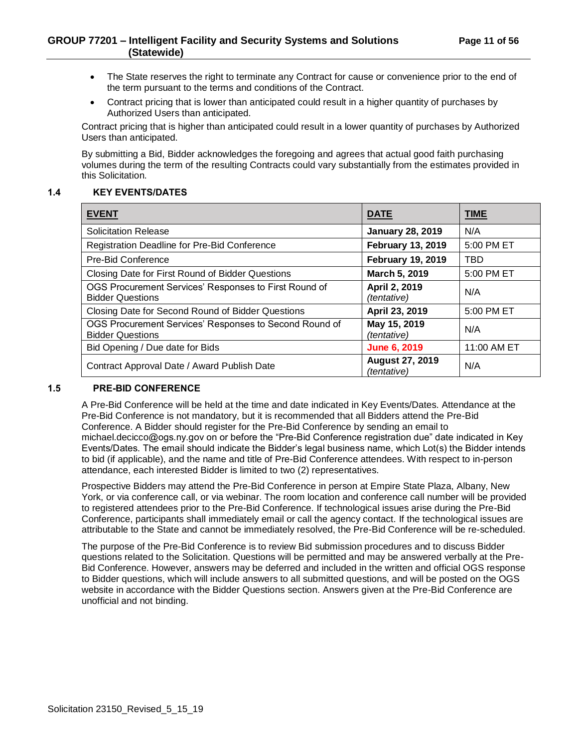- The State reserves the right to terminate any Contract for cause or convenience prior to the end of the term pursuant to the terms and conditions of the Contract.
- Contract pricing that is lower than anticipated could result in a higher quantity of purchases by Authorized Users than anticipated.

Contract pricing that is higher than anticipated could result in a lower quantity of purchases by Authorized Users than anticipated.

By submitting a Bid, Bidder acknowledges the foregoing and agrees that actual good faith purchasing volumes during the term of the resulting Contracts could vary substantially from the estimates provided in this Solicitation.

## 1.4 KEY EVENTS/DATES

| EVENT | DATE | TIME |
|---|---|---|
| Solicitation Release | **January 28, 2019** | N/A |
| Registration Deadline for Pre-Bid Conference | **February 13, 2019** | 5:00 PM ET |
| Pre-Bid Conference | **February 19, 2019** | TBD |
| Closing Date for First Round of Bidder Questions | **March 5, 2019** | 5:00 PM ET |
| OGS Procurement Services' Responses to First Round of Bidder Questions | **April 2, 2019** *(tentative)* | N/A |
| Closing Date for Second Round of Bidder Questions | **April 23, 2019** | 5:00 PM ET |
| OGS Procurement Services' Responses to Second Round of Bidder Questions | **May 15, 2019** *(tentative)* | N/A |
| Bid Opening / Due date for Bids | **June 6, 2019** | 11:00 AM ET |
| Contract Approval Date / Award Publish Date | **August 27, 2019** *(tentative)* | N/A |

## 1.5 PRE-BID CONFERENCE

A Pre-Bid Conference will be held at the time and date indicated in Key Events/Dates. Attendance at the Pre-Bid Conference is not mandatory, but it is recommended that all Bidders attend the Pre-Bid Conference. A Bidder should register for the Pre-Bid Conference by sending an email to michael.decicco@ogs.ny.gov on or before the "Pre-Bid Conference registration due" date indicated in Key Events/Dates. The email should indicate the Bidder's legal business name, which Lot(s) the Bidder intends to bid (if applicable), and the name and title of Pre-Bid Conference attendees. With respect to in-person attendance, each interested Bidder is limited to two (2) representatives.

Prospective Bidders may attend the Pre-Bid Conference in person at Empire State Plaza, Albany, New York, or via conference call, or via webinar. The room location and conference call number will be provided to registered attendees prior to the Pre-Bid Conference. If technological issues arise during the Pre-Bid Conference, participants shall immediately email or call the agency contact. If the technological issues are attributable to the State and cannot be immediately resolved, the Pre-Bid Conference will be re-scheduled.

The purpose of the Pre-Bid Conference is to review Bid submission procedures and to discuss Bidder questions related to the Solicitation. Questions will be permitted and may be answered verbally at the Pre-Bid Conference. However, answers may be deferred and included in the written and official OGS response to Bidder questions, which will include answers to all submitted questions, and will be posted on the OGS website in accordance with the Bidder Questions section. Answers given at the Pre-Bid Conference are unofficial and not binding.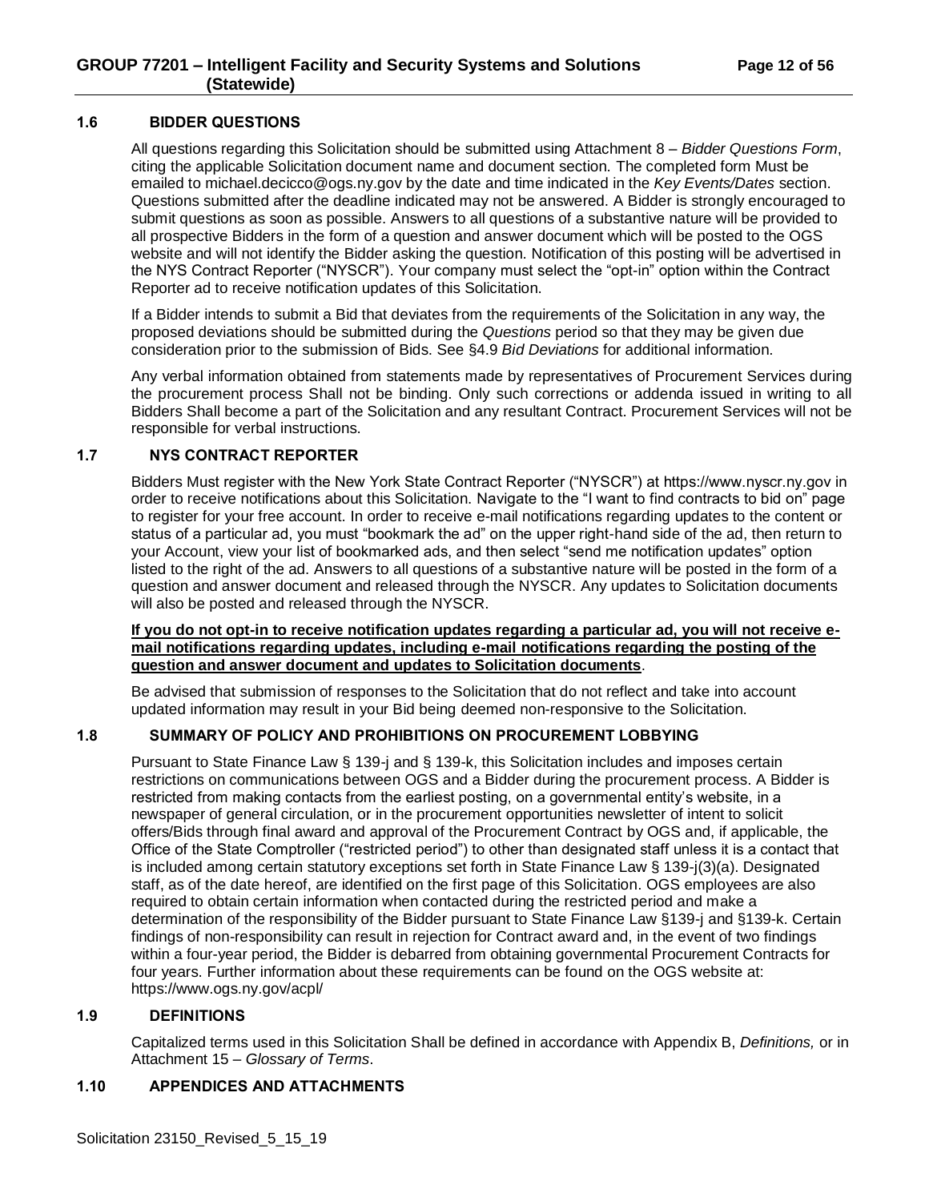### 1.6 BIDDER QUESTIONS

All questions regarding this Solicitation should be submitted using Attachment 8 – *Bidder Questions Form*, citing the applicable Solicitation document name and document section. The completed form Must be emailed to michael.decicco@ogs.ny.gov by the date and time indicated in the *Key Events/Dates* section. Questions submitted after the deadline indicated may not be answered. A Bidder is strongly encouraged to submit questions as soon as possible. Answers to all questions of a substantive nature will be provided to all prospective Bidders in the form of a question and answer document which will be posted to the OGS website and will not identify the Bidder asking the question. Notification of this posting will be advertised in the NYS Contract Reporter ("NYSCR"). Your company must select the "opt-in" option within the Contract Reporter ad to receive notification updates of this Solicitation.

If a Bidder intends to submit a Bid that deviates from the requirements of the Solicitation in any way, the proposed deviations should be submitted during the *Questions* period so that they may be given due consideration prior to the submission of Bids. See §4.9 *Bid Deviations* for additional information.

Any verbal information obtained from statements made by representatives of Procurement Services during the procurement process Shall not be binding. Only such corrections or addenda issued in writing to all Bidders Shall become a part of the Solicitation and any resultant Contract. Procurement Services will not be responsible for verbal instructions.

### 1.7 NYS CONTRACT REPORTER

Bidders Must register with the New York State Contract Reporter ("NYSCR") at https://www.nyscr.ny.gov in order to receive notifications about this Solicitation. Navigate to the "I want to find contracts to bid on" page to register for your free account. In order to receive e-mail notifications regarding updates to the content or status of a particular ad, you must "bookmark the ad" on the upper right-hand side of the ad, then return to your Account, view your list of bookmarked ads, and then select "send me notification updates" option listed to the right of the ad. Answers to all questions of a substantive nature will be posted in the form of a question and answer document and released through the NYSCR. Any updates to Solicitation documents will also be posted and released through the NYSCR.

**If you do not opt-in to receive notification updates regarding a particular ad, you will not receive e-mail notifications regarding updates, including e-mail notifications regarding the posting of the question and answer document and updates to Solicitation documents**.

Be advised that submission of responses to the Solicitation that do not reflect and take into account updated information may result in your Bid being deemed non-responsive to the Solicitation.

### 1.8 SUMMARY OF POLICY AND PROHIBITIONS ON PROCUREMENT LOBBYING

Pursuant to State Finance Law § 139-j and § 139-k, this Solicitation includes and imposes certain restrictions on communications between OGS and a Bidder during the procurement process. A Bidder is restricted from making contacts from the earliest posting, on a governmental entity's website, in a newspaper of general circulation, or in the procurement opportunities newsletter of intent to solicit offers/Bids through final award and approval of the Procurement Contract by OGS and, if applicable, the Office of the State Comptroller ("restricted period") to other than designated staff unless it is a contact that is included among certain statutory exceptions set forth in State Finance Law § 139-j(3)(a). Designated staff, as of the date hereof, are identified on the first page of this Solicitation. OGS employees are also required to obtain certain information when contacted during the restricted period and make a determination of the responsibility of the Bidder pursuant to State Finance Law §139-j and §139-k. Certain findings of non-responsibility can result in rejection for Contract award and, in the event of two findings within a four-year period, the Bidder is debarred from obtaining governmental Procurement Contracts for four years. Further information about these requirements can be found on the OGS website at: https://www.ogs.ny.gov/acpl/

### 1.9 DEFINITIONS

Capitalized terms used in this Solicitation Shall be defined in accordance with Appendix B, *Definitions,* or in Attachment 15 – *Glossary of Terms*.

### 1.10 APPENDICES AND ATTACHMENTS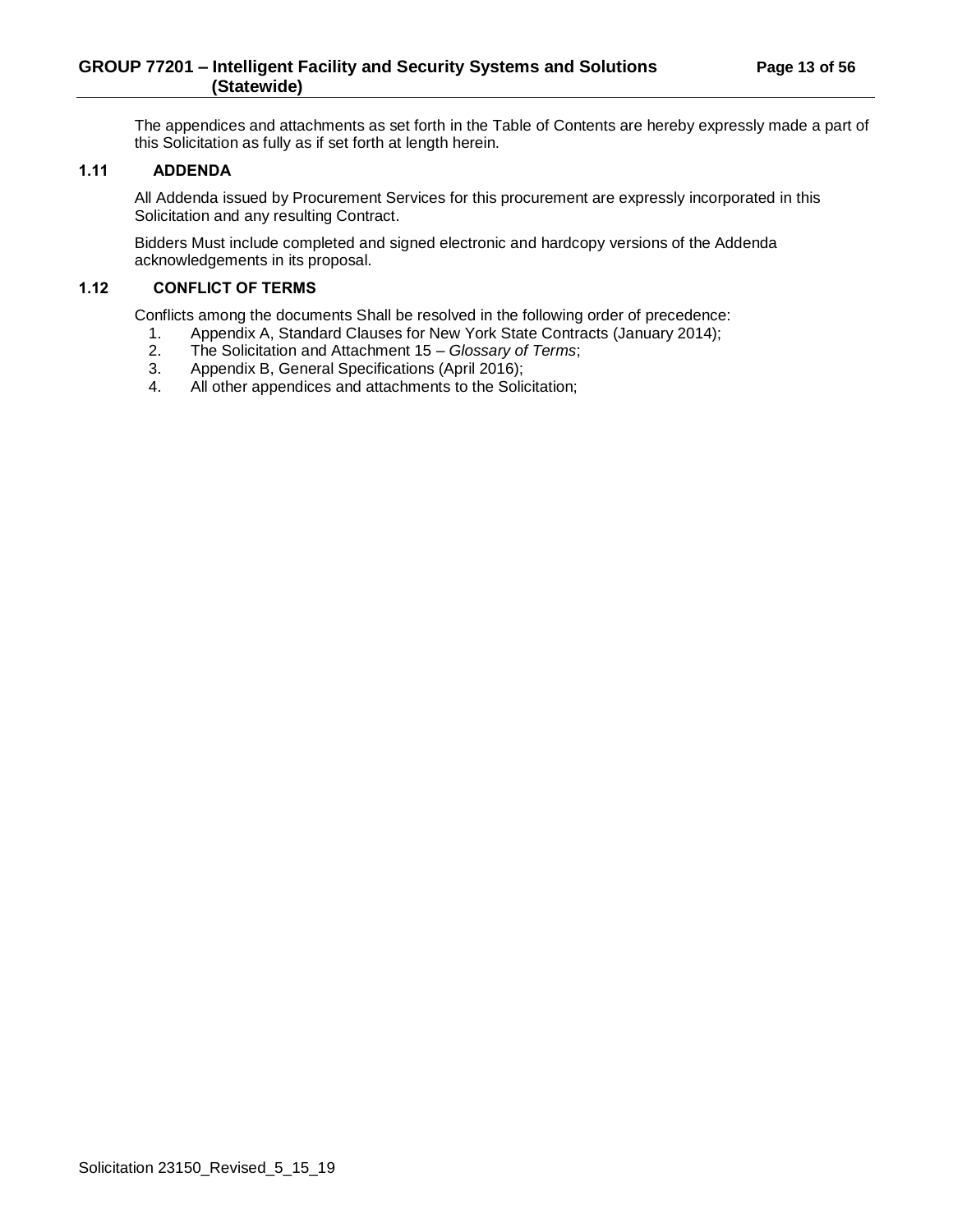The appendices and attachments as set forth in the Table of Contents are hereby expressly made a part of this Solicitation as fully as if set forth at length herein.

### 1.11 ADDENDA

All Addenda issued by Procurement Services for this procurement are expressly incorporated in this Solicitation and any resulting Contract.

Bidders Must include completed and signed electronic and hardcopy versions of the Addenda acknowledgements in its proposal.

### 1.12 CONFLICT OF TERMS

Conflicts among the documents Shall be resolved in the following order of precedence:

1. Appendix A, Standard Clauses for New York State Contracts (January 2014);
2. The Solicitation and Attachment 15 – *Glossary of Terms*;
3. Appendix B, General Specifications (April 2016);
4. All other appendices and attachments to the Solicitation;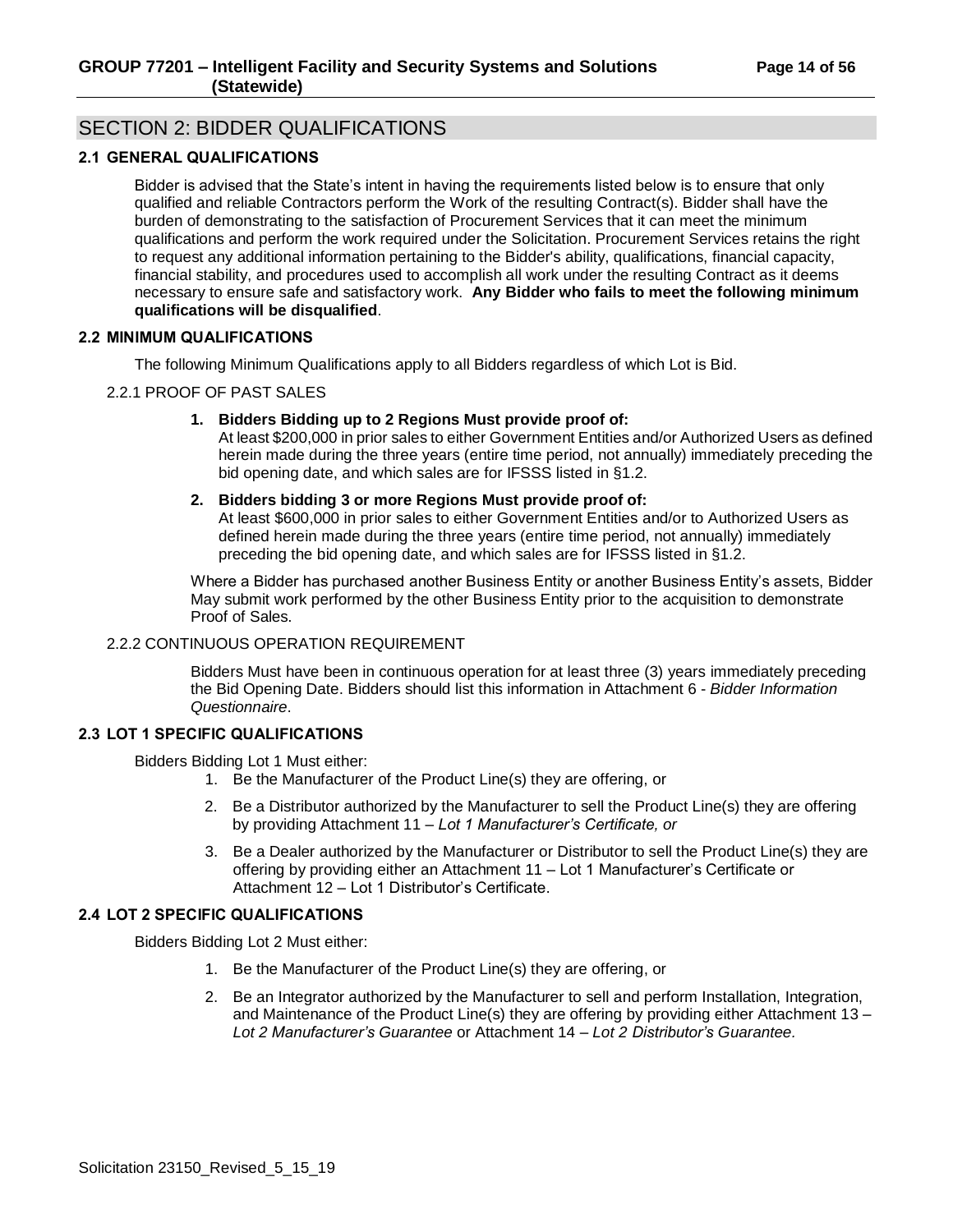## SECTION 2: BIDDER QUALIFICATIONS

### 2.1 GENERAL QUALIFICATIONS

Bidder is advised that the State's intent in having the requirements listed below is to ensure that only qualified and reliable Contractors perform the Work of the resulting Contract(s). Bidder shall have the burden of demonstrating to the satisfaction of Procurement Services that it can meet the minimum qualifications and perform the work required under the Solicitation. Procurement Services retains the right to request any additional information pertaining to the Bidder's ability, qualifications, financial capacity, financial stability, and procedures used to accomplish all work under the resulting Contract as it deems necessary to ensure safe and satisfactory work. **Any Bidder who fails to meet the following minimum qualifications will be disqualified**.

### 2.2 MINIMUM QUALIFICATIONS

The following Minimum Qualifications apply to all Bidders regardless of which Lot is Bid.

#### 2.2.1 PROOF OF PAST SALES

1. **Bidders Bidding up to 2 Regions Must provide proof of:**
   At least $200,000 in prior sales to either Government Entities and/or Authorized Users as defined herein made during the three years (entire time period, not annually) immediately preceding the bid opening date, and which sales are for IFSSS listed in §1.2.

2. **Bidders bidding 3 or more Regions Must provide proof of:**
   At least $600,000 in prior sales to either Government Entities and/or to Authorized Users as defined herein made during the three years (entire time period, not annually) immediately preceding the bid opening date, and which sales are for IFSSS listed in §1.2.

Where a Bidder has purchased another Business Entity or another Business Entity's assets, Bidder May submit work performed by the other Business Entity prior to the acquisition to demonstrate Proof of Sales.

#### 2.2.2 CONTINUOUS OPERATION REQUIREMENT

Bidders Must have been in continuous operation for at least three (3) years immediately preceding the Bid Opening Date. Bidders should list this information in Attachment 6 - *Bidder Information Questionnaire*.

### 2.3 LOT 1 SPECIFIC QUALIFICATIONS

Bidders Bidding Lot 1 Must either:

1. Be the Manufacturer of the Product Line(s) they are offering, or
2. Be a Distributor authorized by the Manufacturer to sell the Product Line(s) they are offering by providing Attachment 11 – *Lot 1 Manufacturer's Certificate, or*
3. Be a Dealer authorized by the Manufacturer or Distributor to sell the Product Line(s) they are offering by providing either an Attachment 11 – Lot 1 Manufacturer's Certificate or Attachment 12 – Lot 1 Distributor's Certificate.

### 2.4 LOT 2 SPECIFIC QUALIFICATIONS

Bidders Bidding Lot 2 Must either:

1. Be the Manufacturer of the Product Line(s) they are offering, or
2. Be an Integrator authorized by the Manufacturer to sell and perform Installation, Integration, and Maintenance of the Product Line(s) they are offering by providing either Attachment 13 – *Lot 2 Manufacturer's Guarantee* or Attachment 14 – *Lot 2 Distributor's Guarantee.*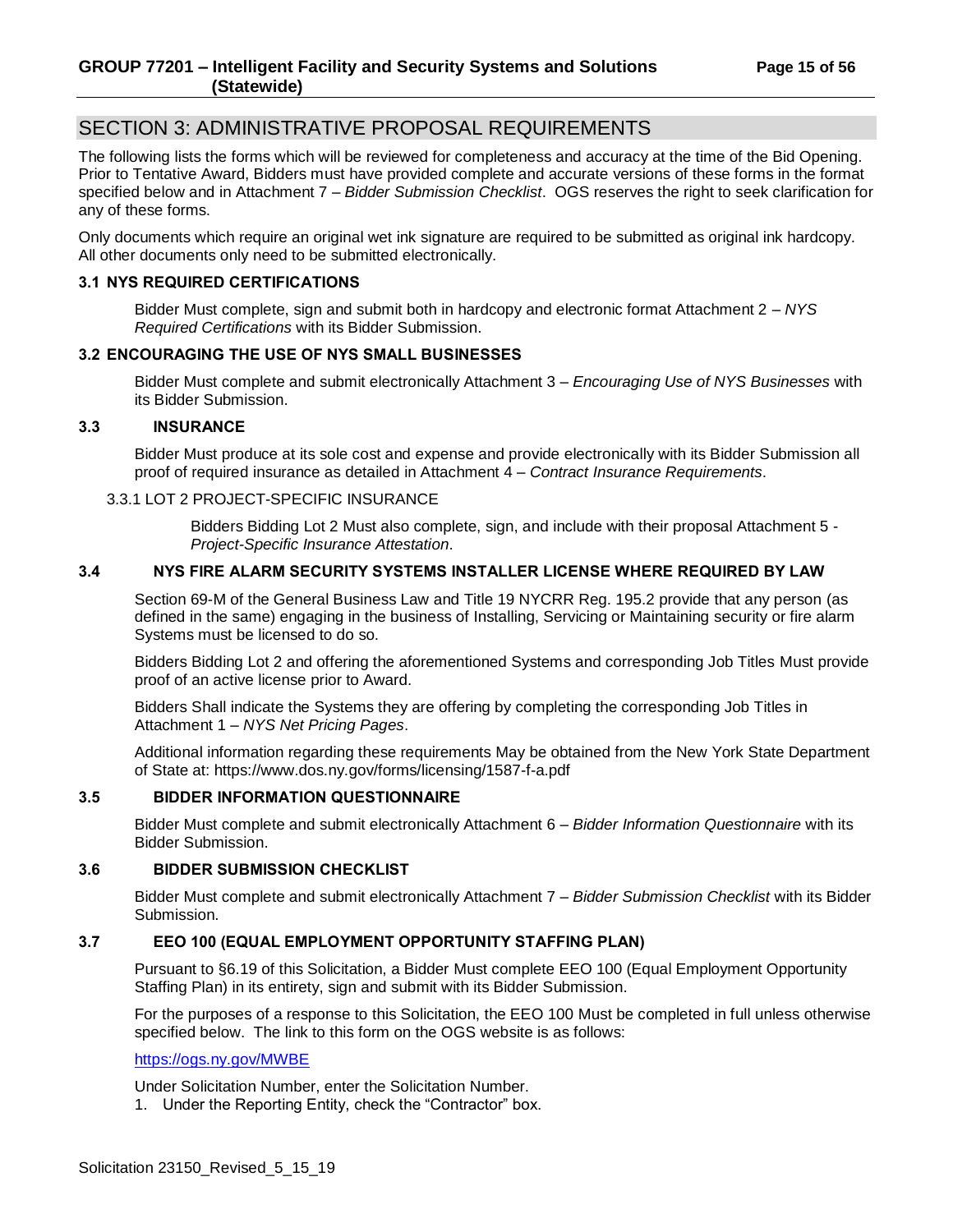## SECTION 3: ADMINISTRATIVE PROPOSAL REQUIREMENTS

The following lists the forms which will be reviewed for completeness and accuracy at the time of the Bid Opening. Prior to Tentative Award, Bidders must have provided complete and accurate versions of these forms in the format specified below and in Attachment 7 – *Bidder Submission Checklist*. OGS reserves the right to seek clarification for any of these forms.

Only documents which require an original wet ink signature are required to be submitted as original ink hardcopy. All other documents only need to be submitted electronically.

### 3.1 NYS REQUIRED CERTIFICATIONS

Bidder Must complete, sign and submit both in hardcopy and electronic format Attachment 2 – *NYS Required Certifications* with its Bidder Submission.

### 3.2 ENCOURAGING THE USE OF NYS SMALL BUSINESSES

Bidder Must complete and submit electronically Attachment 3 – *Encouraging Use of NYS Businesses* with its Bidder Submission.

### 3.3 INSURANCE

Bidder Must produce at its sole cost and expense and provide electronically with its Bidder Submission all proof of required insurance as detailed in Attachment 4 – *Contract Insurance Requirements*.

#### 3.3.1 LOT 2 PROJECT-SPECIFIC INSURANCE

Bidders Bidding Lot 2 Must also complete, sign, and include with their proposal Attachment 5 - *Project-Specific Insurance Attestation*.

### 3.4 NYS FIRE ALARM SECURITY SYSTEMS INSTALLER LICENSE WHERE REQUIRED BY LAW

Section 69-M of the General Business Law and Title 19 NYCRR Reg. 195.2 provide that any person (as defined in the same) engaging in the business of Installing, Servicing or Maintaining security or fire alarm Systems must be licensed to do so.

Bidders Bidding Lot 2 and offering the aforementioned Systems and corresponding Job Titles Must provide proof of an active license prior to Award.

Bidders Shall indicate the Systems they are offering by completing the corresponding Job Titles in Attachment 1 – *NYS Net Pricing Pages*.

Additional information regarding these requirements May be obtained from the New York State Department of State at: https://www.dos.ny.gov/forms/licensing/1587-f-a.pdf

### 3.5 BIDDER INFORMATION QUESTIONNAIRE

Bidder Must complete and submit electronically Attachment 6 – *Bidder Information Questionnaire* with its Bidder Submission.

### 3.6 BIDDER SUBMISSION CHECKLIST

Bidder Must complete and submit electronically Attachment 7 – *Bidder Submission Checklist* with its Bidder Submission.

### 3.7 EEO 100 (EQUAL EMPLOYMENT OPPORTUNITY STAFFING PLAN)

Pursuant to §6.19 of this Solicitation, a Bidder Must complete EEO 100 (Equal Employment Opportunity Staffing Plan) in its entirety, sign and submit with its Bidder Submission.

For the purposes of a response to this Solicitation, the EEO 100 Must be completed in full unless otherwise specified below. The link to this form on the OGS website is as follows:

https://ogs.ny.gov/MWBE

Under Solicitation Number, enter the Solicitation Number.

1. Under the Reporting Entity, check the "Contractor" box.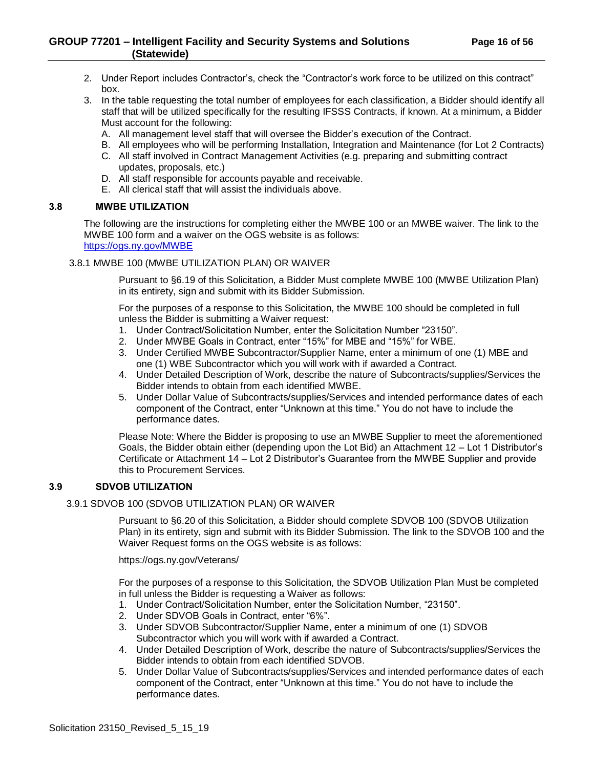2. Under Report includes Contractor's, check the "Contractor's work force to be utilized on this contract" box.
3. In the table requesting the total number of employees for each classification, a Bidder should identify all staff that will be utilized specifically for the resulting IFSSS Contracts, if known. At a minimum, a Bidder Must account for the following:
   A. All management level staff that will oversee the Bidder's execution of the Contract.
   B. All employees who will be performing Installation, Integration and Maintenance (for Lot 2 Contracts)
   C. All staff involved in Contract Management Activities (e.g. preparing and submitting contract updates, proposals, etc.)
   D. All staff responsible for accounts payable and receivable.
   E. All clerical staff that will assist the individuals above.

### 3.8 MWBE UTILIZATION

The following are the instructions for completing either the MWBE 100 or an MWBE waiver. The link to the MWBE 100 form and a waiver on the OGS website is as follows:
https://ogs.ny.gov/MWBE

#### 3.8.1 MWBE 100 (MWBE UTILIZATION PLAN) OR WAIVER

Pursuant to §6.19 of this Solicitation, a Bidder Must complete MWBE 100 (MWBE Utilization Plan) in its entirety, sign and submit with its Bidder Submission.

For the purposes of a response to this Solicitation, the MWBE 100 should be completed in full unless the Bidder is submitting a Waiver request:

1. Under Contract/Solicitation Number, enter the Solicitation Number "23150".
2. Under MWBE Goals in Contract, enter "15%" for MBE and "15%" for WBE.
3. Under Certified MWBE Subcontractor/Supplier Name, enter a minimum of one (1) MBE and one (1) WBE Subcontractor which you will work with if awarded a Contract.
4. Under Detailed Description of Work, describe the nature of Subcontracts/supplies/Services the Bidder intends to obtain from each identified MWBE.
5. Under Dollar Value of Subcontracts/supplies/Services and intended performance dates of each component of the Contract, enter "Unknown at this time." You do not have to include the performance dates.

Please Note: Where the Bidder is proposing to use an MWBE Supplier to meet the aforementioned Goals, the Bidder obtain either (depending upon the Lot Bid) an Attachment 12 – Lot 1 Distributor's Certificate or Attachment 14 – Lot 2 Distributor's Guarantee from the MWBE Supplier and provide this to Procurement Services.

### 3.9 SDVOB UTILIZATION

#### 3.9.1 SDVOB 100 (SDVOB UTILIZATION PLAN) OR WAIVER

Pursuant to §6.20 of this Solicitation, a Bidder should complete SDVOB 100 (SDVOB Utilization Plan) in its entirety, sign and submit with its Bidder Submission. The link to the SDVOB 100 and the Waiver Request forms on the OGS website is as follows:

https://ogs.ny.gov/Veterans/

For the purposes of a response to this Solicitation, the SDVOB Utilization Plan Must be completed in full unless the Bidder is requesting a Waiver as follows:

1. Under Contract/Solicitation Number, enter the Solicitation Number, "23150".
2. Under SDVOB Goals in Contract, enter "6%".
3. Under SDVOB Subcontractor/Supplier Name, enter a minimum of one (1) SDVOB Subcontractor which you will work with if awarded a Contract.
4. Under Detailed Description of Work, describe the nature of Subcontracts/supplies/Services the Bidder intends to obtain from each identified SDVOB.
5. Under Dollar Value of Subcontracts/supplies/Services and intended performance dates of each component of the Contract, enter "Unknown at this time." You do not have to include the performance dates.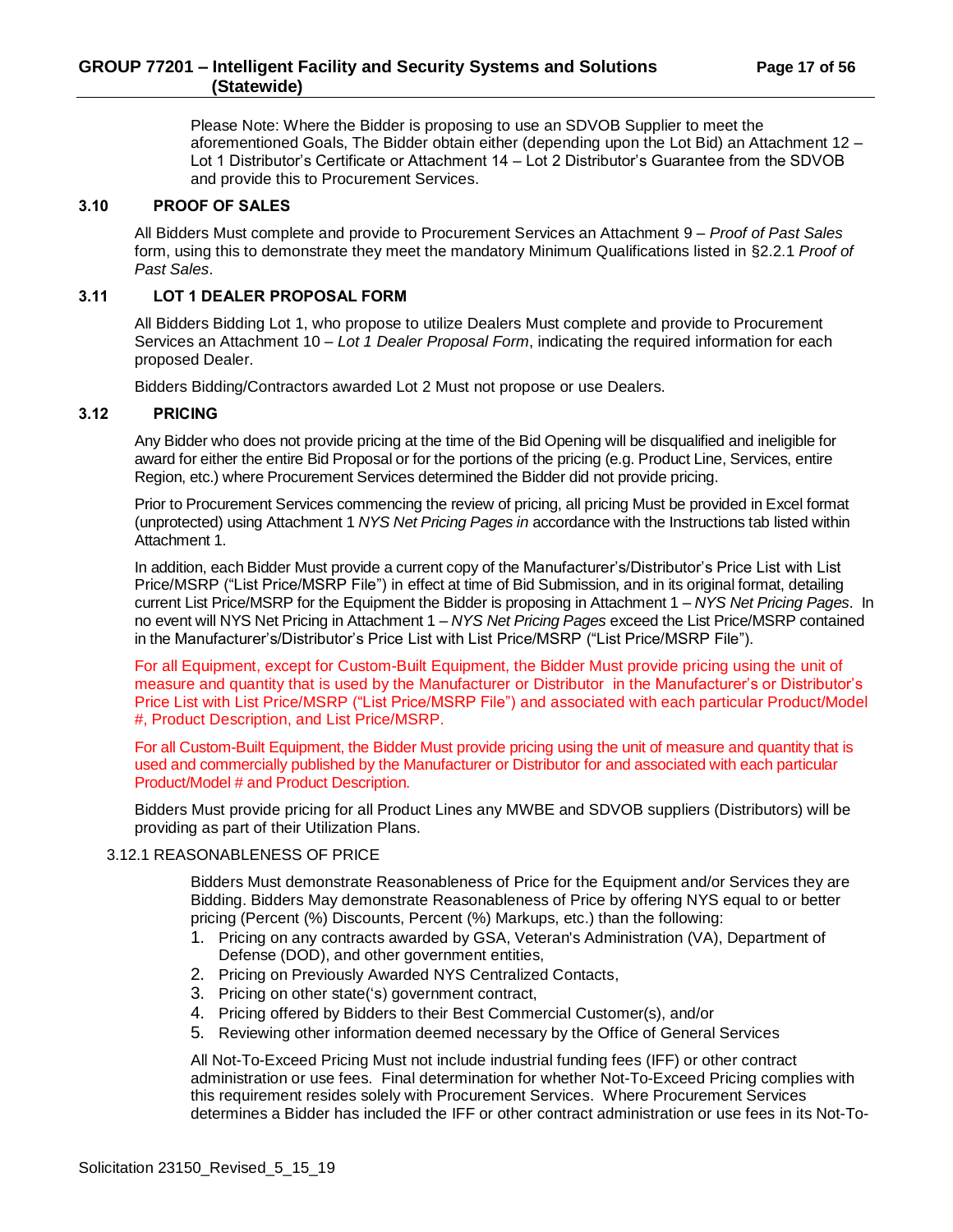Please Note: Where the Bidder is proposing to use an SDVOB Supplier to meet the aforementioned Goals, The Bidder obtain either (depending upon the Lot Bid) an Attachment 12 – Lot 1 Distributor's Certificate or Attachment 14 – Lot 2 Distributor's Guarantee from the SDVOB and provide this to Procurement Services.

## 3.10 PROOF OF SALES

All Bidders Must complete and provide to Procurement Services an Attachment 9 – *Proof of Past Sales* form, using this to demonstrate they meet the mandatory Minimum Qualifications listed in §2.2.1 *Proof of Past Sales*.

## 3.11 LOT 1 DEALER PROPOSAL FORM

All Bidders Bidding Lot 1, who propose to utilize Dealers Must complete and provide to Procurement Services an Attachment 10 – *Lot 1 Dealer Proposal Form*, indicating the required information for each proposed Dealer.

Bidders Bidding/Contractors awarded Lot 2 Must not propose or use Dealers.

## 3.12 PRICING

Any Bidder who does not provide pricing at the time of the Bid Opening will be disqualified and ineligible for award for either the entire Bid Proposal or for the portions of the pricing (e.g. Product Line, Services, entire Region, etc.) where Procurement Services determined the Bidder did not provide pricing.

Prior to Procurement Services commencing the review of pricing, all pricing Must be provided in Excel format (unprotected) using Attachment 1 *NYS Net Pricing Pages in* accordance with the Instructions tab listed within Attachment 1.

In addition, each Bidder Must provide a current copy of the Manufacturer's/Distributor's Price List with List Price/MSRP ("List Price/MSRP File") in effect at time of Bid Submission, and in its original format, detailing current List Price/MSRP for the Equipment the Bidder is proposing in Attachment 1 – *NYS Net Pricing Pages*. In no event will NYS Net Pricing in Attachment 1 – *NYS Net Pricing Pages* exceed the List Price/MSRP contained in the Manufacturer's/Distributor's Price List with List Price/MSRP ("List Price/MSRP File").

For all Equipment, except for Custom-Built Equipment, the Bidder Must provide pricing using the unit of measure and quantity that is used by the Manufacturer or Distributor in the Manufacturer's or Distributor's Price List with List Price/MSRP ("List Price/MSRP File") and associated with each particular Product/Model #, Product Description, and List Price/MSRP.

For all Custom-Built Equipment, the Bidder Must provide pricing using the unit of measure and quantity that is used and commercially published by the Manufacturer or Distributor for and associated with each particular Product/Model # and Product Description.

Bidders Must provide pricing for all Product Lines any MWBE and SDVOB suppliers (Distributors) will be providing as part of their Utilization Plans.

### 3.12.1 REASONABLENESS OF PRICE

Bidders Must demonstrate Reasonableness of Price for the Equipment and/or Services they are Bidding. Bidders May demonstrate Reasonableness of Price by offering NYS equal to or better pricing (Percent (%) Discounts, Percent (%) Markups, etc.) than the following:

1. Pricing on any contracts awarded by GSA, Veteran's Administration (VA), Department of Defense (DOD), and other government entities,
2. Pricing on Previously Awarded NYS Centralized Contacts,
3. Pricing on other state('s) government contract,
4. Pricing offered by Bidders to their Best Commercial Customer(s), and/or
5. Reviewing other information deemed necessary by the Office of General Services

All Not-To-Exceed Pricing Must not include industrial funding fees (IFF) or other contract administration or use fees. Final determination for whether Not-To-Exceed Pricing complies with this requirement resides solely with Procurement Services. Where Procurement Services determines a Bidder has included the IFF or other contract administration or use fees in its Not-To-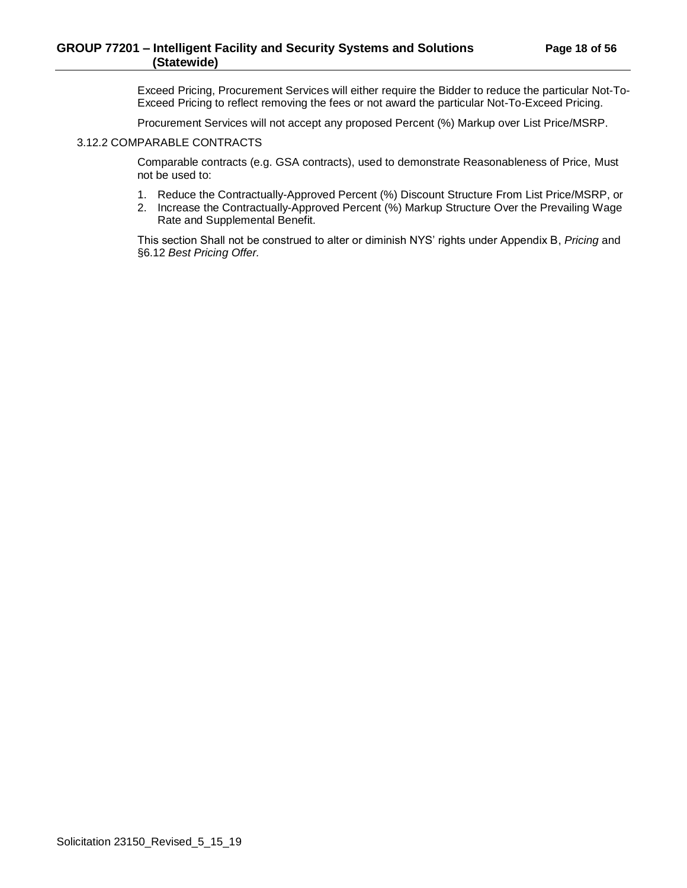Exceed Pricing, Procurement Services will either require the Bidder to reduce the particular Not-To-Exceed Pricing to reflect removing the fees or not award the particular Not-To-Exceed Pricing.

Procurement Services will not accept any proposed Percent (%) Markup over List Price/MSRP.

### 3.12.2 COMPARABLE CONTRACTS

Comparable contracts (e.g. GSA contracts), used to demonstrate Reasonableness of Price, Must not be used to:

1. Reduce the Contractually-Approved Percent (%) Discount Structure From List Price/MSRP, or
2. Increase the Contractually-Approved Percent (%) Markup Structure Over the Prevailing Wage Rate and Supplemental Benefit.

This section Shall not be construed to alter or diminish NYS' rights under Appendix B, *Pricing* and §6.12 *Best Pricing Offer.*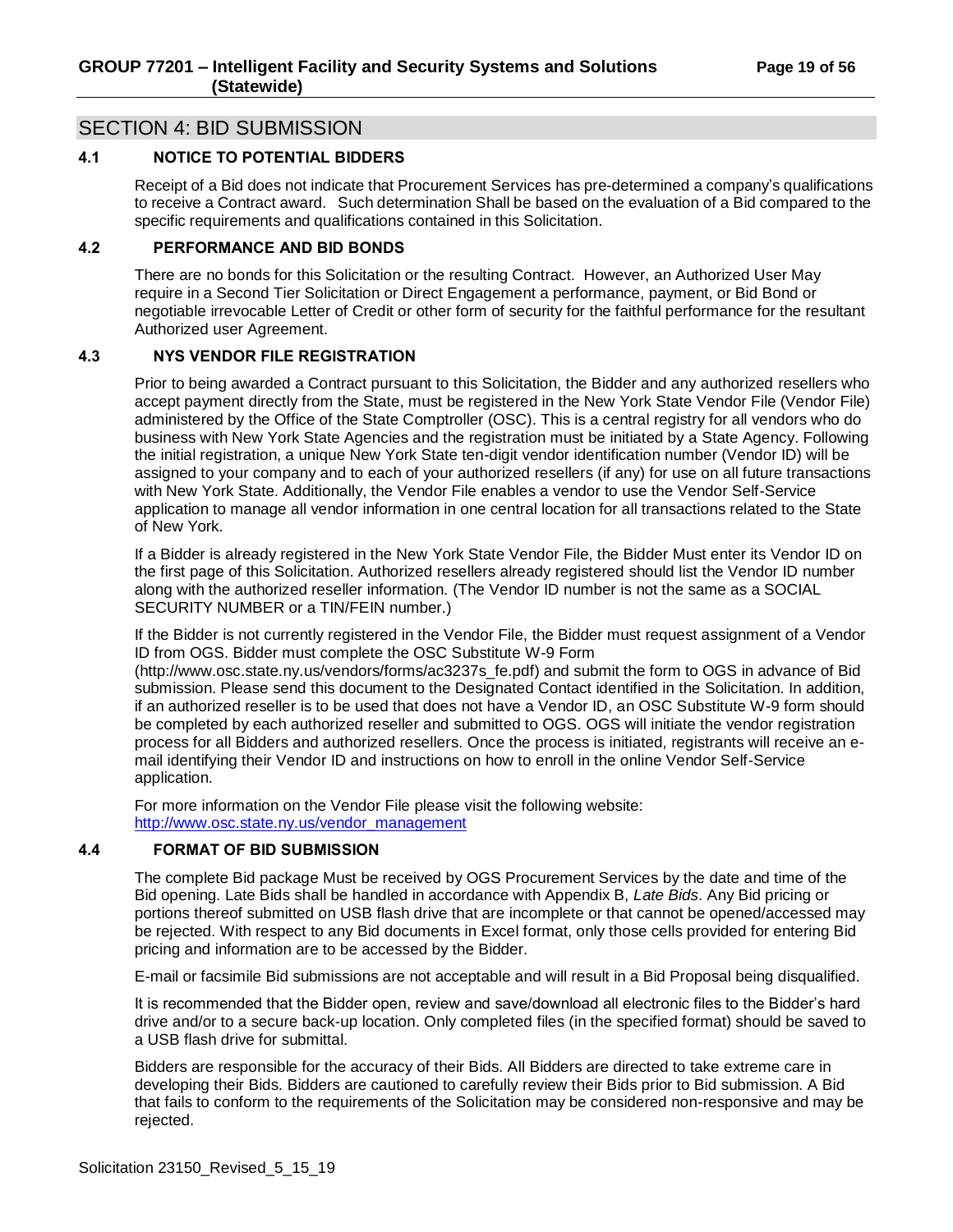## SECTION 4: BID SUBMISSION

### 4.1 NOTICE TO POTENTIAL BIDDERS

Receipt of a Bid does not indicate that Procurement Services has pre-determined a company's qualifications to receive a Contract award. Such determination Shall be based on the evaluation of a Bid compared to the specific requirements and qualifications contained in this Solicitation.

### 4.2 PERFORMANCE AND BID BONDS

There are no bonds for this Solicitation or the resulting Contract. However, an Authorized User May require in a Second Tier Solicitation or Direct Engagement a performance, payment, or Bid Bond or negotiable irrevocable Letter of Credit or other form of security for the faithful performance for the resultant Authorized user Agreement.

### 4.3 NYS VENDOR FILE REGISTRATION

Prior to being awarded a Contract pursuant to this Solicitation, the Bidder and any authorized resellers who accept payment directly from the State, must be registered in the New York State Vendor File (Vendor File) administered by the Office of the State Comptroller (OSC). This is a central registry for all vendors who do business with New York State Agencies and the registration must be initiated by a State Agency. Following the initial registration, a unique New York State ten-digit vendor identification number (Vendor ID) will be assigned to your company and to each of your authorized resellers (if any) for use on all future transactions with New York State. Additionally, the Vendor File enables a vendor to use the Vendor Self-Service application to manage all vendor information in one central location for all transactions related to the State of New York.

If a Bidder is already registered in the New York State Vendor File, the Bidder Must enter its Vendor ID on the first page of this Solicitation. Authorized resellers already registered should list the Vendor ID number along with the authorized reseller information. (The Vendor ID number is not the same as a SOCIAL SECURITY NUMBER or a TIN/FEIN number.)

If the Bidder is not currently registered in the Vendor File, the Bidder must request assignment of a Vendor ID from OGS. Bidder must complete the OSC Substitute W-9 Form (http://www.osc.state.ny.us/vendors/forms/ac3237s_fe.pdf) and submit the form to OGS in advance of Bid submission. Please send this document to the Designated Contact identified in the Solicitation. In addition, if an authorized reseller is to be used that does not have a Vendor ID, an OSC Substitute W-9 form should be completed by each authorized reseller and submitted to OGS. OGS will initiate the vendor registration process for all Bidders and authorized resellers. Once the process is initiated, registrants will receive an e-mail identifying their Vendor ID and instructions on how to enroll in the online Vendor Self-Service application.

For more information on the Vendor File please visit the following website: http://www.osc.state.ny.us/vendor_management

### 4.4 FORMAT OF BID SUBMISSION

The complete Bid package Must be received by OGS Procurement Services by the date and time of the Bid opening. Late Bids shall be handled in accordance with Appendix B, *Late Bids*. Any Bid pricing or portions thereof submitted on USB flash drive that are incomplete or that cannot be opened/accessed may be rejected. With respect to any Bid documents in Excel format, only those cells provided for entering Bid pricing and information are to be accessed by the Bidder.

E-mail or facsimile Bid submissions are not acceptable and will result in a Bid Proposal being disqualified.

It is recommended that the Bidder open, review and save/download all electronic files to the Bidder's hard drive and/or to a secure back-up location. Only completed files (in the specified format) should be saved to a USB flash drive for submittal.

Bidders are responsible for the accuracy of their Bids. All Bidders are directed to take extreme care in developing their Bids. Bidders are cautioned to carefully review their Bids prior to Bid submission. A Bid that fails to conform to the requirements of the Solicitation may be considered non-responsive and may be rejected.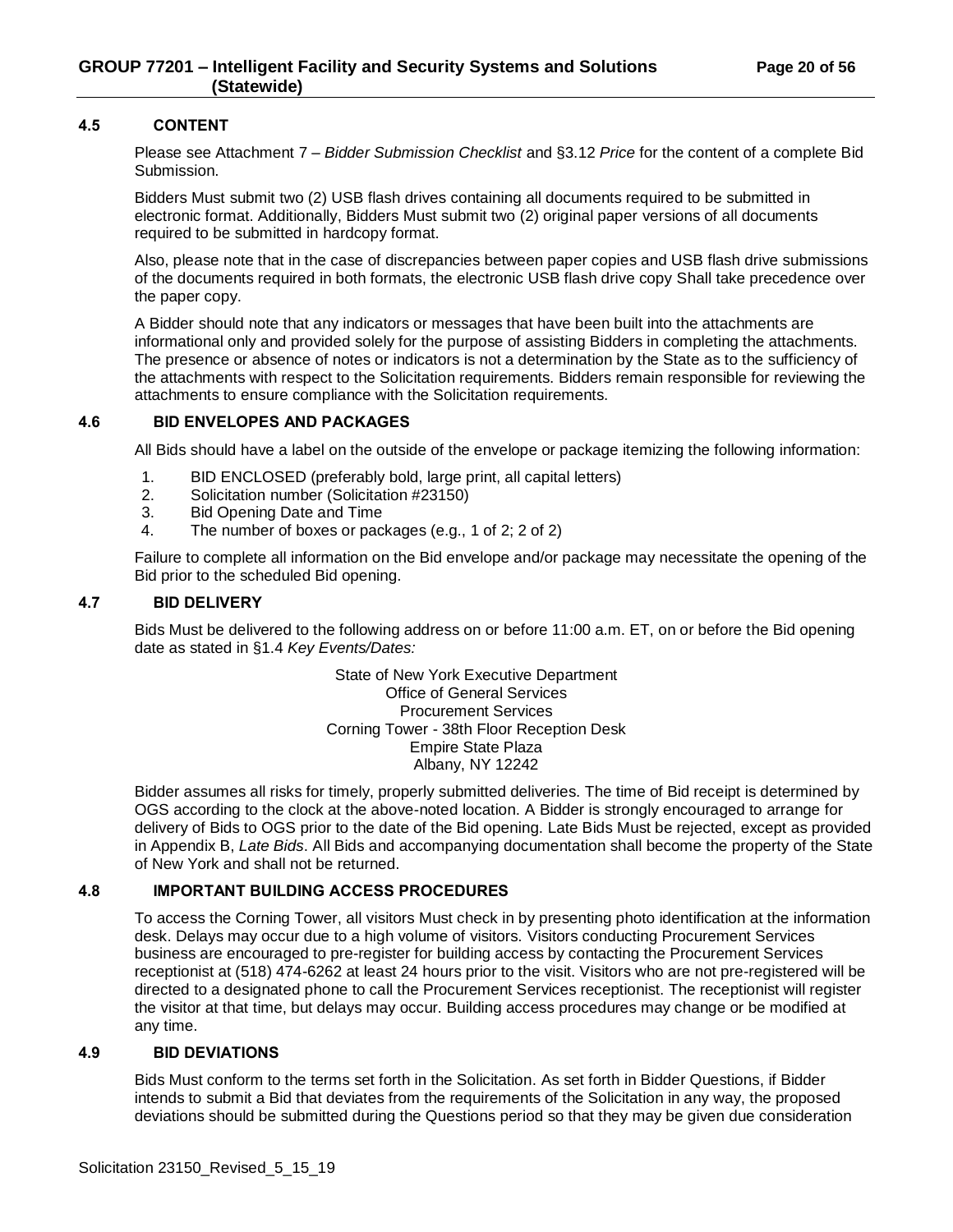### 4.5 CONTENT

Please see Attachment 7 – *Bidder Submission Checklist* and §3.12 *Price* for the content of a complete Bid Submission.

Bidders Must submit two (2) USB flash drives containing all documents required to be submitted in electronic format. Additionally, Bidders Must submit two (2) original paper versions of all documents required to be submitted in hardcopy format.

Also, please note that in the case of discrepancies between paper copies and USB flash drive submissions of the documents required in both formats, the electronic USB flash drive copy Shall take precedence over the paper copy.

A Bidder should note that any indicators or messages that have been built into the attachments are informational only and provided solely for the purpose of assisting Bidders in completing the attachments. The presence or absence of notes or indicators is not a determination by the State as to the sufficiency of the attachments with respect to the Solicitation requirements. Bidders remain responsible for reviewing the attachments to ensure compliance with the Solicitation requirements.

### 4.6 BID ENVELOPES AND PACKAGES

All Bids should have a label on the outside of the envelope or package itemizing the following information:

1. BID ENCLOSED (preferably bold, large print, all capital letters)
2. Solicitation number (Solicitation #23150)
3. Bid Opening Date and Time
4. The number of boxes or packages (e.g., 1 of 2; 2 of 2)

Failure to complete all information on the Bid envelope and/or package may necessitate the opening of the Bid prior to the scheduled Bid opening.

### 4.7 BID DELIVERY

Bids Must be delivered to the following address on or before 11:00 a.m. ET, on or before the Bid opening date as stated in §1.4 *Key Events/Dates:*

State of New York Executive Department
Office of General Services
Procurement Services
Corning Tower - 38th Floor Reception Desk
Empire State Plaza
Albany, NY 12242

Bidder assumes all risks for timely, properly submitted deliveries. The time of Bid receipt is determined by OGS according to the clock at the above-noted location. A Bidder is strongly encouraged to arrange for delivery of Bids to OGS prior to the date of the Bid opening. Late Bids Must be rejected, except as provided in Appendix B, *Late Bids*. All Bids and accompanying documentation shall become the property of the State of New York and shall not be returned.

### 4.8 IMPORTANT BUILDING ACCESS PROCEDURES

To access the Corning Tower, all visitors Must check in by presenting photo identification at the information desk. Delays may occur due to a high volume of visitors. Visitors conducting Procurement Services business are encouraged to pre-register for building access by contacting the Procurement Services receptionist at (518) 474-6262 at least 24 hours prior to the visit. Visitors who are not pre-registered will be directed to a designated phone to call the Procurement Services receptionist. The receptionist will register the visitor at that time, but delays may occur. Building access procedures may change or be modified at any time.

### 4.9 BID DEVIATIONS

Bids Must conform to the terms set forth in the Solicitation. As set forth in Bidder Questions, if Bidder intends to submit a Bid that deviates from the requirements of the Solicitation in any way, the proposed deviations should be submitted during the Questions period so that they may be given due consideration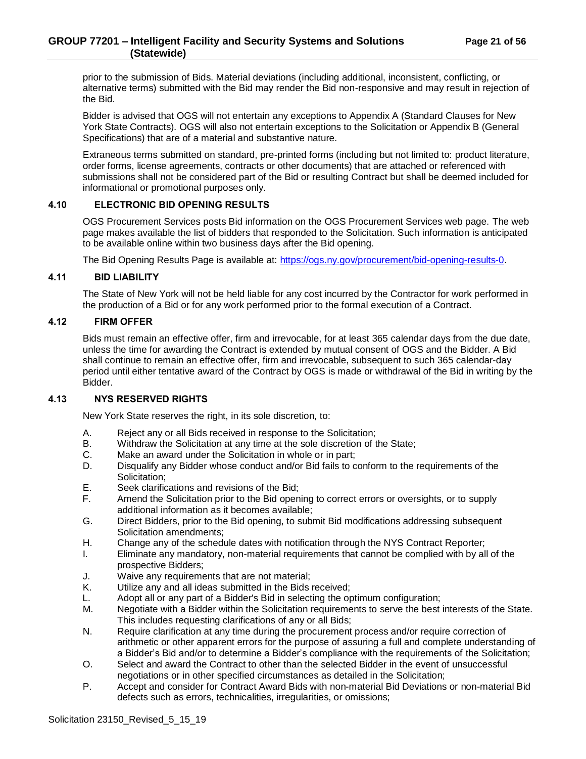prior to the submission of Bids. Material deviations (including additional, inconsistent, conflicting, or alternative terms) submitted with the Bid may render the Bid non-responsive and may result in rejection of the Bid.

Bidder is advised that OGS will not entertain any exceptions to Appendix A (Standard Clauses for New York State Contracts). OGS will also not entertain exceptions to the Solicitation or Appendix B (General Specifications) that are of a material and substantive nature.

Extraneous terms submitted on standard, pre-printed forms (including but not limited to: product literature, order forms, license agreements, contracts or other documents) that are attached or referenced with submissions shall not be considered part of the Bid or resulting Contract but shall be deemed included for informational or promotional purposes only.

### 4.10 ELECTRONIC BID OPENING RESULTS

OGS Procurement Services posts Bid information on the OGS Procurement Services web page. The web page makes available the list of bidders that responded to the Solicitation. Such information is anticipated to be available online within two business days after the Bid opening.

The Bid Opening Results Page is available at: [https://ogs.ny.gov/procurement/bid-opening-results-0](https://ogs.ny.gov/procurement/bid-opening-results-0).

### 4.11 BID LIABILITY

The State of New York will not be held liable for any cost incurred by the Contractor for work performed in the production of a Bid or for any work performed prior to the formal execution of a Contract.

### 4.12 FIRM OFFER

Bids must remain an effective offer, firm and irrevocable, for at least 365 calendar days from the due date, unless the time for awarding the Contract is extended by mutual consent of OGS and the Bidder. A Bid shall continue to remain an effective offer, firm and irrevocable, subsequent to such 365 calendar-day period until either tentative award of the Contract by OGS is made or withdrawal of the Bid in writing by the Bidder.

### 4.13 NYS RESERVED RIGHTS

New York State reserves the right, in its sole discretion, to:

A. Reject any or all Bids received in response to the Solicitation;
B. Withdraw the Solicitation at any time at the sole discretion of the State;
C. Make an award under the Solicitation in whole or in part;
D. Disqualify any Bidder whose conduct and/or Bid fails to conform to the requirements of the Solicitation;
E. Seek clarifications and revisions of the Bid;
F. Amend the Solicitation prior to the Bid opening to correct errors or oversights, or to supply additional information as it becomes available;
G. Direct Bidders, prior to the Bid opening, to submit Bid modifications addressing subsequent Solicitation amendments;
H. Change any of the schedule dates with notification through the NYS Contract Reporter;
I. Eliminate any mandatory, non-material requirements that cannot be complied with by all of the prospective Bidders;
J. Waive any requirements that are not material;
K. Utilize any and all ideas submitted in the Bids received;
L. Adopt all or any part of a Bidder's Bid in selecting the optimum configuration;
M. Negotiate with a Bidder within the Solicitation requirements to serve the best interests of the State. This includes requesting clarifications of any or all Bids;
N. Require clarification at any time during the procurement process and/or require correction of arithmetic or other apparent errors for the purpose of assuring a full and complete understanding of a Bidder's Bid and/or to determine a Bidder's compliance with the requirements of the Solicitation;
O. Select and award the Contract to other than the selected Bidder in the event of unsuccessful negotiations or in other specified circumstances as detailed in the Solicitation;
P. Accept and consider for Contract Award Bids with non-material Bid Deviations or non-material Bid defects such as errors, technicalities, irregularities, or omissions;

Solicitation 23150_Revised_5_15_19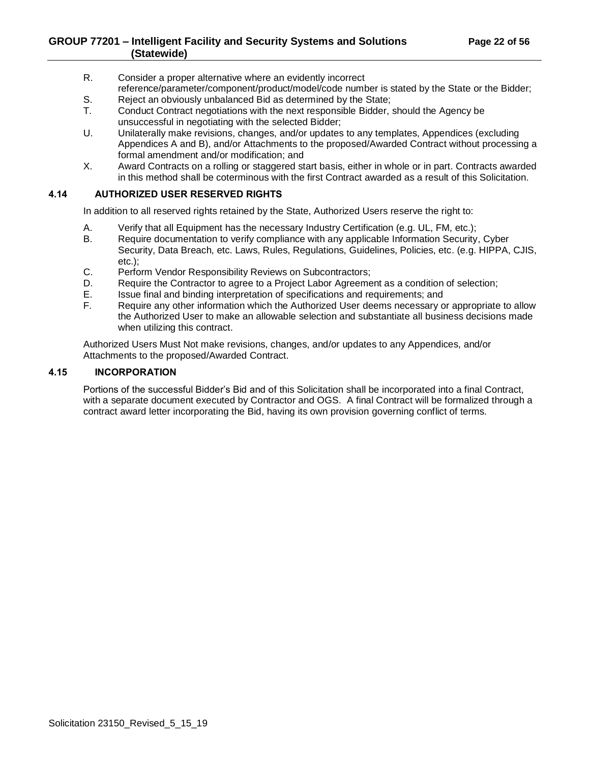R. Consider a proper alternative where an evidently incorrect reference/parameter/component/product/model/code number is stated by the State or the Bidder;

S. Reject an obviously unbalanced Bid as determined by the State;

T. Conduct Contract negotiations with the next responsible Bidder, should the Agency be unsuccessful in negotiating with the selected Bidder;

U. Unilaterally make revisions, changes, and/or updates to any templates, Appendices (excluding Appendices A and B), and/or Attachments to the proposed/Awarded Contract without processing a formal amendment and/or modification; and

X. Award Contracts on a rolling or staggered start basis, either in whole or in part. Contracts awarded in this method shall be coterminous with the first Contract awarded as a result of this Solicitation.

### 4.14 AUTHORIZED USER RESERVED RIGHTS

In addition to all reserved rights retained by the State, Authorized Users reserve the right to:

A. Verify that all Equipment has the necessary Industry Certification (e.g. UL, FM, etc.);

B. Require documentation to verify compliance with any applicable Information Security, Cyber Security, Data Breach, etc. Laws, Rules, Regulations, Guidelines, Policies, etc. (e.g. HIPPA, CJIS, etc.);

C. Perform Vendor Responsibility Reviews on Subcontractors;

D. Require the Contractor to agree to a Project Labor Agreement as a condition of selection;

E. Issue final and binding interpretation of specifications and requirements; and

F. Require any other information which the Authorized User deems necessary or appropriate to allow the Authorized User to make an allowable selection and substantiate all business decisions made when utilizing this contract.

Authorized Users Must Not make revisions, changes, and/or updates to any Appendices, and/or Attachments to the proposed/Awarded Contract.

### 4.15 INCORPORATION

Portions of the successful Bidder's Bid and of this Solicitation shall be incorporated into a final Contract, with a separate document executed by Contractor and OGS. A final Contract will be formalized through a contract award letter incorporating the Bid, having its own provision governing conflict of terms.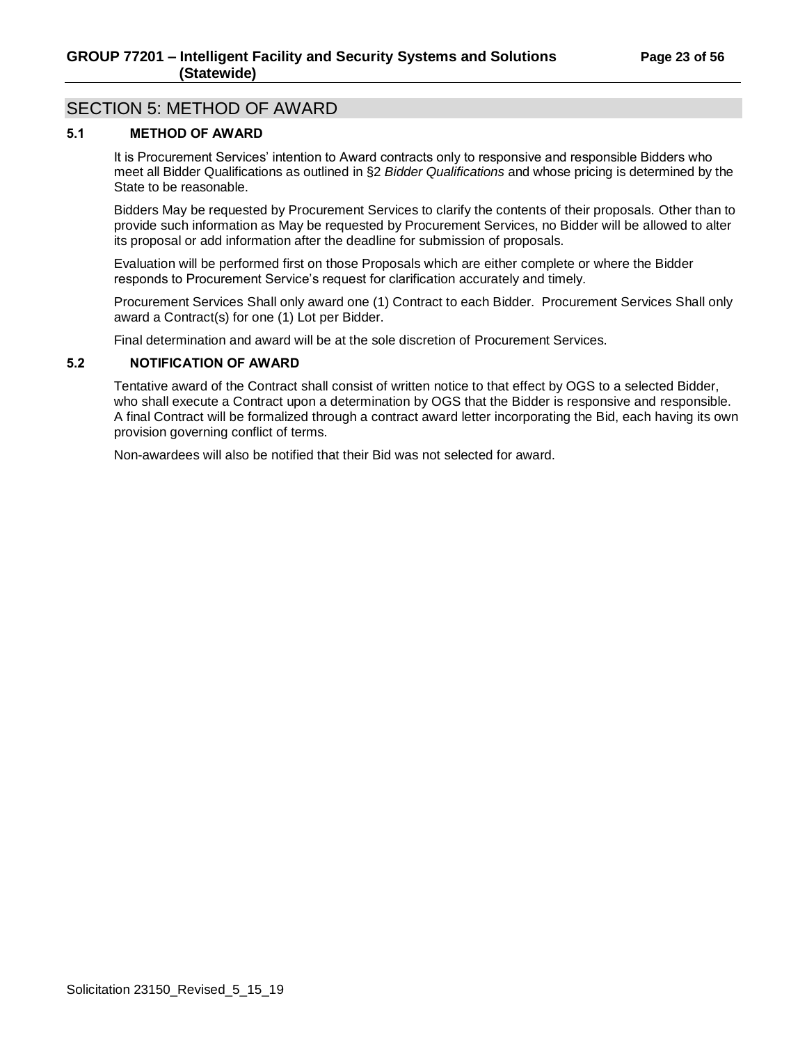# SECTION 5: METHOD OF AWARD

### 5.1 METHOD OF AWARD

It is Procurement Services' intention to Award contracts only to responsive and responsible Bidders who meet all Bidder Qualifications as outlined in §2 *Bidder Qualifications* and whose pricing is determined by the State to be reasonable.

Bidders May be requested by Procurement Services to clarify the contents of their proposals. Other than to provide such information as May be requested by Procurement Services, no Bidder will be allowed to alter its proposal or add information after the deadline for submission of proposals.

Evaluation will be performed first on those Proposals which are either complete or where the Bidder responds to Procurement Service's request for clarification accurately and timely.

Procurement Services Shall only award one (1) Contract to each Bidder. Procurement Services Shall only award a Contract(s) for one (1) Lot per Bidder.

Final determination and award will be at the sole discretion of Procurement Services.

### 5.2 NOTIFICATION OF AWARD

Tentative award of the Contract shall consist of written notice to that effect by OGS to a selected Bidder, who shall execute a Contract upon a determination by OGS that the Bidder is responsive and responsible. A final Contract will be formalized through a contract award letter incorporating the Bid, each having its own provision governing conflict of terms.

Non-awardees will also be notified that their Bid was not selected for award.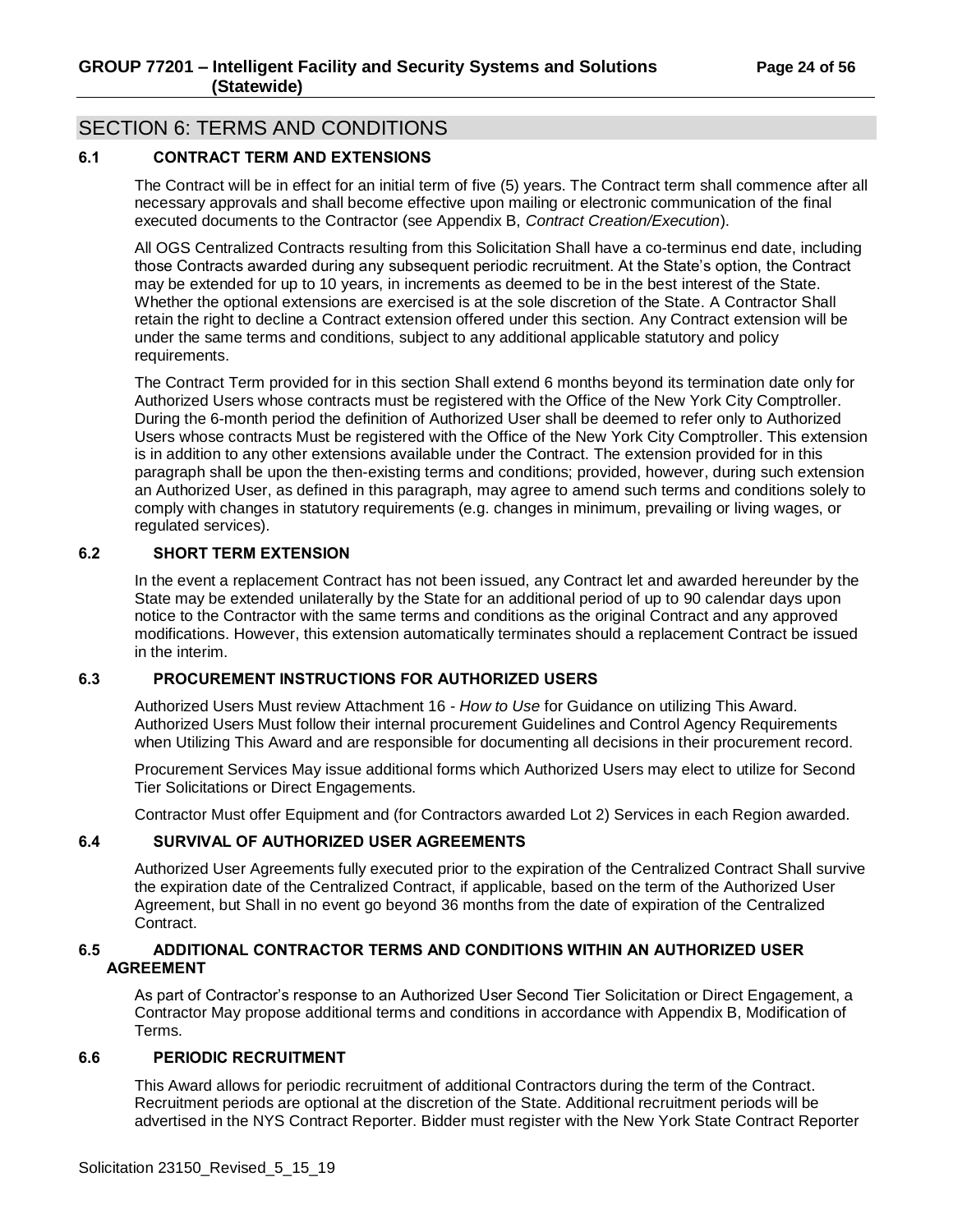## SECTION 6: TERMS AND CONDITIONS

### 6.1 CONTRACT TERM AND EXTENSIONS

The Contract will be in effect for an initial term of five (5) years. The Contract term shall commence after all necessary approvals and shall become effective upon mailing or electronic communication of the final executed documents to the Contractor (see Appendix B, *Contract Creation/Execution*).

All OGS Centralized Contracts resulting from this Solicitation Shall have a co-terminus end date, including those Contracts awarded during any subsequent periodic recruitment. At the State's option, the Contract may be extended for up to 10 years, in increments as deemed to be in the best interest of the State. Whether the optional extensions are exercised is at the sole discretion of the State. A Contractor Shall retain the right to decline a Contract extension offered under this section. Any Contract extension will be under the same terms and conditions, subject to any additional applicable statutory and policy requirements.

The Contract Term provided for in this section Shall extend 6 months beyond its termination date only for Authorized Users whose contracts must be registered with the Office of the New York City Comptroller. During the 6-month period the definition of Authorized User shall be deemed to refer only to Authorized Users whose contracts Must be registered with the Office of the New York City Comptroller. This extension is in addition to any other extensions available under the Contract. The extension provided for in this paragraph shall be upon the then-existing terms and conditions; provided, however, during such extension an Authorized User, as defined in this paragraph, may agree to amend such terms and conditions solely to comply with changes in statutory requirements (e.g. changes in minimum, prevailing or living wages, or regulated services).

### 6.2 SHORT TERM EXTENSION

In the event a replacement Contract has not been issued, any Contract let and awarded hereunder by the State may be extended unilaterally by the State for an additional period of up to 90 calendar days upon notice to the Contractor with the same terms and conditions as the original Contract and any approved modifications. However, this extension automatically terminates should a replacement Contract be issued in the interim.

### 6.3 PROCUREMENT INSTRUCTIONS FOR AUTHORIZED USERS

Authorized Users Must review Attachment 16 - *How to Use* for Guidance on utilizing This Award. Authorized Users Must follow their internal procurement Guidelines and Control Agency Requirements when Utilizing This Award and are responsible for documenting all decisions in their procurement record.

Procurement Services May issue additional forms which Authorized Users may elect to utilize for Second Tier Solicitations or Direct Engagements.

Contractor Must offer Equipment and (for Contractors awarded Lot 2) Services in each Region awarded.

### 6.4 SURVIVAL OF AUTHORIZED USER AGREEMENTS

Authorized User Agreements fully executed prior to the expiration of the Centralized Contract Shall survive the expiration date of the Centralized Contract, if applicable, based on the term of the Authorized User Agreement, but Shall in no event go beyond 36 months from the date of expiration of the Centralized Contract.

### 6.5 ADDITIONAL CONTRACTOR TERMS AND CONDITIONS WITHIN AN AUTHORIZED USER AGREEMENT

As part of Contractor's response to an Authorized User Second Tier Solicitation or Direct Engagement, a Contractor May propose additional terms and conditions in accordance with Appendix B, Modification of Terms.

### 6.6 PERIODIC RECRUITMENT

This Award allows for periodic recruitment of additional Contractors during the term of the Contract. Recruitment periods are optional at the discretion of the State. Additional recruitment periods will be advertised in the NYS Contract Reporter. Bidder must register with the New York State Contract Reporter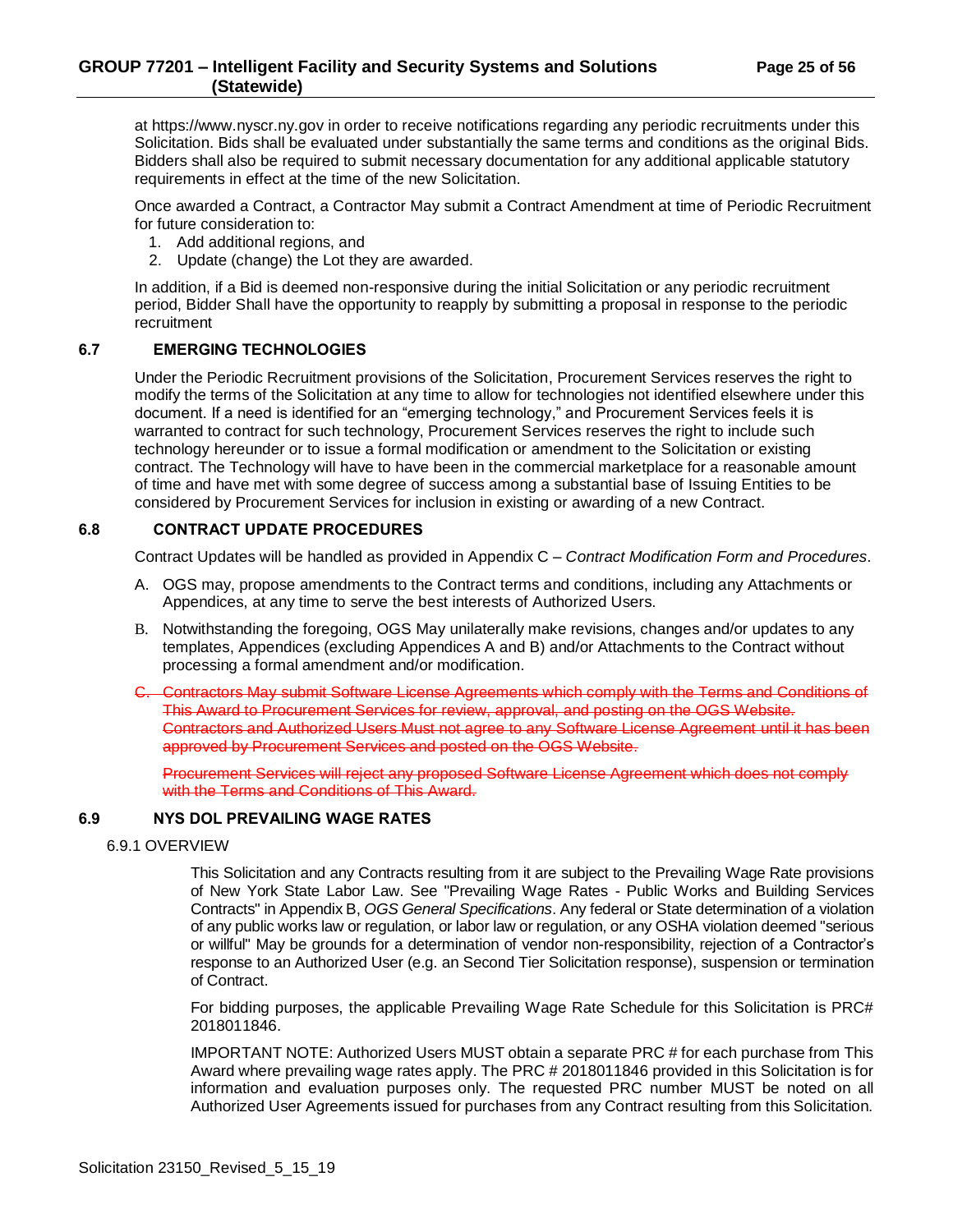at https://www.nyscr.ny.gov in order to receive notifications regarding any periodic recruitments under this Solicitation. Bids shall be evaluated under substantially the same terms and conditions as the original Bids. Bidders shall also be required to submit necessary documentation for any additional applicable statutory requirements in effect at the time of the new Solicitation.

Once awarded a Contract, a Contractor May submit a Contract Amendment at time of Periodic Recruitment for future consideration to:

1. Add additional regions, and
2. Update (change) the Lot they are awarded.

In addition, if a Bid is deemed non-responsive during the initial Solicitation or any periodic recruitment period, Bidder Shall have the opportunity to reapply by submitting a proposal in response to the periodic recruitment

## 6.7 EMERGING TECHNOLOGIES

Under the Periodic Recruitment provisions of the Solicitation, Procurement Services reserves the right to modify the terms of the Solicitation at any time to allow for technologies not identified elsewhere under this document. If a need is identified for an "emerging technology," and Procurement Services feels it is warranted to contract for such technology, Procurement Services reserves the right to include such technology hereunder or to issue a formal modification or amendment to the Solicitation or existing contract. The Technology will have to have been in the commercial marketplace for a reasonable amount of time and have met with some degree of success among a substantial base of Issuing Entities to be considered by Procurement Services for inclusion in existing or awarding of a new Contract.

## 6.8 CONTRACT UPDATE PROCEDURES

Contract Updates will be handled as provided in Appendix C – *Contract Modification Form and Procedures*.

A. OGS may, propose amendments to the Contract terms and conditions, including any Attachments or Appendices, at any time to serve the best interests of Authorized Users.

B. Notwithstanding the foregoing, OGS May unilaterally make revisions, changes and/or updates to any templates, Appendices (excluding Appendices A and B) and/or Attachments to the Contract without processing a formal amendment and/or modification.

~~C. Contractors May submit Software License Agreements which comply with the Terms and Conditions of This Award to Procurement Services for review, approval, and posting on the OGS Website. Contractors and Authorized Users Must not agree to any Software License Agreement until it has been approved by Procurement Services and posted on the OGS Website.~~

~~Procurement Services will reject any proposed Software License Agreement which does not comply with the Terms and Conditions of This Award.~~

## 6.9 NYS DOL PREVAILING WAGE RATES

### 6.9.1 OVERVIEW

This Solicitation and any Contracts resulting from it are subject to the Prevailing Wage Rate provisions of New York State Labor Law. See "Prevailing Wage Rates - Public Works and Building Services Contracts" in Appendix B, *OGS General Specifications*. Any federal or State determination of a violation of any public works law or regulation, or labor law or regulation, or any OSHA violation deemed "serious or willful" May be grounds for a determination of vendor non-responsibility, rejection of a Contractor's response to an Authorized User (e.g. an Second Tier Solicitation response), suspension or termination of Contract.

For bidding purposes, the applicable Prevailing Wage Rate Schedule for this Solicitation is PRC# 2018011846.

IMPORTANT NOTE: Authorized Users MUST obtain a separate PRC # for each purchase from This Award where prevailing wage rates apply. The PRC # 2018011846 provided in this Solicitation is for information and evaluation purposes only. The requested PRC number MUST be noted on all Authorized User Agreements issued for purchases from any Contract resulting from this Solicitation.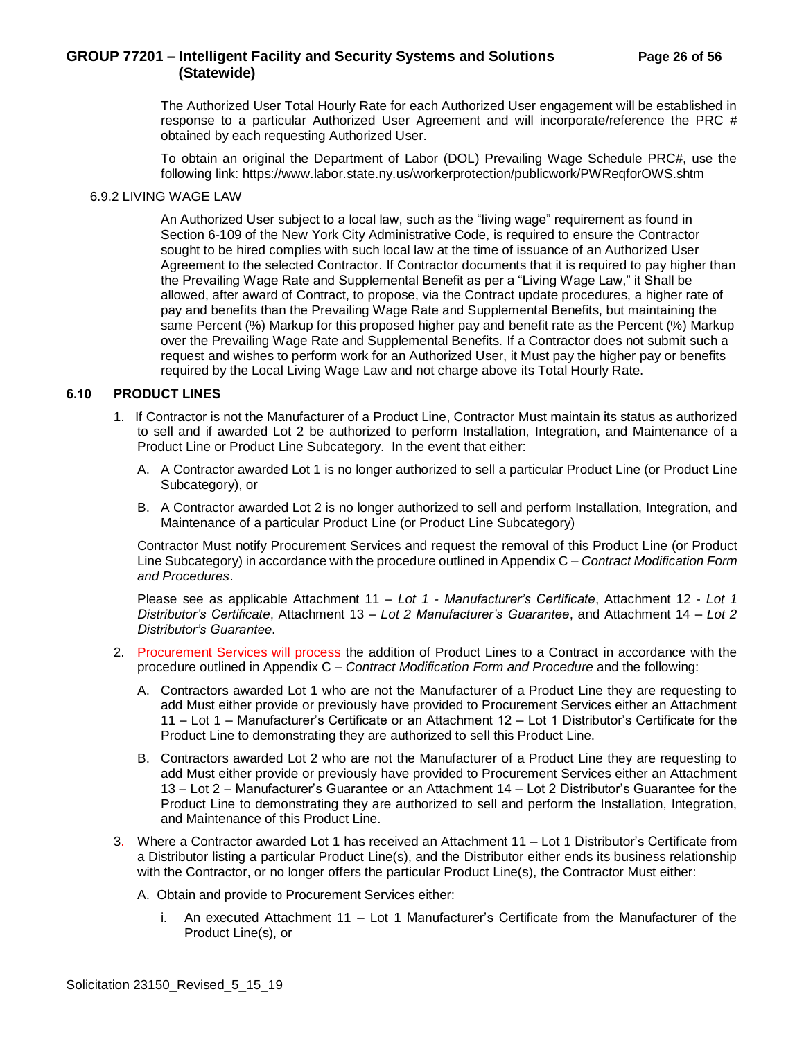The Authorized User Total Hourly Rate for each Authorized User engagement will be established in response to a particular Authorized User Agreement and will incorporate/reference the PRC # obtained by each requesting Authorized User.

To obtain an original the Department of Labor (DOL) Prevailing Wage Schedule PRC#, use the following link: https://www.labor.state.ny.us/workerprotection/publicwork/PWReqforOWS.shtm

6.9.2 LIVING WAGE LAW

An Authorized User subject to a local law, such as the "living wage" requirement as found in Section 6-109 of the New York City Administrative Code, is required to ensure the Contractor sought to be hired complies with such local law at the time of issuance of an Authorized User Agreement to the selected Contractor. If Contractor documents that it is required to pay higher than the Prevailing Wage Rate and Supplemental Benefit as per a "Living Wage Law," it Shall be allowed, after award of Contract, to propose, via the Contract update procedures, a higher rate of pay and benefits than the Prevailing Wage Rate and Supplemental Benefits, but maintaining the same Percent (%) Markup for this proposed higher pay and benefit rate as the Percent (%) Markup over the Prevailing Wage Rate and Supplemental Benefits. If a Contractor does not submit such a request and wishes to perform work for an Authorized User, it Must pay the higher pay or benefits required by the Local Living Wage Law and not charge above its Total Hourly Rate.

## 6.10 PRODUCT LINES

1. If Contractor is not the Manufacturer of a Product Line, Contractor Must maintain its status as authorized to sell and if awarded Lot 2 be authorized to perform Installation, Integration, and Maintenance of a Product Line or Product Line Subcategory. In the event that either:

   A. A Contractor awarded Lot 1 is no longer authorized to sell a particular Product Line (or Product Line Subcategory), or

   B. A Contractor awarded Lot 2 is no longer authorized to sell and perform Installation, Integration, and Maintenance of a particular Product Line (or Product Line Subcategory)

   Contractor Must notify Procurement Services and request the removal of this Product Line (or Product Line Subcategory) in accordance with the procedure outlined in Appendix C – *Contract Modification Form and Procedures*.

   Please see as applicable Attachment 11 – *Lot 1 - Manufacturer's Certificate*, Attachment 12 - *Lot 1 Distributor's Certificate*, Attachment 13 – *Lot 2 Manufacturer's Guarantee*, and Attachment 14 – *Lot 2 Distributor's Guarantee*.

2. Procurement Services will process the addition of Product Lines to a Contract in accordance with the procedure outlined in Appendix C – *Contract Modification Form and Procedure* and the following:

   A. Contractors awarded Lot 1 who are not the Manufacturer of a Product Line they are requesting to add Must either provide or previously have provided to Procurement Services either an Attachment 11 – Lot 1 – Manufacturer's Certificate or an Attachment 12 – Lot 1 Distributor's Certificate for the Product Line to demonstrating they are authorized to sell this Product Line.

   B. Contractors awarded Lot 2 who are not the Manufacturer of a Product Line they are requesting to add Must either provide or previously have provided to Procurement Services either an Attachment 13 – Lot 2 – Manufacturer's Guarantee or an Attachment 14 – Lot 2 Distributor's Guarantee for the Product Line to demonstrating they are authorized to sell and perform the Installation, Integration, and Maintenance of this Product Line.

3. Where a Contractor awarded Lot 1 has received an Attachment 11 – Lot 1 Distributor's Certificate from a Distributor listing a particular Product Line(s), and the Distributor either ends its business relationship with the Contractor, or no longer offers the particular Product Line(s), the Contractor Must either:

   A. Obtain and provide to Procurement Services either:

      i. An executed Attachment 11 – Lot 1 Manufacturer's Certificate from the Manufacturer of the Product Line(s), or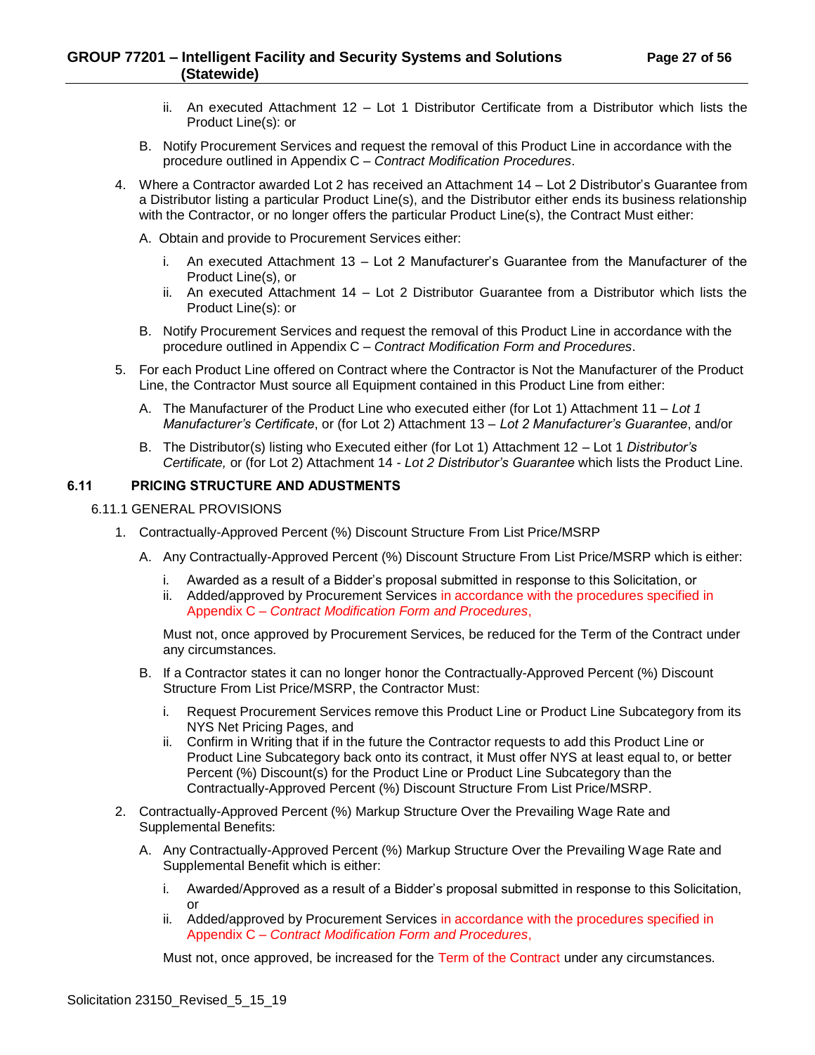ii. An executed Attachment 12 – Lot 1 Distributor Certificate from a Distributor which lists the Product Line(s): or

B. Notify Procurement Services and request the removal of this Product Line in accordance with the procedure outlined in Appendix C – *Contract Modification Procedures*.

4. Where a Contractor awarded Lot 2 has received an Attachment 14 – Lot 2 Distributor's Guarantee from a Distributor listing a particular Product Line(s), and the Distributor either ends its business relationship with the Contractor, or no longer offers the particular Product Line(s), the Contract Must either:

   A. Obtain and provide to Procurement Services either:

      i. An executed Attachment 13 – Lot 2 Manufacturer's Guarantee from the Manufacturer of the Product Line(s), or
      ii. An executed Attachment 14 – Lot 2 Distributor Guarantee from a Distributor which lists the Product Line(s): or

   B. Notify Procurement Services and request the removal of this Product Line in accordance with the procedure outlined in Appendix C – *Contract Modification Form and Procedures*.

5. For each Product Line offered on Contract where the Contractor is Not the Manufacturer of the Product Line, the Contractor Must source all Equipment contained in this Product Line from either:

   A. The Manufacturer of the Product Line who executed either (for Lot 1) Attachment 11 – *Lot 1 Manufacturer's Certificate*, or (for Lot 2) Attachment 13 – *Lot 2 Manufacturer's Guarantee*, and/or

   B. The Distributor(s) listing who Executed either (for Lot 1) Attachment 12 – Lot 1 *Distributor's Certificate,* or (for Lot 2) Attachment 14 - *Lot 2 Distributor's Guarantee* which lists the Product Line.

## 6.11 PRICING STRUCTURE AND ADUSTMENTS

### 6.11.1 GENERAL PROVISIONS

1. Contractually-Approved Percent (%) Discount Structure From List Price/MSRP

   A. Any Contractually-Approved Percent (%) Discount Structure From List Price/MSRP which is either:

      i. Awarded as a result of a Bidder's proposal submitted in response to this Solicitation, or
      ii. Added/approved by Procurement Services in accordance with the procedures specified in Appendix C – *Contract Modification Form and Procedures*,

   Must not, once approved by Procurement Services, be reduced for the Term of the Contract under any circumstances.

   B. If a Contractor states it can no longer honor the Contractually-Approved Percent (%) Discount Structure From List Price/MSRP, the Contractor Must:

      i. Request Procurement Services remove this Product Line or Product Line Subcategory from its NYS Net Pricing Pages, and
      ii. Confirm in Writing that if in the future the Contractor requests to add this Product Line or Product Line Subcategory back onto its contract, it Must offer NYS at least equal to, or better Percent (%) Discount(s) for the Product Line or Product Line Subcategory than the Contractually-Approved Percent (%) Discount Structure From List Price/MSRP.

2. Contractually-Approved Percent (%) Markup Structure Over the Prevailing Wage Rate and Supplemental Benefits:

   A. Any Contractually-Approved Percent (%) Markup Structure Over the Prevailing Wage Rate and Supplemental Benefit which is either:

      i. Awarded/Approved as a result of a Bidder's proposal submitted in response to this Solicitation, or
      ii. Added/approved by Procurement Services in accordance with the procedures specified in Appendix C – *Contract Modification Form and Procedures*,

   Must not, once approved, be increased for the Term of the Contract under any circumstances.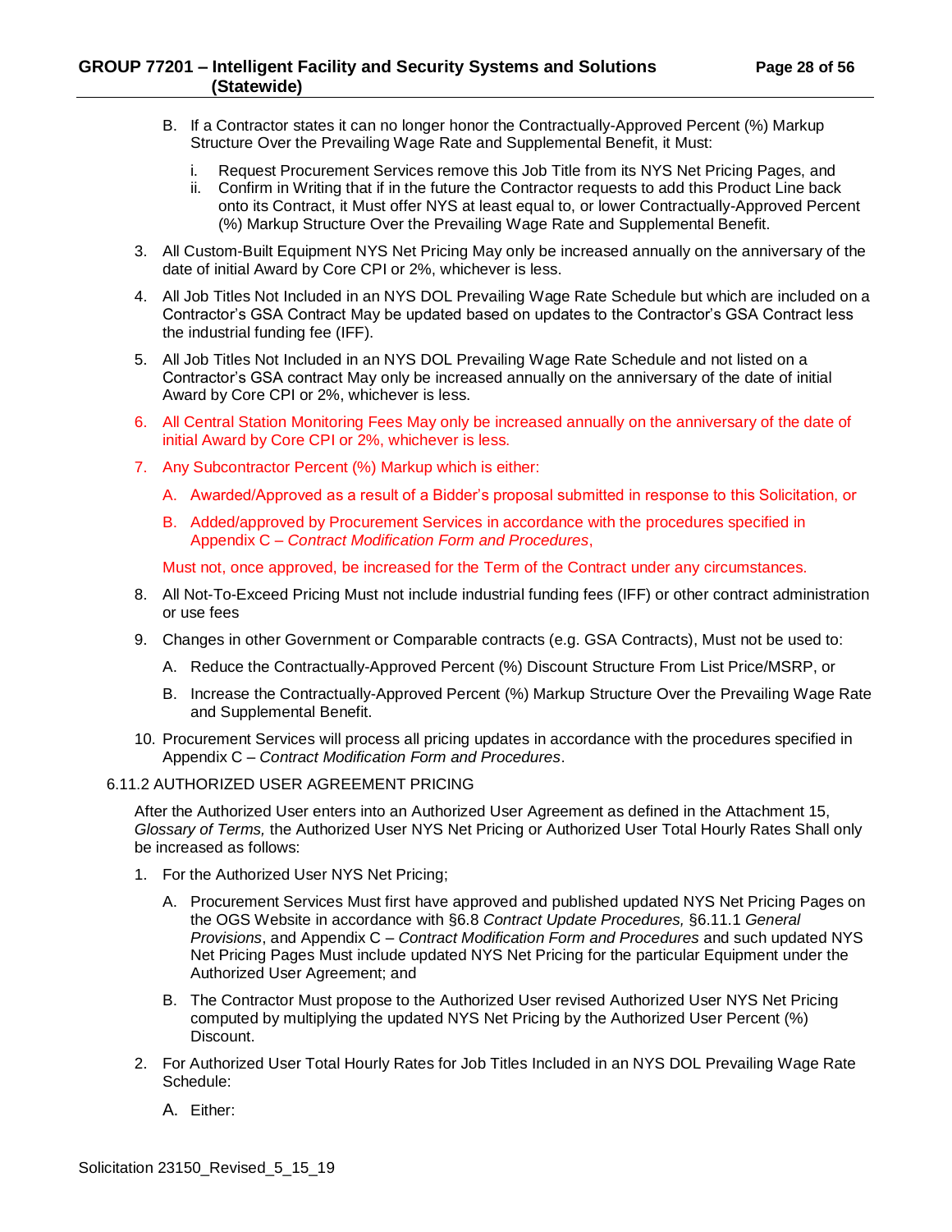B. If a Contractor states it can no longer honor the Contractually-Approved Percent (%) Markup Structure Over the Prevailing Wage Rate and Supplemental Benefit, it Must:

   i. Request Procurement Services remove this Job Title from its NYS Net Pricing Pages, and
   ii. Confirm in Writing that if in the future the Contractor requests to add this Product Line back onto its Contract, it Must offer NYS at least equal to, or lower Contractually-Approved Percent (%) Markup Structure Over the Prevailing Wage Rate and Supplemental Benefit.

3. All Custom-Built Equipment NYS Net Pricing May only be increased annually on the anniversary of the date of initial Award by Core CPI or 2%, whichever is less.

4. All Job Titles Not Included in an NYS DOL Prevailing Wage Rate Schedule but which are included on a Contractor's GSA Contract May be updated based on updates to the Contractor's GSA Contract less the industrial funding fee (IFF).

5. All Job Titles Not Included in an NYS DOL Prevailing Wage Rate Schedule and not listed on a Contractor's GSA contract May only be increased annually on the anniversary of the date of initial Award by Core CPI or 2%, whichever is less.

6. All Central Station Monitoring Fees May only be increased annually on the anniversary of the date of initial Award by Core CPI or 2%, whichever is less.

7. Any Subcontractor Percent (%) Markup which is either:

   A. Awarded/Approved as a result of a Bidder's proposal submitted in response to this Solicitation, or

   B. Added/approved by Procurement Services in accordance with the procedures specified in Appendix C – *Contract Modification Form and Procedures*,

   Must not, once approved, be increased for the Term of the Contract under any circumstances.

8. All Not-To-Exceed Pricing Must not include industrial funding fees (IFF) or other contract administration or use fees

9. Changes in other Government or Comparable contracts (e.g. GSA Contracts), Must not be used to:

   A. Reduce the Contractually-Approved Percent (%) Discount Structure From List Price/MSRP, or

   B. Increase the Contractually-Approved Percent (%) Markup Structure Over the Prevailing Wage Rate and Supplemental Benefit.

10. Procurement Services will process all pricing updates in accordance with the procedures specified in Appendix C – *Contract Modification Form and Procedures*.

6.11.2 AUTHORIZED USER AGREEMENT PRICING

After the Authorized User enters into an Authorized User Agreement as defined in the Attachment 15, *Glossary of Terms,* the Authorized User NYS Net Pricing or Authorized User Total Hourly Rates Shall only be increased as follows:

1. For the Authorized User NYS Net Pricing;

   A. Procurement Services Must first have approved and published updated NYS Net Pricing Pages on the OGS Website in accordance with §6.8 *Contract Update Procedures,* §6.11.1 *General Provisions*, and Appendix C – *Contract Modification Form and Procedures* and such updated NYS Net Pricing Pages Must include updated NYS Net Pricing for the particular Equipment under the Authorized User Agreement; and

   B. The Contractor Must propose to the Authorized User revised Authorized User NYS Net Pricing computed by multiplying the updated NYS Net Pricing by the Authorized User Percent (%) Discount.

2. For Authorized User Total Hourly Rates for Job Titles Included in an NYS DOL Prevailing Wage Rate Schedule:

   A. Either: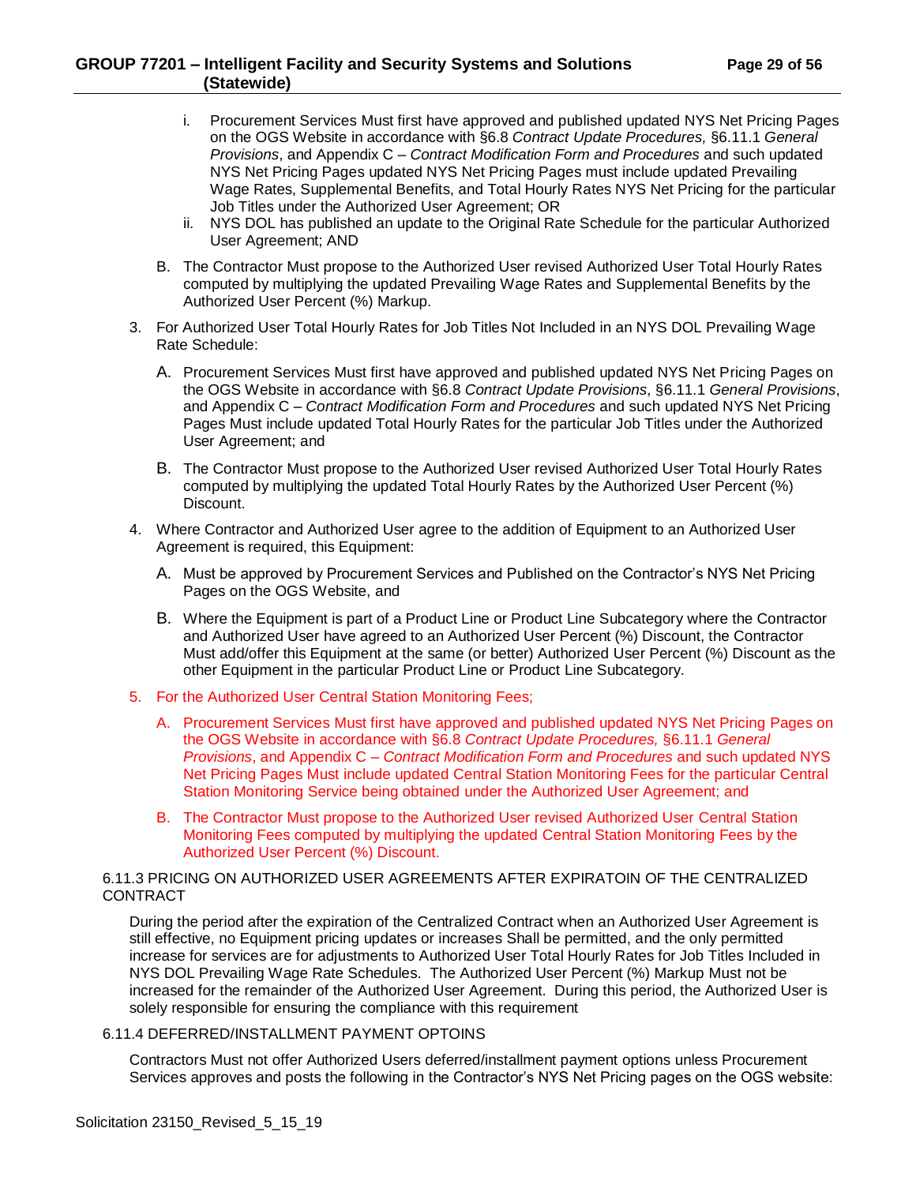i. Procurement Services Must first have approved and published updated NYS Net Pricing Pages on the OGS Website in accordance with §6.8 *Contract Update Procedures,* §6.11.1 *General Provisions*, and Appendix C – *Contract Modification Form and Procedures* and such updated NYS Net Pricing Pages updated NYS Net Pricing Pages must include updated Prevailing Wage Rates, Supplemental Benefits, and Total Hourly Rates NYS Net Pricing for the particular Job Titles under the Authorized User Agreement; OR

ii. NYS DOL has published an update to the Original Rate Schedule for the particular Authorized User Agreement; AND

B. The Contractor Must propose to the Authorized User revised Authorized User Total Hourly Rates computed by multiplying the updated Prevailing Wage Rates and Supplemental Benefits by the Authorized User Percent (%) Markup.

3. For Authorized User Total Hourly Rates for Job Titles Not Included in an NYS DOL Prevailing Wage Rate Schedule:

   A. Procurement Services Must first have approved and published updated NYS Net Pricing Pages on the OGS Website in accordance with §6.8 *Contract Update Provisions*, §6.11.1 *General Provisions*, and Appendix C – *Contract Modification Form and Procedures* and such updated NYS Net Pricing Pages Must include updated Total Hourly Rates for the particular Job Titles under the Authorized User Agreement; and

   B. The Contractor Must propose to the Authorized User revised Authorized User Total Hourly Rates computed by multiplying the updated Total Hourly Rates by the Authorized User Percent (%) Discount.

4. Where Contractor and Authorized User agree to the addition of Equipment to an Authorized User Agreement is required, this Equipment:

   A. Must be approved by Procurement Services and Published on the Contractor's NYS Net Pricing Pages on the OGS Website, and

   B. Where the Equipment is part of a Product Line or Product Line Subcategory where the Contractor and Authorized User have agreed to an Authorized User Percent (%) Discount, the Contractor Must add/offer this Equipment at the same (or better) Authorized User Percent (%) Discount as the other Equipment in the particular Product Line or Product Line Subcategory.

5. For the Authorized User Central Station Monitoring Fees;

   A. Procurement Services Must first have approved and published updated NYS Net Pricing Pages on the OGS Website in accordance with §6.8 *Contract Update Procedures,* §6.11.1 *General Provisions*, and Appendix C – *Contract Modification Form and Procedures* and such updated NYS Net Pricing Pages Must include updated Central Station Monitoring Fees for the particular Central Station Monitoring Service being obtained under the Authorized User Agreement; and

   B. The Contractor Must propose to the Authorized User revised Authorized User Central Station Monitoring Fees computed by multiplying the updated Central Station Monitoring Fees by the Authorized User Percent (%) Discount.

6.11.3 PRICING ON AUTHORIZED USER AGREEMENTS AFTER EXPIRATOIN OF THE CENTRALIZED CONTRACT

During the period after the expiration of the Centralized Contract when an Authorized User Agreement is still effective, no Equipment pricing updates or increases Shall be permitted, and the only permitted increase for services are for adjustments to Authorized User Total Hourly Rates for Job Titles Included in NYS DOL Prevailing Wage Rate Schedules. The Authorized User Percent (%) Markup Must not be increased for the remainder of the Authorized User Agreement. During this period, the Authorized User is solely responsible for ensuring the compliance with this requirement

6.11.4 DEFERRED/INSTALLMENT PAYMENT OPTOINS

Contractors Must not offer Authorized Users deferred/installment payment options unless Procurement Services approves and posts the following in the Contractor's NYS Net Pricing pages on the OGS website: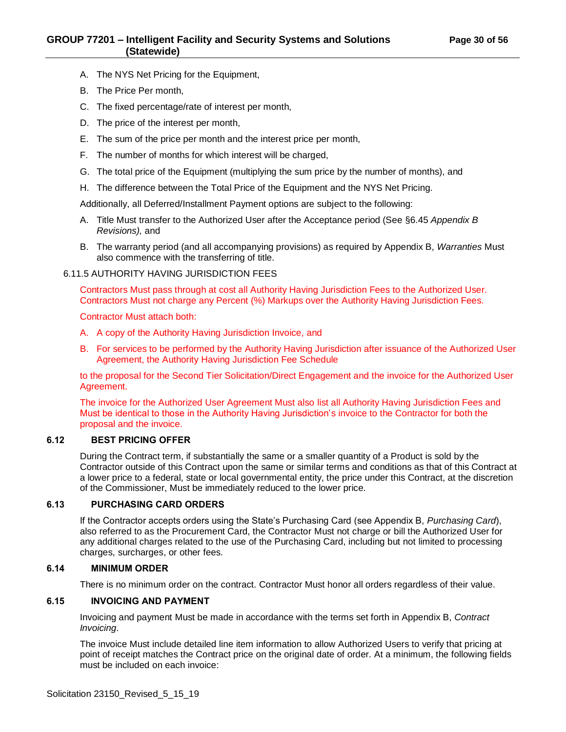A. The NYS Net Pricing for the Equipment,

B. The Price Per month,

C. The fixed percentage/rate of interest per month,

D. The price of the interest per month,

E. The sum of the price per month and the interest price per month,

F. The number of months for which interest will be charged,

G. The total price of the Equipment (multiplying the sum price by the number of months), and

H. The difference between the Total Price of the Equipment and the NYS Net Pricing.

Additionally, all Deferred/Installment Payment options are subject to the following:

A. Title Must transfer to the Authorized User after the Acceptance period (See §6.45 *Appendix B Revisions),* and

B. The warranty period (and all accompanying provisions) as required by Appendix B, *Warranties* Must also commence with the transferring of title.

6.11.5 AUTHORITY HAVING JURISDICTION FEES

Contractors Must pass through at cost all Authority Having Jurisdiction Fees to the Authorized User. Contractors Must not charge any Percent (%) Markups over the Authority Having Jurisdiction Fees.

Contractor Must attach both:

A. A copy of the Authority Having Jurisdiction Invoice, and

B. For services to be performed by the Authority Having Jurisdiction after issuance of the Authorized User Agreement, the Authority Having Jurisdiction Fee Schedule

to the proposal for the Second Tier Solicitation/Direct Engagement and the invoice for the Authorized User Agreement.

The invoice for the Authorized User Agreement Must also list all Authority Having Jurisdiction Fees and Must be identical to those in the Authority Having Jurisdiction's invoice to the Contractor for both the proposal and the invoice.

### 6.12 BEST PRICING OFFER

During the Contract term, if substantially the same or a smaller quantity of a Product is sold by the Contractor outside of this Contract upon the same or similar terms and conditions as that of this Contract at a lower price to a federal, state or local governmental entity, the price under this Contract, at the discretion of the Commissioner, Must be immediately reduced to the lower price.

### 6.13 PURCHASING CARD ORDERS

If the Contractor accepts orders using the State's Purchasing Card (see Appendix B, *Purchasing Card*), also referred to as the Procurement Card, the Contractor Must not charge or bill the Authorized User for any additional charges related to the use of the Purchasing Card, including but not limited to processing charges, surcharges, or other fees.

### 6.14 MINIMUM ORDER

There is no minimum order on the contract. Contractor Must honor all orders regardless of their value.

### 6.15 INVOICING AND PAYMENT

Invoicing and payment Must be made in accordance with the terms set forth in Appendix B, *Contract Invoicing*.

The invoice Must include detailed line item information to allow Authorized Users to verify that pricing at point of receipt matches the Contract price on the original date of order. At a minimum, the following fields must be included on each invoice: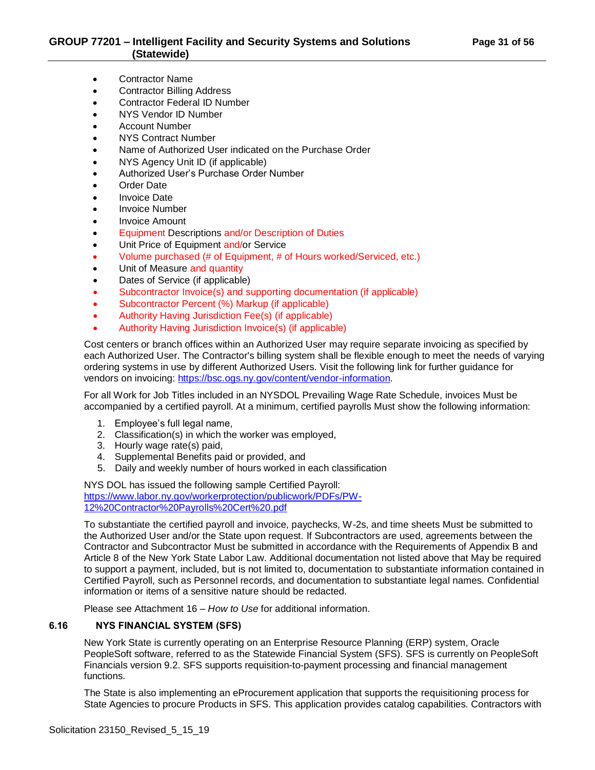- Contractor Name
- Contractor Billing Address
- Contractor Federal ID Number
- NYS Vendor ID Number
- Account Number
- NYS Contract Number
- Name of Authorized User indicated on the Purchase Order
- NYS Agency Unit ID (if applicable)
- Authorized User's Purchase Order Number
- Order Date
- Invoice Date
- Invoice Number
- Invoice Amount
- Equipment Descriptions and/or Description of Duties
- Unit Price of Equipment and/or Service
- Volume purchased (# of Equipment, # of Hours worked/Serviced, etc.)
- Unit of Measure and quantity
- Dates of Service (if applicable)
- Subcontractor Invoice(s) and supporting documentation (if applicable)
- Subcontractor Percent (%) Markup (if applicable)
- Authority Having Jurisdiction Fee(s) (if applicable)
- Authority Having Jurisdiction Invoice(s) (if applicable)

Cost centers or branch offices within an Authorized User may require separate invoicing as specified by each Authorized User. The Contractor's billing system shall be flexible enough to meet the needs of varying ordering systems in use by different Authorized Users. Visit the following link for further guidance for vendors on invoicing: https://bsc.ogs.ny.gov/content/vendor-information.

For all Work for Job Titles included in an NYSDOL Prevailing Wage Rate Schedule, invoices Must be accompanied by a certified payroll. At a minimum, certified payrolls Must show the following information:

1. Employee's full legal name,
2. Classification(s) in which the worker was employed,
3. Hourly wage rate(s) paid,
4. Supplemental Benefits paid or provided, and
5. Daily and weekly number of hours worked in each classification

NYS DOL has issued the following sample Certified Payroll: https://www.labor.ny.gov/workerprotection/publicwork/PDFs/PW-12%20Contractor%20Payrolls%20Cert%20.pdf

To substantiate the certified payroll and invoice, paychecks, W-2s, and time sheets Must be submitted to the Authorized User and/or the State upon request. If Subcontractors are used, agreements between the Contractor and Subcontractor Must be submitted in accordance with the Requirements of Appendix B and Article 8 of the New York State Labor Law. Additional documentation not listed above that May be required to support a payment, included, but is not limited to, documentation to substantiate information contained in Certified Payroll, such as Personnel records, and documentation to substantiate legal names. Confidential information or items of a sensitive nature should be redacted.

Please see Attachment 16 – *How to Use* for additional information.

### 6.16 NYS FINANCIAL SYSTEM (SFS)

New York State is currently operating on an Enterprise Resource Planning (ERP) system, Oracle PeopleSoft software, referred to as the Statewide Financial System (SFS). SFS is currently on PeopleSoft Financials version 9.2. SFS supports requisition-to-payment processing and financial management functions.

The State is also implementing an eProcurement application that supports the requisitioning process for State Agencies to procure Products in SFS. This application provides catalog capabilities. Contractors with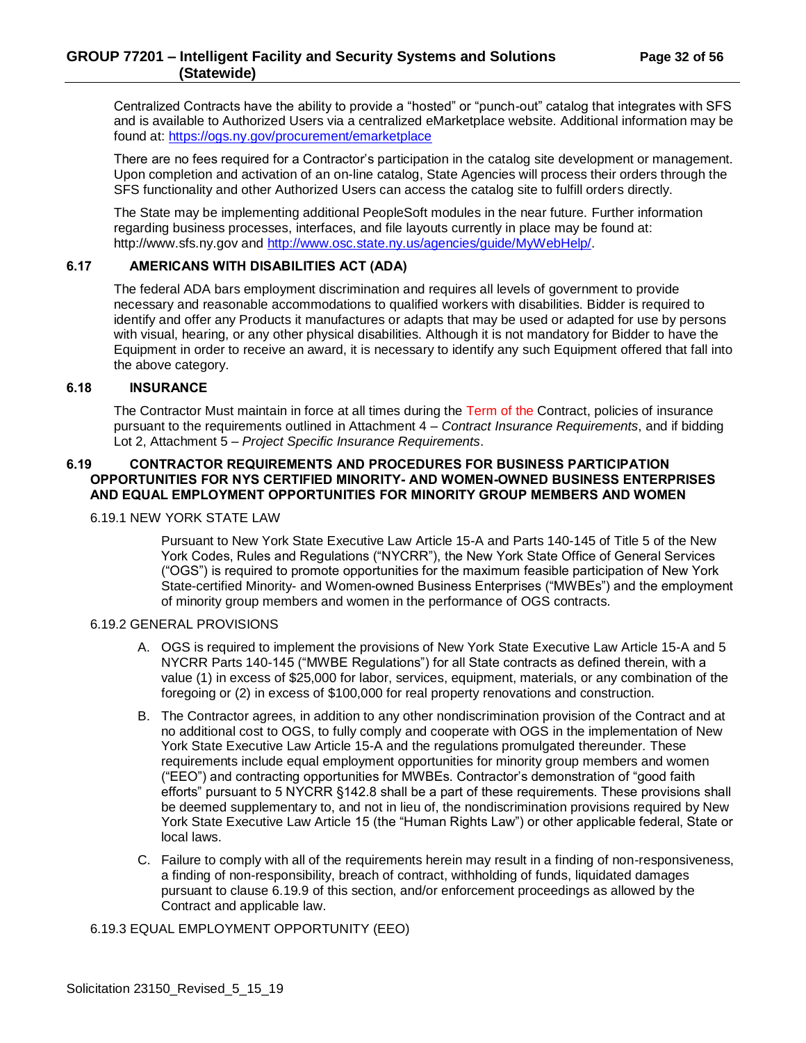Centralized Contracts have the ability to provide a "hosted" or "punch-out" catalog that integrates with SFS and is available to Authorized Users via a centralized eMarketplace website. Additional information may be found at: https://ogs.ny.gov/procurement/emarketplace

There are no fees required for a Contractor's participation in the catalog site development or management. Upon completion and activation of an on-line catalog, State Agencies will process their orders through the SFS functionality and other Authorized Users can access the catalog site to fulfill orders directly.

The State may be implementing additional PeopleSoft modules in the near future. Further information regarding business processes, interfaces, and file layouts currently in place may be found at: http://www.sfs.ny.gov and http://www.osc.state.ny.us/agencies/guide/MyWebHelp/.

## 6.17 AMERICANS WITH DISABILITIES ACT (ADA)

The federal ADA bars employment discrimination and requires all levels of government to provide necessary and reasonable accommodations to qualified workers with disabilities. Bidder is required to identify and offer any Products it manufactures or adapts that may be used or adapted for use by persons with visual, hearing, or any other physical disabilities. Although it is not mandatory for Bidder to have the Equipment in order to receive an award, it is necessary to identify any such Equipment offered that fall into the above category.

## 6.18 INSURANCE

The Contractor Must maintain in force at all times during the Term of the Contract, policies of insurance pursuant to the requirements outlined in Attachment 4 – *Contract Insurance Requirements*, and if bidding Lot 2, Attachment 5 – *Project Specific Insurance Requirements*.

## 6.19 CONTRACTOR REQUIREMENTS AND PROCEDURES FOR BUSINESS PARTICIPATION OPPORTUNITIES FOR NYS CERTIFIED MINORITY- AND WOMEN-OWNED BUSINESS ENTERPRISES AND EQUAL EMPLOYMENT OPPORTUNITIES FOR MINORITY GROUP MEMBERS AND WOMEN

### 6.19.1 NEW YORK STATE LAW

Pursuant to New York State Executive Law Article 15-A and Parts 140-145 of Title 5 of the New York Codes, Rules and Regulations ("NYCRR"), the New York State Office of General Services ("OGS") is required to promote opportunities for the maximum feasible participation of New York State-certified Minority- and Women-owned Business Enterprises ("MWBEs") and the employment of minority group members and women in the performance of OGS contracts.

### 6.19.2 GENERAL PROVISIONS

A. OGS is required to implement the provisions of New York State Executive Law Article 15-A and 5 NYCRR Parts 140-145 ("MWBE Regulations") for all State contracts as defined therein, with a value (1) in excess of $25,000 for labor, services, equipment, materials, or any combination of the foregoing or (2) in excess of $100,000 for real property renovations and construction.

B. The Contractor agrees, in addition to any other nondiscrimination provision of the Contract and at no additional cost to OGS, to fully comply and cooperate with OGS in the implementation of New York State Executive Law Article 15-A and the regulations promulgated thereunder. These requirements include equal employment opportunities for minority group members and women ("EEO") and contracting opportunities for MWBEs. Contractor's demonstration of "good faith efforts" pursuant to 5 NYCRR §142.8 shall be a part of these requirements. These provisions shall be deemed supplementary to, and not in lieu of, the nondiscrimination provisions required by New York State Executive Law Article 15 (the "Human Rights Law") or other applicable federal, State or local laws.

C. Failure to comply with all of the requirements herein may result in a finding of non-responsiveness, a finding of non-responsibility, breach of contract, withholding of funds, liquidated damages pursuant to clause 6.19.9 of this section, and/or enforcement proceedings as allowed by the Contract and applicable law.

### 6.19.3 EQUAL EMPLOYMENT OPPORTUNITY (EEO)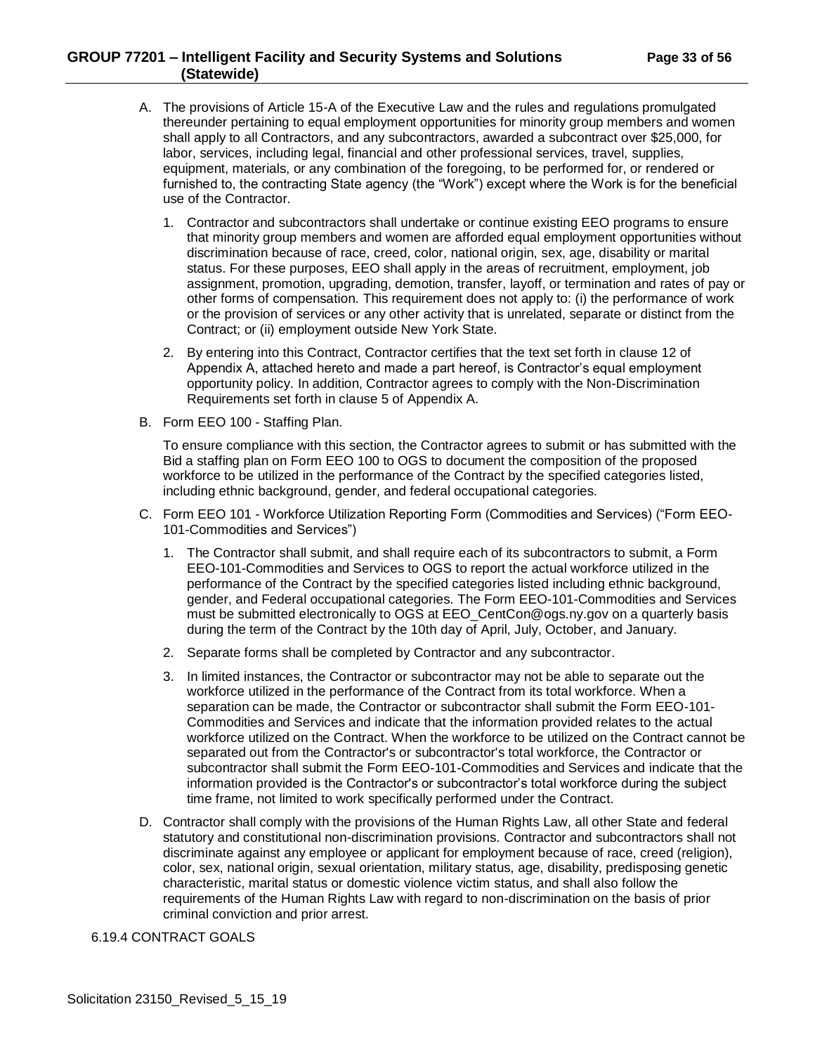A. The provisions of Article 15-A of the Executive Law and the rules and regulations promulgated thereunder pertaining to equal employment opportunities for minority group members and women shall apply to all Contractors, and any subcontractors, awarded a subcontract over $25,000, for labor, services, including legal, financial and other professional services, travel, supplies, equipment, materials, or any combination of the foregoing, to be performed for, or rendered or furnished to, the contracting State agency (the "Work") except where the Work is for the beneficial use of the Contractor.

   1. Contractor and subcontractors shall undertake or continue existing EEO programs to ensure that minority group members and women are afforded equal employment opportunities without discrimination because of race, creed, color, national origin, sex, age, disability or marital status. For these purposes, EEO shall apply in the areas of recruitment, employment, job assignment, promotion, upgrading, demotion, transfer, layoff, or termination and rates of pay or other forms of compensation. This requirement does not apply to: (i) the performance of work or the provision of services or any other activity that is unrelated, separate or distinct from the Contract; or (ii) employment outside New York State.

   2. By entering into this Contract, Contractor certifies that the text set forth in clause 12 of Appendix A, attached hereto and made a part hereof, is Contractor's equal employment opportunity policy. In addition, Contractor agrees to comply with the Non-Discrimination Requirements set forth in clause 5 of Appendix A.

B. Form EEO 100 - Staffing Plan.

   To ensure compliance with this section, the Contractor agrees to submit or has submitted with the Bid a staffing plan on Form EEO 100 to OGS to document the composition of the proposed workforce to be utilized in the performance of the Contract by the specified categories listed, including ethnic background, gender, and federal occupational categories.

C. Form EEO 101 - Workforce Utilization Reporting Form (Commodities and Services) ("Form EEO-101-Commodities and Services")

   1. The Contractor shall submit, and shall require each of its subcontractors to submit, a Form EEO-101-Commodities and Services to OGS to report the actual workforce utilized in the performance of the Contract by the specified categories listed including ethnic background, gender, and Federal occupational categories. The Form EEO-101-Commodities and Services must be submitted electronically to OGS at EEO_CentCon@ogs.ny.gov on a quarterly basis during the term of the Contract by the 10th day of April, July, October, and January.

   2. Separate forms shall be completed by Contractor and any subcontractor.

   3. In limited instances, the Contractor or subcontractor may not be able to separate out the workforce utilized in the performance of the Contract from its total workforce. When a separation can be made, the Contractor or subcontractor shall submit the Form EEO-101-Commodities and Services and indicate that the information provided relates to the actual workforce utilized on the Contract. When the workforce to be utilized on the Contract cannot be separated out from the Contractor's or subcontractor's total workforce, the Contractor or subcontractor shall submit the Form EEO-101-Commodities and Services and indicate that the information provided is the Contractor's or subcontractor's total workforce during the subject time frame, not limited to work specifically performed under the Contract.

D. Contractor shall comply with the provisions of the Human Rights Law, all other State and federal statutory and constitutional non-discrimination provisions. Contractor and subcontractors shall not discriminate against any employee or applicant for employment because of race, creed (religion), color, sex, national origin, sexual orientation, military status, age, disability, predisposing genetic characteristic, marital status or domestic violence victim status, and shall also follow the requirements of the Human Rights Law with regard to non-discrimination on the basis of prior criminal conviction and prior arrest.

6.19.4 CONTRACT GOALS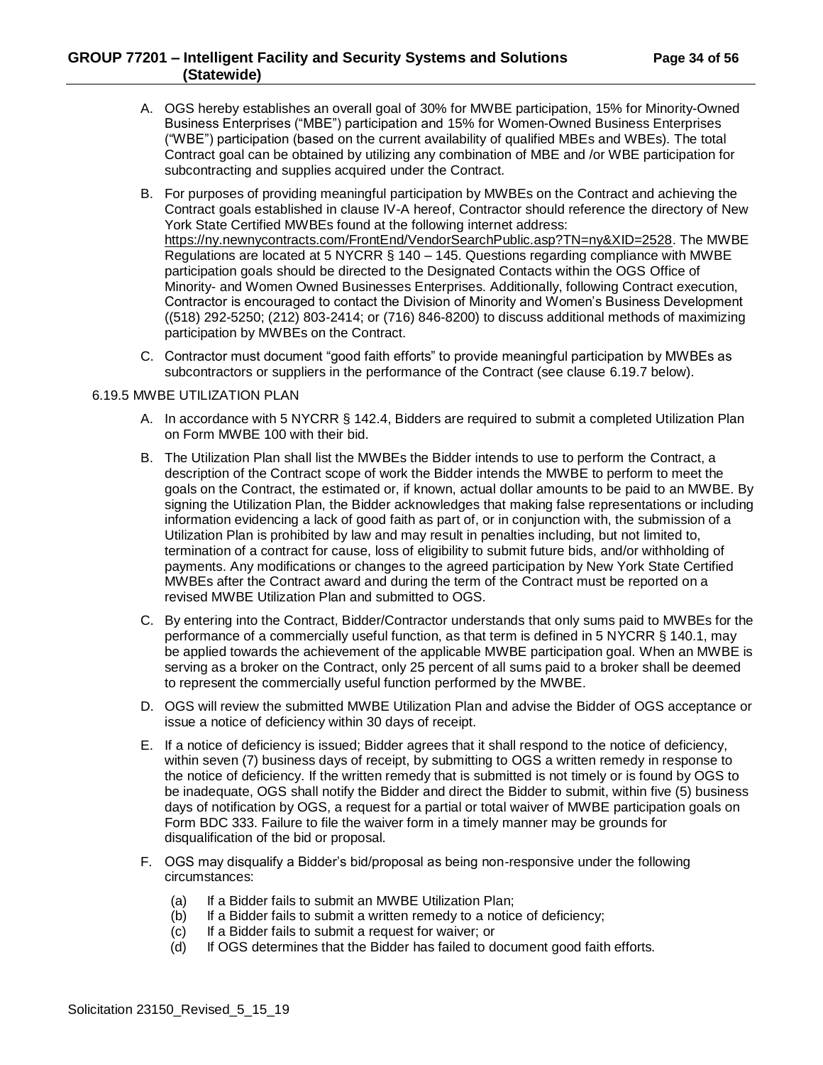A. OGS hereby establishes an overall goal of 30% for MWBE participation, 15% for Minority-Owned Business Enterprises ("MBE") participation and 15% for Women-Owned Business Enterprises ("WBE") participation (based on the current availability of qualified MBEs and WBEs). The total Contract goal can be obtained by utilizing any combination of MBE and /or WBE participation for subcontracting and supplies acquired under the Contract.

B. For purposes of providing meaningful participation by MWBEs on the Contract and achieving the Contract goals established in clause IV-A hereof, Contractor should reference the directory of New York State Certified MWBEs found at the following internet address: https://ny.newnycontracts.com/FrontEnd/VendorSearchPublic.asp?TN=ny&XID=2528. The MWBE Regulations are located at 5 NYCRR § 140 – 145. Questions regarding compliance with MWBE participation goals should be directed to the Designated Contacts within the OGS Office of Minority- and Women Owned Businesses Enterprises. Additionally, following Contract execution, Contractor is encouraged to contact the Division of Minority and Women's Business Development ((518) 292-5250; (212) 803-2414; or (716) 846-8200) to discuss additional methods of maximizing participation by MWBEs on the Contract.

C. Contractor must document "good faith efforts" to provide meaningful participation by MWBEs as subcontractors or suppliers in the performance of the Contract (see clause 6.19.7 below).

6.19.5 MWBE UTILIZATION PLAN

A. In accordance with 5 NYCRR § 142.4, Bidders are required to submit a completed Utilization Plan on Form MWBE 100 with their bid.

B. The Utilization Plan shall list the MWBEs the Bidder intends to use to perform the Contract, a description of the Contract scope of work the Bidder intends the MWBE to perform to meet the goals on the Contract, the estimated or, if known, actual dollar amounts to be paid to an MWBE. By signing the Utilization Plan, the Bidder acknowledges that making false representations or including information evidencing a lack of good faith as part of, or in conjunction with, the submission of a Utilization Plan is prohibited by law and may result in penalties including, but not limited to, termination of a contract for cause, loss of eligibility to submit future bids, and/or withholding of payments. Any modifications or changes to the agreed participation by New York State Certified MWBEs after the Contract award and during the term of the Contract must be reported on a revised MWBE Utilization Plan and submitted to OGS.

C. By entering into the Contract, Bidder/Contractor understands that only sums paid to MWBEs for the performance of a commercially useful function, as that term is defined in 5 NYCRR § 140.1, may be applied towards the achievement of the applicable MWBE participation goal. When an MWBE is serving as a broker on the Contract, only 25 percent of all sums paid to a broker shall be deemed to represent the commercially useful function performed by the MWBE.

D. OGS will review the submitted MWBE Utilization Plan and advise the Bidder of OGS acceptance or issue a notice of deficiency within 30 days of receipt.

E. If a notice of deficiency is issued; Bidder agrees that it shall respond to the notice of deficiency, within seven (7) business days of receipt, by submitting to OGS a written remedy in response to the notice of deficiency. If the written remedy that is submitted is not timely or is found by OGS to be inadequate, OGS shall notify the Bidder and direct the Bidder to submit, within five (5) business days of notification by OGS, a request for a partial or total waiver of MWBE participation goals on Form BDC 333. Failure to file the waiver form in a timely manner may be grounds for disqualification of the bid or proposal.

F. OGS may disqualify a Bidder's bid/proposal as being non-responsive under the following circumstances:

(a) If a Bidder fails to submit an MWBE Utilization Plan;
(b) If a Bidder fails to submit a written remedy to a notice of deficiency;
(c) If a Bidder fails to submit a request for waiver; or
(d) If OGS determines that the Bidder has failed to document good faith efforts.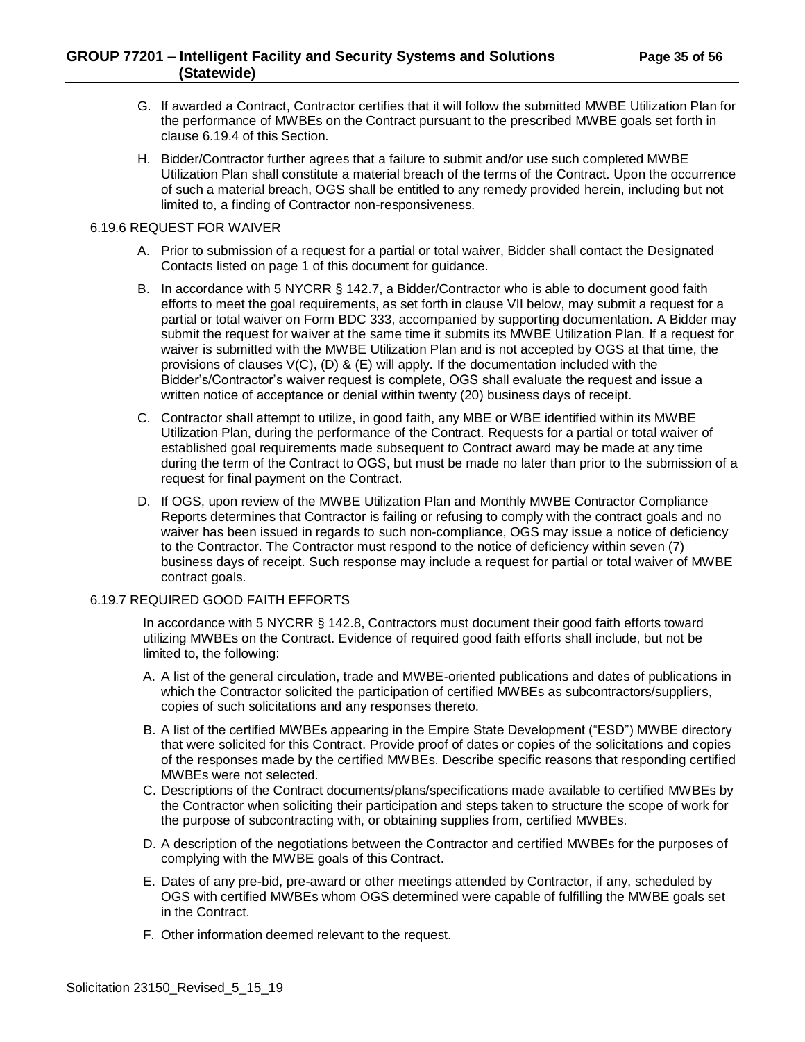G. If awarded a Contract, Contractor certifies that it will follow the submitted MWBE Utilization Plan for the performance of MWBEs on the Contract pursuant to the prescribed MWBE goals set forth in clause 6.19.4 of this Section.

H. Bidder/Contractor further agrees that a failure to submit and/or use such completed MWBE Utilization Plan shall constitute a material breach of the terms of the Contract. Upon the occurrence of such a material breach, OGS shall be entitled to any remedy provided herein, including but not limited to, a finding of Contractor non-responsiveness.

### 6.19.6 REQUEST FOR WAIVER

A. Prior to submission of a request for a partial or total waiver, Bidder shall contact the Designated Contacts listed on page 1 of this document for guidance.

B. In accordance with 5 NYCRR § 142.7, a Bidder/Contractor who is able to document good faith efforts to meet the goal requirements, as set forth in clause VII below, may submit a request for a partial or total waiver on Form BDC 333, accompanied by supporting documentation. A Bidder may submit the request for waiver at the same time it submits its MWBE Utilization Plan. If a request for waiver is submitted with the MWBE Utilization Plan and is not accepted by OGS at that time, the provisions of clauses V(C), (D) & (E) will apply. If the documentation included with the Bidder's/Contractor's waiver request is complete, OGS shall evaluate the request and issue a written notice of acceptance or denial within twenty (20) business days of receipt.

C. Contractor shall attempt to utilize, in good faith, any MBE or WBE identified within its MWBE Utilization Plan, during the performance of the Contract. Requests for a partial or total waiver of established goal requirements made subsequent to Contract award may be made at any time during the term of the Contract to OGS, but must be made no later than prior to the submission of a request for final payment on the Contract.

D. If OGS, upon review of the MWBE Utilization Plan and Monthly MWBE Contractor Compliance Reports determines that Contractor is failing or refusing to comply with the contract goals and no waiver has been issued in regards to such non-compliance, OGS may issue a notice of deficiency to the Contractor. The Contractor must respond to the notice of deficiency within seven (7) business days of receipt. Such response may include a request for partial or total waiver of MWBE contract goals.

### 6.19.7 REQUIRED GOOD FAITH EFFORTS

In accordance with 5 NYCRR § 142.8, Contractors must document their good faith efforts toward utilizing MWBEs on the Contract. Evidence of required good faith efforts shall include, but not be limited to, the following:

A. A list of the general circulation, trade and MWBE-oriented publications and dates of publications in which the Contractor solicited the participation of certified MWBEs as subcontractors/suppliers, copies of such solicitations and any responses thereto.

B. A list of the certified MWBEs appearing in the Empire State Development ("ESD") MWBE directory that were solicited for this Contract. Provide proof of dates or copies of the solicitations and copies of the responses made by the certified MWBEs. Describe specific reasons that responding certified MWBEs were not selected.

C. Descriptions of the Contract documents/plans/specifications made available to certified MWBEs by the Contractor when soliciting their participation and steps taken to structure the scope of work for the purpose of subcontracting with, or obtaining supplies from, certified MWBEs.

D. A description of the negotiations between the Contractor and certified MWBEs for the purposes of complying with the MWBE goals of this Contract.

E. Dates of any pre-bid, pre-award or other meetings attended by Contractor, if any, scheduled by OGS with certified MWBEs whom OGS determined were capable of fulfilling the MWBE goals set in the Contract.

F. Other information deemed relevant to the request.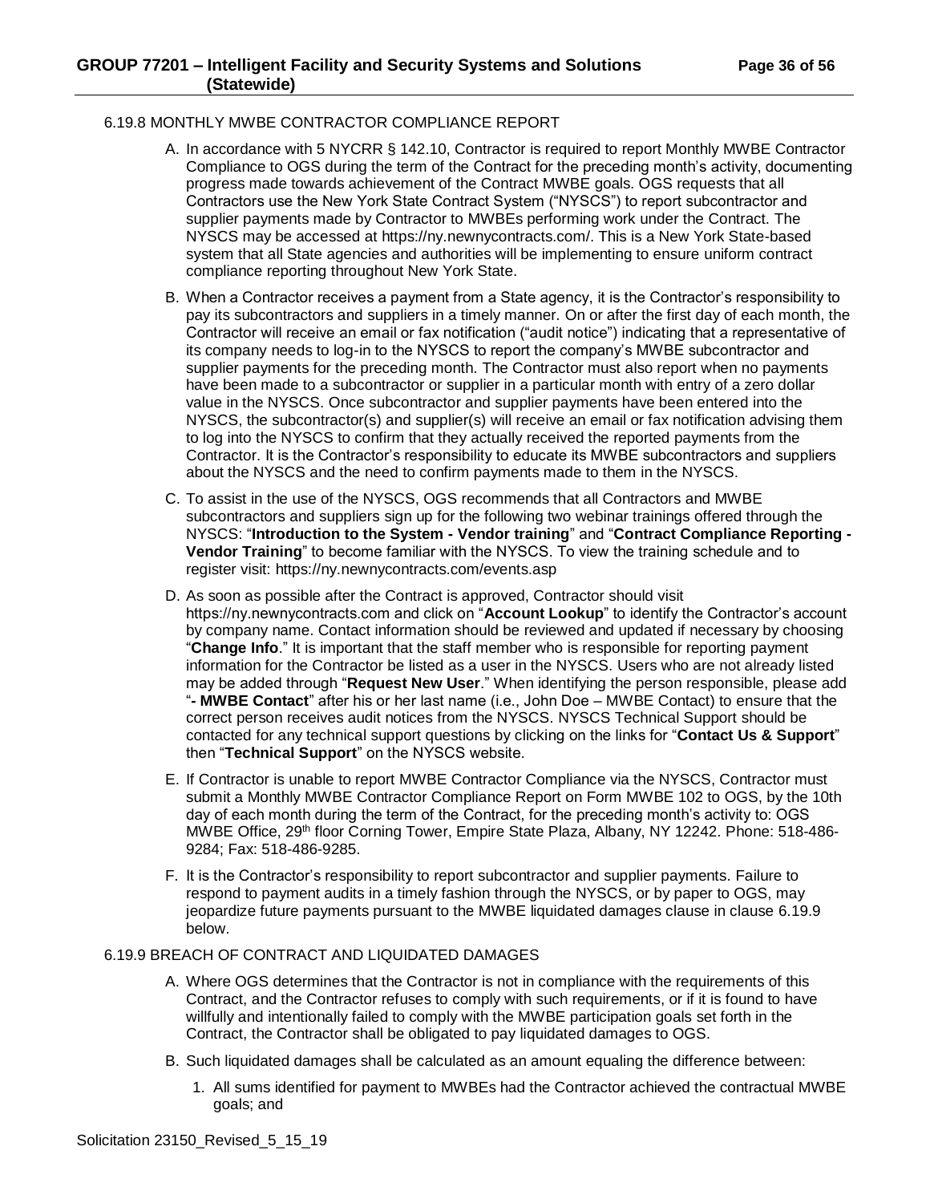### 6.19.8 MONTHLY MWBE CONTRACTOR COMPLIANCE REPORT

A. In accordance with 5 NYCRR § 142.10, Contractor is required to report Monthly MWBE Contractor Compliance to OGS during the term of the Contract for the preceding month's activity, documenting progress made towards achievement of the Contract MWBE goals. OGS requests that all Contractors use the New York State Contract System ("NYSCS") to report subcontractor and supplier payments made by Contractor to MWBEs performing work under the Contract. The NYSCS may be accessed at https://ny.newnycontracts.com/. This is a New York State-based system that all State agencies and authorities will be implementing to ensure uniform contract compliance reporting throughout New York State.

B. When a Contractor receives a payment from a State agency, it is the Contractor's responsibility to pay its subcontractors and suppliers in a timely manner. On or after the first day of each month, the Contractor will receive an email or fax notification ("audit notice") indicating that a representative of its company needs to log-in to the NYSCS to report the company's MWBE subcontractor and supplier payments for the preceding month. The Contractor must also report when no payments have been made to a subcontractor or supplier in a particular month with entry of a zero dollar value in the NYSCS. Once subcontractor and supplier payments have been entered into the NYSCS, the subcontractor(s) and supplier(s) will receive an email or fax notification advising them to log into the NYSCS to confirm that they actually received the reported payments from the Contractor. It is the Contractor's responsibility to educate its MWBE subcontractors and suppliers about the NYSCS and the need to confirm payments made to them in the NYSCS.

C. To assist in the use of the NYSCS, OGS recommends that all Contractors and MWBE subcontractors and suppliers sign up for the following two webinar trainings offered through the NYSCS: "**Introduction to the System - Vendor training**" and "**Contract Compliance Reporting - Vendor Training**" to become familiar with the NYSCS. To view the training schedule and to register visit: https://ny.newnycontracts.com/events.asp

D. As soon as possible after the Contract is approved, Contractor should visit https://ny.newnycontracts.com and click on "**Account Lookup**" to identify the Contractor's account by company name. Contact information should be reviewed and updated if necessary by choosing "**Change Info**." It is important that the staff member who is responsible for reporting payment information for the Contractor be listed as a user in the NYSCS. Users who are not already listed may be added through "**Request New User**." When identifying the person responsible, please add "**- MWBE Contact**" after his or her last name (i.e., John Doe – MWBE Contact) to ensure that the correct person receives audit notices from the NYSCS. NYSCS Technical Support should be contacted for any technical support questions by clicking on the links for "**Contact Us & Support**" then "**Technical Support**" on the NYSCS website.

E. If Contractor is unable to report MWBE Contractor Compliance via the NYSCS, Contractor must submit a Monthly MWBE Contractor Compliance Report on Form MWBE 102 to OGS, by the 10th day of each month during the term of the Contract, for the preceding month's activity to: OGS MWBE Office, 29th floor Corning Tower, Empire State Plaza, Albany, NY 12242. Phone: 518-486-9284; Fax: 518-486-9285.

F. It is the Contractor's responsibility to report subcontractor and supplier payments. Failure to respond to payment audits in a timely fashion through the NYSCS, or by paper to OGS, may jeopardize future payments pursuant to the MWBE liquidated damages clause in clause 6.19.9 below.

### 6.19.9 BREACH OF CONTRACT AND LIQUIDATED DAMAGES

A. Where OGS determines that the Contractor is not in compliance with the requirements of this Contract, and the Contractor refuses to comply with such requirements, or if it is found to have willfully and intentionally failed to comply with the MWBE participation goals set forth in the Contract, the Contractor shall be obligated to pay liquidated damages to OGS.

B. Such liquidated damages shall be calculated as an amount equaling the difference between:

1. All sums identified for payment to MWBEs had the Contractor achieved the contractual MWBE goals; and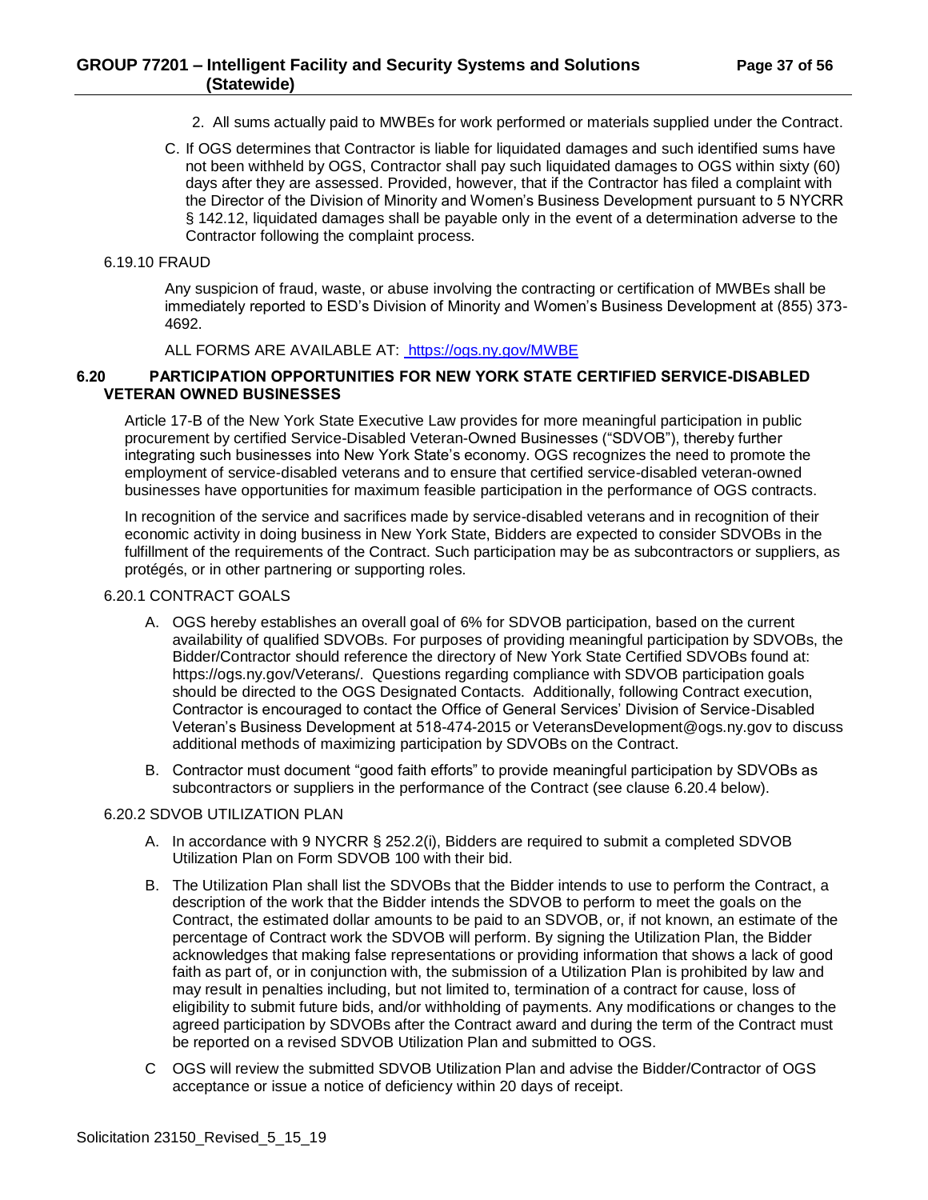2. All sums actually paid to MWBEs for work performed or materials supplied under the Contract.

C. If OGS determines that Contractor is liable for liquidated damages and such identified sums have not been withheld by OGS, Contractor shall pay such liquidated damages to OGS within sixty (60) days after they are assessed. Provided, however, that if the Contractor has filed a complaint with the Director of the Division of Minority and Women's Business Development pursuant to 5 NYCRR § 142.12, liquidated damages shall be payable only in the event of a determination adverse to the Contractor following the complaint process.

6.19.10 FRAUD

Any suspicion of fraud, waste, or abuse involving the contracting or certification of MWBEs shall be immediately reported to ESD's Division of Minority and Women's Business Development at (855) 373-4692.

ALL FORMS ARE AVAILABLE AT: https://ogs.ny.gov/MWBE

### 6.20 PARTICIPATION OPPORTUNITIES FOR NEW YORK STATE CERTIFIED SERVICE-DISABLED VETERAN OWNED BUSINESSES

Article 17-B of the New York State Executive Law provides for more meaningful participation in public procurement by certified Service-Disabled Veteran-Owned Businesses ("SDVOB"), thereby further integrating such businesses into New York State's economy. OGS recognizes the need to promote the employment of service-disabled veterans and to ensure that certified service-disabled veteran-owned businesses have opportunities for maximum feasible participation in the performance of OGS contracts.

In recognition of the service and sacrifices made by service-disabled veterans and in recognition of their economic activity in doing business in New York State, Bidders are expected to consider SDVOBs in the fulfillment of the requirements of the Contract. Such participation may be as subcontractors or suppliers, as protégés, or in other partnering or supporting roles.

6.20.1 CONTRACT GOALS

A. OGS hereby establishes an overall goal of 6% for SDVOB participation, based on the current availability of qualified SDVOBs. For purposes of providing meaningful participation by SDVOBs, the Bidder/Contractor should reference the directory of New York State Certified SDVOBs found at: https://ogs.ny.gov/Veterans/. Questions regarding compliance with SDVOB participation goals should be directed to the OGS Designated Contacts. Additionally, following Contract execution, Contractor is encouraged to contact the Office of General Services' Division of Service-Disabled Veteran's Business Development at 518-474-2015 or VeteransDevelopment@ogs.ny.gov to discuss additional methods of maximizing participation by SDVOBs on the Contract.

B. Contractor must document "good faith efforts" to provide meaningful participation by SDVOBs as subcontractors or suppliers in the performance of the Contract (see clause 6.20.4 below).

6.20.2 SDVOB UTILIZATION PLAN

A. In accordance with 9 NYCRR § 252.2(i), Bidders are required to submit a completed SDVOB Utilization Plan on Form SDVOB 100 with their bid.

B. The Utilization Plan shall list the SDVOBs that the Bidder intends to use to perform the Contract, a description of the work that the Bidder intends the SDVOB to perform to meet the goals on the Contract, the estimated dollar amounts to be paid to an SDVOB, or, if not known, an estimate of the percentage of Contract work the SDVOB will perform. By signing the Utilization Plan, the Bidder acknowledges that making false representations or providing information that shows a lack of good faith as part of, or in conjunction with, the submission of a Utilization Plan is prohibited by law and may result in penalties including, but not limited to, termination of a contract for cause, loss of eligibility to submit future bids, and/or withholding of payments. Any modifications or changes to the agreed participation by SDVOBs after the Contract award and during the term of the Contract must be reported on a revised SDVOB Utilization Plan and submitted to OGS.

C OGS will review the submitted SDVOB Utilization Plan and advise the Bidder/Contractor of OGS acceptance or issue a notice of deficiency within 20 days of receipt.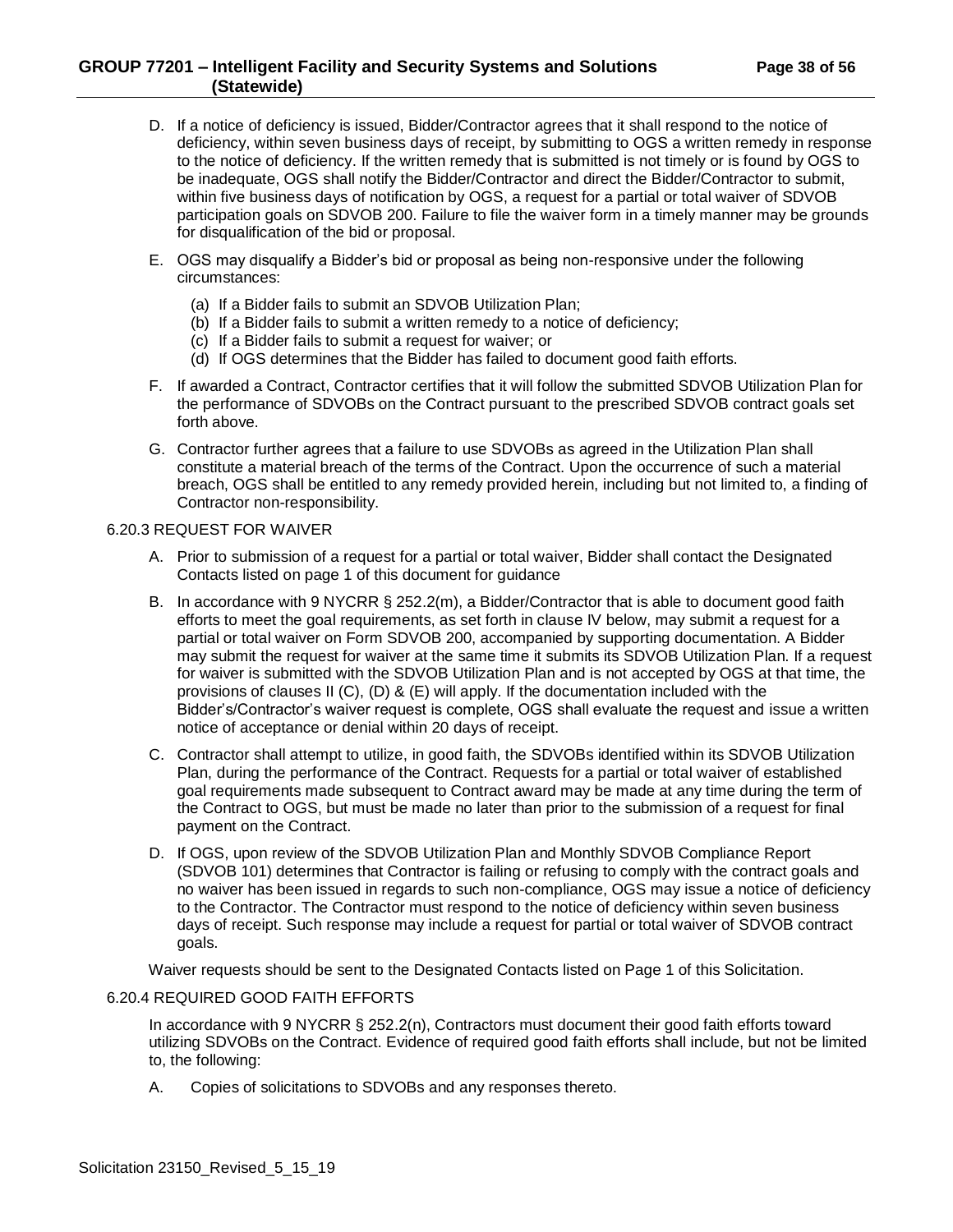D. If a notice of deficiency is issued, Bidder/Contractor agrees that it shall respond to the notice of deficiency, within seven business days of receipt, by submitting to OGS a written remedy in response to the notice of deficiency. If the written remedy that is submitted is not timely or is found by OGS to be inadequate, OGS shall notify the Bidder/Contractor and direct the Bidder/Contractor to submit, within five business days of notification by OGS, a request for a partial or total waiver of SDVOB participation goals on SDVOB 200. Failure to file the waiver form in a timely manner may be grounds for disqualification of the bid or proposal.

E. OGS may disqualify a Bidder's bid or proposal as being non-responsive under the following circumstances:

   (a) If a Bidder fails to submit an SDVOB Utilization Plan;
   (b) If a Bidder fails to submit a written remedy to a notice of deficiency;
   (c) If a Bidder fails to submit a request for waiver; or
   (d) If OGS determines that the Bidder has failed to document good faith efforts.

F. If awarded a Contract, Contractor certifies that it will follow the submitted SDVOB Utilization Plan for the performance of SDVOBs on the Contract pursuant to the prescribed SDVOB contract goals set forth above.

G. Contractor further agrees that a failure to use SDVOBs as agreed in the Utilization Plan shall constitute a material breach of the terms of the Contract. Upon the occurrence of such a material breach, OGS shall be entitled to any remedy provided herein, including but not limited to, a finding of Contractor non-responsibility.

6.20.3 REQUEST FOR WAIVER

A. Prior to submission of a request for a partial or total waiver, Bidder shall contact the Designated Contacts listed on page 1 of this document for guidance

B. In accordance with 9 NYCRR § 252.2(m), a Bidder/Contractor that is able to document good faith efforts to meet the goal requirements, as set forth in clause IV below, may submit a request for a partial or total waiver on Form SDVOB 200, accompanied by supporting documentation. A Bidder may submit the request for waiver at the same time it submits its SDVOB Utilization Plan. If a request for waiver is submitted with the SDVOB Utilization Plan and is not accepted by OGS at that time, the provisions of clauses II (C), (D) & (E) will apply. If the documentation included with the Bidder's/Contractor's waiver request is complete, OGS shall evaluate the request and issue a written notice of acceptance or denial within 20 days of receipt.

C. Contractor shall attempt to utilize, in good faith, the SDVOBs identified within its SDVOB Utilization Plan, during the performance of the Contract. Requests for a partial or total waiver of established goal requirements made subsequent to Contract award may be made at any time during the term of the Contract to OGS, but must be made no later than prior to the submission of a request for final payment on the Contract.

D. If OGS, upon review of the SDVOB Utilization Plan and Monthly SDVOB Compliance Report (SDVOB 101) determines that Contractor is failing or refusing to comply with the contract goals and no waiver has been issued in regards to such non-compliance, OGS may issue a notice of deficiency to the Contractor. The Contractor must respond to the notice of deficiency within seven business days of receipt. Such response may include a request for partial or total waiver of SDVOB contract goals.

Waiver requests should be sent to the Designated Contacts listed on Page 1 of this Solicitation.

6.20.4 REQUIRED GOOD FAITH EFFORTS

In accordance with 9 NYCRR § 252.2(n), Contractors must document their good faith efforts toward utilizing SDVOBs on the Contract. Evidence of required good faith efforts shall include, but not be limited to, the following:

A. Copies of solicitations to SDVOBs and any responses thereto.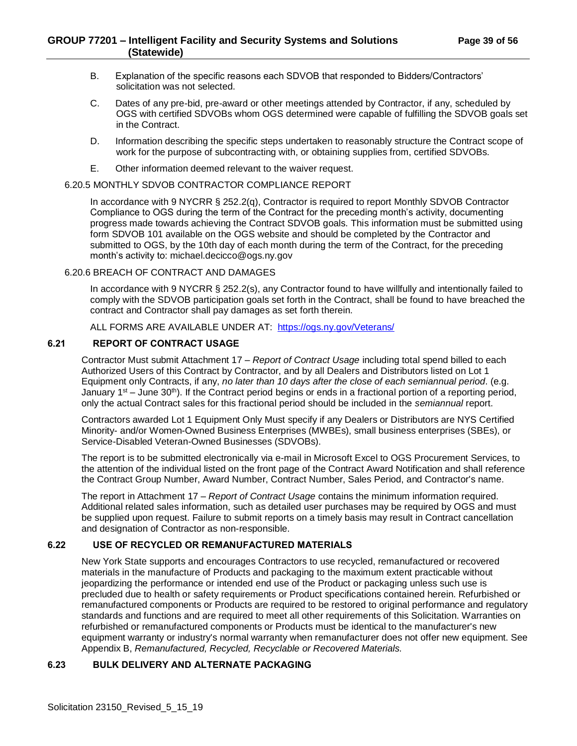B. Explanation of the specific reasons each SDVOB that responded to Bidders/Contractors' solicitation was not selected.

C. Dates of any pre-bid, pre-award or other meetings attended by Contractor, if any, scheduled by OGS with certified SDVOBs whom OGS determined were capable of fulfilling the SDVOB goals set in the Contract.

D. Information describing the specific steps undertaken to reasonably structure the Contract scope of work for the purpose of subcontracting with, or obtaining supplies from, certified SDVOBs.

E. Other information deemed relevant to the waiver request.

6.20.5 MONTHLY SDVOB CONTRACTOR COMPLIANCE REPORT

In accordance with 9 NYCRR § 252.2(q), Contractor is required to report Monthly SDVOB Contractor Compliance to OGS during the term of the Contract for the preceding month's activity, documenting progress made towards achieving the Contract SDVOB goals. This information must be submitted using form SDVOB 101 available on the OGS website and should be completed by the Contractor and submitted to OGS, by the 10th day of each month during the term of the Contract, for the preceding month's activity to: michael.decicco@ogs.ny.gov

6.20.6 BREACH OF CONTRACT AND DAMAGES

In accordance with 9 NYCRR § 252.2(s), any Contractor found to have willfully and intentionally failed to comply with the SDVOB participation goals set forth in the Contract, shall be found to have breached the contract and Contractor shall pay damages as set forth therein.

ALL FORMS ARE AVAILABLE UNDER AT: https://ogs.ny.gov/Veterans/

## 6.21 REPORT OF CONTRACT USAGE

Contractor Must submit Attachment 17 – *Report of Contract Usage* including total spend billed to each Authorized Users of this Contract by Contractor, and by all Dealers and Distributors listed on Lot 1 Equipment only Contracts, if any, *no later than 10 days after the close of each semiannual period*. (e.g. January 1st – June 30th). If the Contract period begins or ends in a fractional portion of a reporting period, only the actual Contract sales for this fractional period should be included in the *semiannual* report.

Contractors awarded Lot 1 Equipment Only Must specify if any Dealers or Distributors are NYS Certified Minority- and/or Women-Owned Business Enterprises (MWBEs), small business enterprises (SBEs), or Service-Disabled Veteran-Owned Businesses (SDVOBs).

The report is to be submitted electronically via e-mail in Microsoft Excel to OGS Procurement Services, to the attention of the individual listed on the front page of the Contract Award Notification and shall reference the Contract Group Number, Award Number, Contract Number, Sales Period, and Contractor's name.

The report in Attachment 17 – *Report of Contract Usage* contains the minimum information required. Additional related sales information, such as detailed user purchases may be required by OGS and must be supplied upon request. Failure to submit reports on a timely basis may result in Contract cancellation and designation of Contractor as non-responsible.

## 6.22 USE OF RECYCLED OR REMANUFACTURED MATERIALS

New York State supports and encourages Contractors to use recycled, remanufactured or recovered materials in the manufacture of Products and packaging to the maximum extent practicable without jeopardizing the performance or intended end use of the Product or packaging unless such use is precluded due to health or safety requirements or Product specifications contained herein. Refurbished or remanufactured components or Products are required to be restored to original performance and regulatory standards and functions and are required to meet all other requirements of this Solicitation. Warranties on refurbished or remanufactured components or Products must be identical to the manufacturer's new equipment warranty or industry's normal warranty when remanufacturer does not offer new equipment. See Appendix B, *Remanufactured, Recycled, Recyclable or Recovered Materials.*

## 6.23 BULK DELIVERY AND ALTERNATE PACKAGING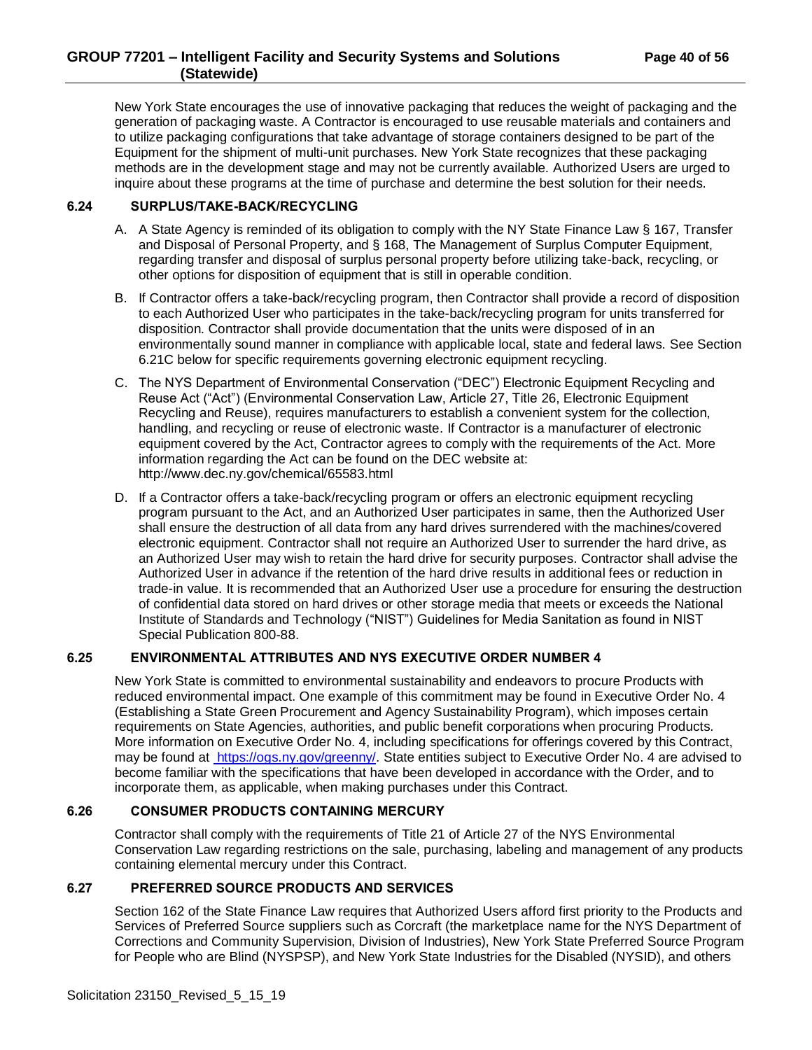New York State encourages the use of innovative packaging that reduces the weight of packaging and the generation of packaging waste. A Contractor is encouraged to use reusable materials and containers and to utilize packaging configurations that take advantage of storage containers designed to be part of the Equipment for the shipment of multi-unit purchases. New York State recognizes that these packaging methods are in the development stage and may not be currently available. Authorized Users are urged to inquire about these programs at the time of purchase and determine the best solution for their needs.

### 6.24 SURPLUS/TAKE-BACK/RECYCLING

A. A State Agency is reminded of its obligation to comply with the NY State Finance Law § 167, Transfer and Disposal of Personal Property, and § 168, The Management of Surplus Computer Equipment, regarding transfer and disposal of surplus personal property before utilizing take-back, recycling, or other options for disposition of equipment that is still in operable condition.

B. If Contractor offers a take-back/recycling program, then Contractor shall provide a record of disposition to each Authorized User who participates in the take-back/recycling program for units transferred for disposition. Contractor shall provide documentation that the units were disposed of in an environmentally sound manner in compliance with applicable local, state and federal laws. See Section 6.21C below for specific requirements governing electronic equipment recycling.

C. The NYS Department of Environmental Conservation ("DEC") Electronic Equipment Recycling and Reuse Act ("Act") (Environmental Conservation Law, Article 27, Title 26, Electronic Equipment Recycling and Reuse), requires manufacturers to establish a convenient system for the collection, handling, and recycling or reuse of electronic waste. If Contractor is a manufacturer of electronic equipment covered by the Act, Contractor agrees to comply with the requirements of the Act. More information regarding the Act can be found on the DEC website at: http://www.dec.ny.gov/chemical/65583.html

D. If a Contractor offers a take-back/recycling program or offers an electronic equipment recycling program pursuant to the Act, and an Authorized User participates in same, then the Authorized User shall ensure the destruction of all data from any hard drives surrendered with the machines/covered electronic equipment. Contractor shall not require an Authorized User to surrender the hard drive, as an Authorized User may wish to retain the hard drive for security purposes. Contractor shall advise the Authorized User in advance if the retention of the hard drive results in additional fees or reduction in trade-in value. It is recommended that an Authorized User use a procedure for ensuring the destruction of confidential data stored on hard drives or other storage media that meets or exceeds the National Institute of Standards and Technology ("NIST") Guidelines for Media Sanitation as found in NIST Special Publication 800-88.

### 6.25 ENVIRONMENTAL ATTRIBUTES AND NYS EXECUTIVE ORDER NUMBER 4

New York State is committed to environmental sustainability and endeavors to procure Products with reduced environmental impact. One example of this commitment may be found in Executive Order No. 4 (Establishing a State Green Procurement and Agency Sustainability Program), which imposes certain requirements on State Agencies, authorities, and public benefit corporations when procuring Products. More information on Executive Order No. 4, including specifications for offerings covered by this Contract, may be found at https://ogs.ny.gov/greenny/. State entities subject to Executive Order No. 4 are advised to become familiar with the specifications that have been developed in accordance with the Order, and to incorporate them, as applicable, when making purchases under this Contract.

### 6.26 CONSUMER PRODUCTS CONTAINING MERCURY

Contractor shall comply with the requirements of Title 21 of Article 27 of the NYS Environmental Conservation Law regarding restrictions on the sale, purchasing, labeling and management of any products containing elemental mercury under this Contract.

### 6.27 PREFERRED SOURCE PRODUCTS AND SERVICES

Section 162 of the State Finance Law requires that Authorized Users afford first priority to the Products and Services of Preferred Source suppliers such as Corcraft (the marketplace name for the NYS Department of Corrections and Community Supervision, Division of Industries), New York State Preferred Source Program for People who are Blind (NYSPSP), and New York State Industries for the Disabled (NYSID), and others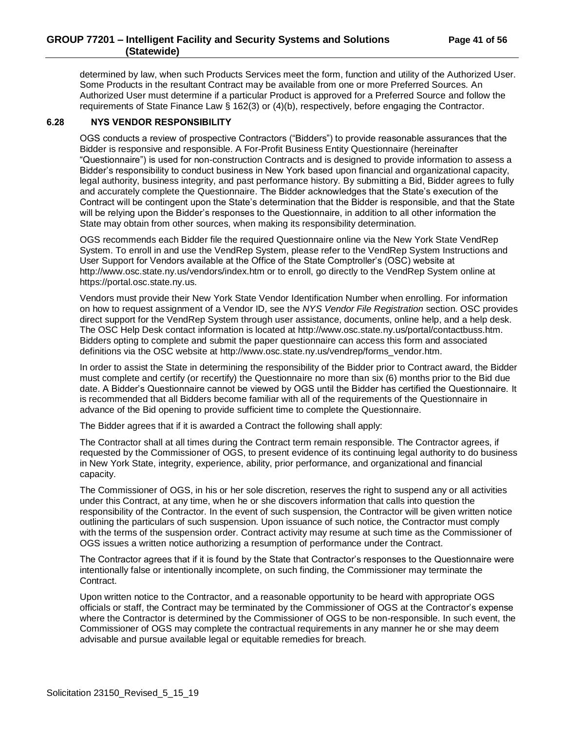determined by law, when such Products Services meet the form, function and utility of the Authorized User. Some Products in the resultant Contract may be available from one or more Preferred Sources. An Authorized User must determine if a particular Product is approved for a Preferred Source and follow the requirements of State Finance Law § 162(3) or (4)(b), respectively, before engaging the Contractor.

### 6.28 NYS VENDOR RESPONSIBILITY

OGS conducts a review of prospective Contractors ("Bidders") to provide reasonable assurances that the Bidder is responsive and responsible. A For-Profit Business Entity Questionnaire (hereinafter "Questionnaire") is used for non-construction Contracts and is designed to provide information to assess a Bidder's responsibility to conduct business in New York based upon financial and organizational capacity, legal authority, business integrity, and past performance history. By submitting a Bid, Bidder agrees to fully and accurately complete the Questionnaire. The Bidder acknowledges that the State's execution of the Contract will be contingent upon the State's determination that the Bidder is responsible, and that the State will be relying upon the Bidder's responses to the Questionnaire, in addition to all other information the State may obtain from other sources, when making its responsibility determination.

OGS recommends each Bidder file the required Questionnaire online via the New York State VendRep System. To enroll in and use the VendRep System, please refer to the VendRep System Instructions and User Support for Vendors available at the Office of the State Comptroller's (OSC) website at http://www.osc.state.ny.us/vendors/index.htm or to enroll, go directly to the VendRep System online at https://portal.osc.state.ny.us.

Vendors must provide their New York State Vendor Identification Number when enrolling. For information on how to request assignment of a Vendor ID, see the *NYS Vendor File Registration* section. OSC provides direct support for the VendRep System through user assistance, documents, online help, and a help desk. The OSC Help Desk contact information is located at http://www.osc.state.ny.us/portal/contactbuss.htm. Bidders opting to complete and submit the paper questionnaire can access this form and associated definitions via the OSC website at http://www.osc.state.ny.us/vendrep/forms_vendor.htm.

In order to assist the State in determining the responsibility of the Bidder prior to Contract award, the Bidder must complete and certify (or recertify) the Questionnaire no more than six (6) months prior to the Bid due date. A Bidder's Questionnaire cannot be viewed by OGS until the Bidder has certified the Questionnaire. It is recommended that all Bidders become familiar with all of the requirements of the Questionnaire in advance of the Bid opening to provide sufficient time to complete the Questionnaire.

The Bidder agrees that if it is awarded a Contract the following shall apply:

The Contractor shall at all times during the Contract term remain responsible. The Contractor agrees, if requested by the Commissioner of OGS, to present evidence of its continuing legal authority to do business in New York State, integrity, experience, ability, prior performance, and organizational and financial capacity.

The Commissioner of OGS, in his or her sole discretion, reserves the right to suspend any or all activities under this Contract, at any time, when he or she discovers information that calls into question the responsibility of the Contractor. In the event of such suspension, the Contractor will be given written notice outlining the particulars of such suspension. Upon issuance of such notice, the Contractor must comply with the terms of the suspension order. Contract activity may resume at such time as the Commissioner of OGS issues a written notice authorizing a resumption of performance under the Contract.

The Contractor agrees that if it is found by the State that Contractor's responses to the Questionnaire were intentionally false or intentionally incomplete, on such finding, the Commissioner may terminate the Contract.

Upon written notice to the Contractor, and a reasonable opportunity to be heard with appropriate OGS officials or staff, the Contract may be terminated by the Commissioner of OGS at the Contractor's expense where the Contractor is determined by the Commissioner of OGS to be non-responsible. In such event, the Commissioner of OGS may complete the contractual requirements in any manner he or she may deem advisable and pursue available legal or equitable remedies for breach.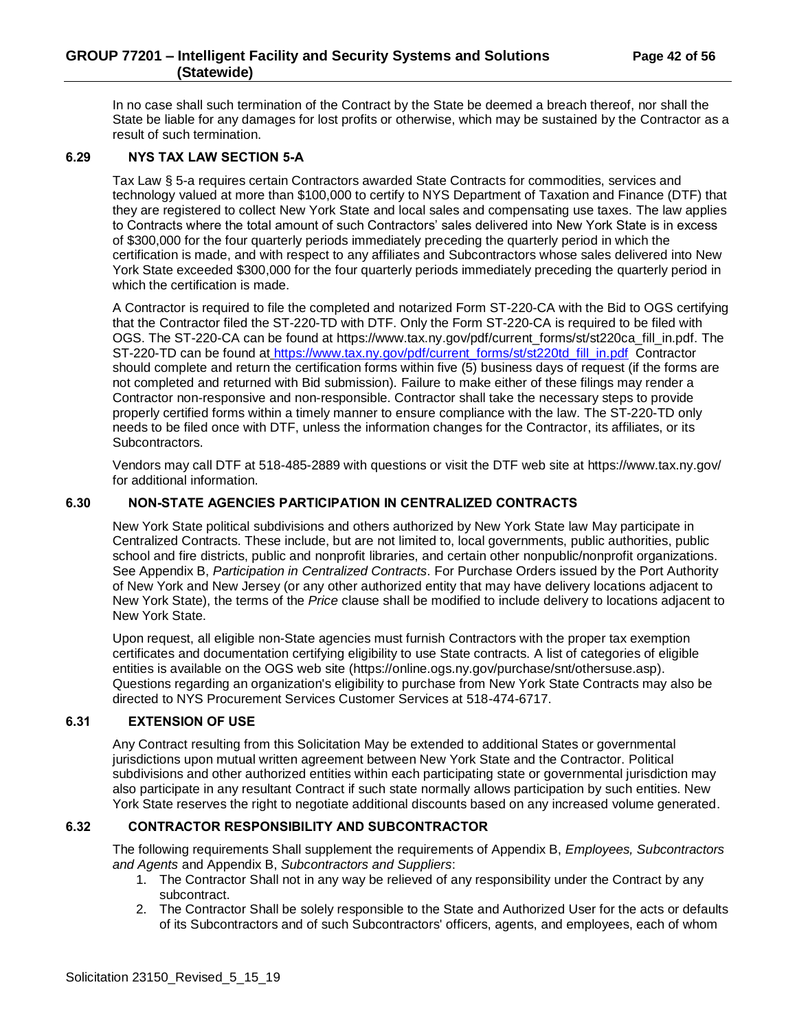In no case shall such termination of the Contract by the State be deemed a breach thereof, nor shall the State be liable for any damages for lost profits or otherwise, which may be sustained by the Contractor as a result of such termination.

### 6.29 NYS TAX LAW SECTION 5-A

Tax Law § 5-a requires certain Contractors awarded State Contracts for commodities, services and technology valued at more than $100,000 to certify to NYS Department of Taxation and Finance (DTF) that they are registered to collect New York State and local sales and compensating use taxes. The law applies to Contracts where the total amount of such Contractors' sales delivered into New York State is in excess of $300,000 for the four quarterly periods immediately preceding the quarterly period in which the certification is made, and with respect to any affiliates and Subcontractors whose sales delivered into New York State exceeded $300,000 for the four quarterly periods immediately preceding the quarterly period in which the certification is made.

A Contractor is required to file the completed and notarized Form ST-220-CA with the Bid to OGS certifying that the Contractor filed the ST-220-TD with DTF. Only the Form ST-220-CA is required to be filed with OGS. The ST-220-CA can be found at https://www.tax.ny.gov/pdf/current_forms/st/st220ca_fill_in.pdf. The ST-220-TD can be found at https://www.tax.ny.gov/pdf/current_forms/st/st220td_fill_in.pdf Contractor should complete and return the certification forms within five (5) business days of request (if the forms are not completed and returned with Bid submission). Failure to make either of these filings may render a Contractor non-responsive and non-responsible. Contractor shall take the necessary steps to provide properly certified forms within a timely manner to ensure compliance with the law. The ST-220-TD only needs to be filed once with DTF, unless the information changes for the Contractor, its affiliates, or its Subcontractors.

Vendors may call DTF at 518-485-2889 with questions or visit the DTF web site at https://www.tax.ny.gov/ for additional information.

### 6.30 NON-STATE AGENCIES PARTICIPATION IN CENTRALIZED CONTRACTS

New York State political subdivisions and others authorized by New York State law May participate in Centralized Contracts. These include, but are not limited to, local governments, public authorities, public school and fire districts, public and nonprofit libraries, and certain other nonpublic/nonprofit organizations. See Appendix B, *Participation in Centralized Contracts*. For Purchase Orders issued by the Port Authority of New York and New Jersey (or any other authorized entity that may have delivery locations adjacent to New York State), the terms of the *Price* clause shall be modified to include delivery to locations adjacent to New York State.

Upon request, all eligible non-State agencies must furnish Contractors with the proper tax exemption certificates and documentation certifying eligibility to use State contracts. A list of categories of eligible entities is available on the OGS web site (https://online.ogs.ny.gov/purchase/snt/othersuse.asp). Questions regarding an organization's eligibility to purchase from New York State Contracts may also be directed to NYS Procurement Services Customer Services at 518-474-6717.

### 6.31 EXTENSION OF USE

Any Contract resulting from this Solicitation May be extended to additional States or governmental jurisdictions upon mutual written agreement between New York State and the Contractor. Political subdivisions and other authorized entities within each participating state or governmental jurisdiction may also participate in any resultant Contract if such state normally allows participation by such entities. New York State reserves the right to negotiate additional discounts based on any increased volume generated.

### 6.32 CONTRACTOR RESPONSIBILITY AND SUBCONTRACTOR

The following requirements Shall supplement the requirements of Appendix B, *Employees, Subcontractors and Agents* and Appendix B, *Subcontractors and Suppliers*:

1. The Contractor Shall not in any way be relieved of any responsibility under the Contract by any subcontract.
2. The Contractor Shall be solely responsible to the State and Authorized User for the acts or defaults of its Subcontractors and of such Subcontractors' officers, agents, and employees, each of whom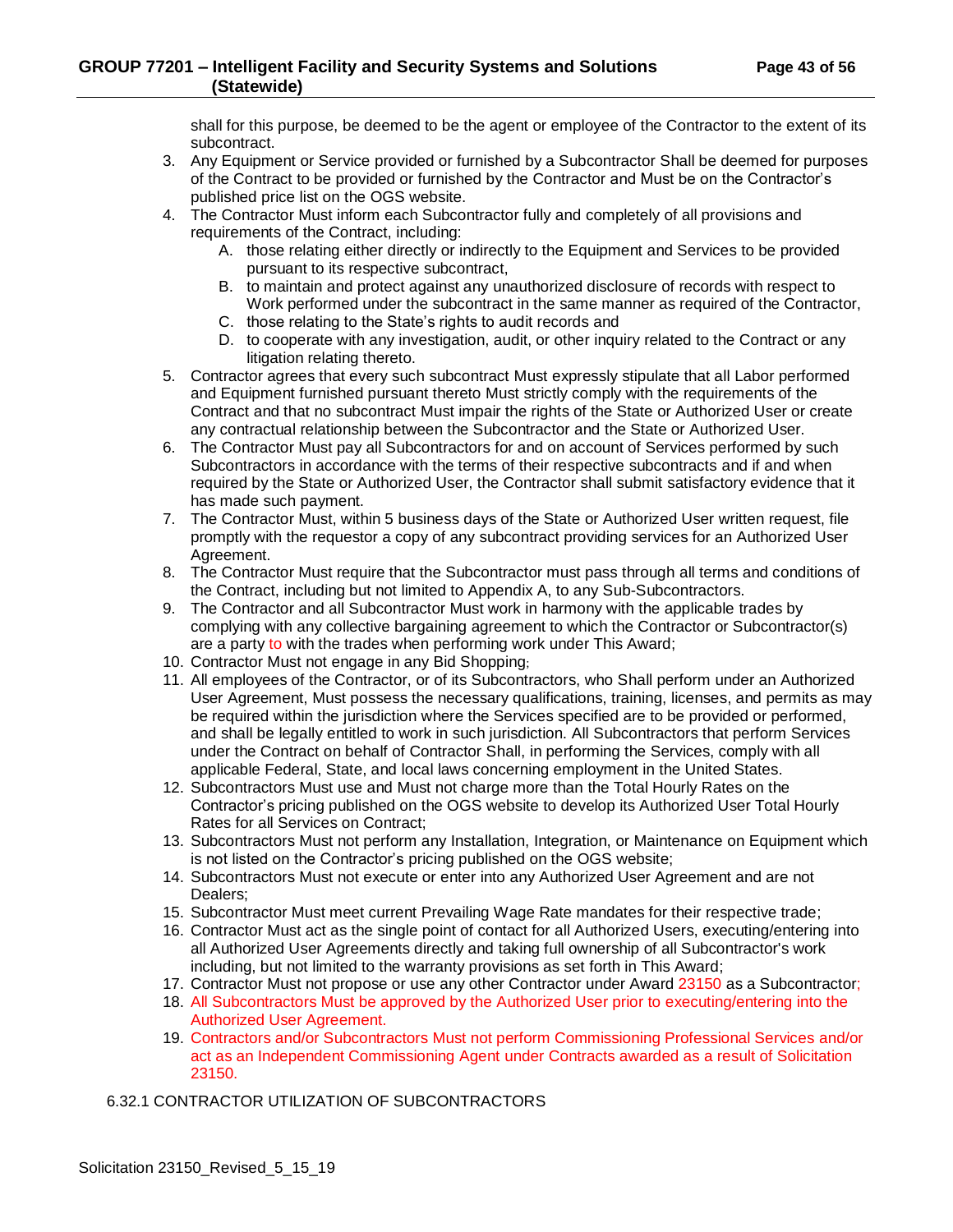shall for this purpose, be deemed to be the agent or employee of the Contractor to the extent of its subcontract.

3. Any Equipment or Service provided or furnished by a Subcontractor Shall be deemed for purposes of the Contract to be provided or furnished by the Contractor and Must be on the Contractor's published price list on the OGS website.
4. The Contractor Must inform each Subcontractor fully and completely of all provisions and requirements of the Contract, including:
   A. those relating either directly or indirectly to the Equipment and Services to be provided pursuant to its respective subcontract,
   B. to maintain and protect against any unauthorized disclosure of records with respect to Work performed under the subcontract in the same manner as required of the Contractor,
   C. those relating to the State's rights to audit records and
   D. to cooperate with any investigation, audit, or other inquiry related to the Contract or any litigation relating thereto.
5. Contractor agrees that every such subcontract Must expressly stipulate that all Labor performed and Equipment furnished pursuant thereto Must strictly comply with the requirements of the Contract and that no subcontract Must impair the rights of the State or Authorized User or create any contractual relationship between the Subcontractor and the State or Authorized User.
6. The Contractor Must pay all Subcontractors for and on account of Services performed by such Subcontractors in accordance with the terms of their respective subcontracts and if and when required by the State or Authorized User, the Contractor shall submit satisfactory evidence that it has made such payment.
7. The Contractor Must, within 5 business days of the State or Authorized User written request, file promptly with the requestor a copy of any subcontract providing services for an Authorized User Agreement.
8. The Contractor Must require that the Subcontractor must pass through all terms and conditions of the Contract, including but not limited to Appendix A, to any Sub-Subcontractors.
9. The Contractor and all Subcontractor Must work in harmony with the applicable trades by complying with any collective bargaining agreement to which the Contractor or Subcontractor(s) are a party to with the trades when performing work under This Award;
10. Contractor Must not engage in any Bid Shopping;
11. All employees of the Contractor, or of its Subcontractors, who Shall perform under an Authorized User Agreement, Must possess the necessary qualifications, training, licenses, and permits as may be required within the jurisdiction where the Services specified are to be provided or performed, and shall be legally entitled to work in such jurisdiction. All Subcontractors that perform Services under the Contract on behalf of Contractor Shall, in performing the Services, comply with all applicable Federal, State, and local laws concerning employment in the United States.
12. Subcontractors Must use and Must not charge more than the Total Hourly Rates on the Contractor's pricing published on the OGS website to develop its Authorized User Total Hourly Rates for all Services on Contract;
13. Subcontractors Must not perform any Installation, Integration, or Maintenance on Equipment which is not listed on the Contractor's pricing published on the OGS website;
14. Subcontractors Must not execute or enter into any Authorized User Agreement and are not Dealers;
15. Subcontractor Must meet current Prevailing Wage Rate mandates for their respective trade;
16. Contractor Must act as the single point of contact for all Authorized Users, executing/entering into all Authorized User Agreements directly and taking full ownership of all Subcontractor's work including, but not limited to the warranty provisions as set forth in This Award;
17. Contractor Must not propose or use any other Contractor under Award 23150 as a Subcontractor;
18. All Subcontractors Must be approved by the Authorized User prior to executing/entering into the Authorized User Agreement.
19. Contractors and/or Subcontractors Must not perform Commissioning Professional Services and/or act as an Independent Commissioning Agent under Contracts awarded as a result of Solicitation 23150.

### 6.32.1 CONTRACTOR UTILIZATION OF SUBCONTRACTORS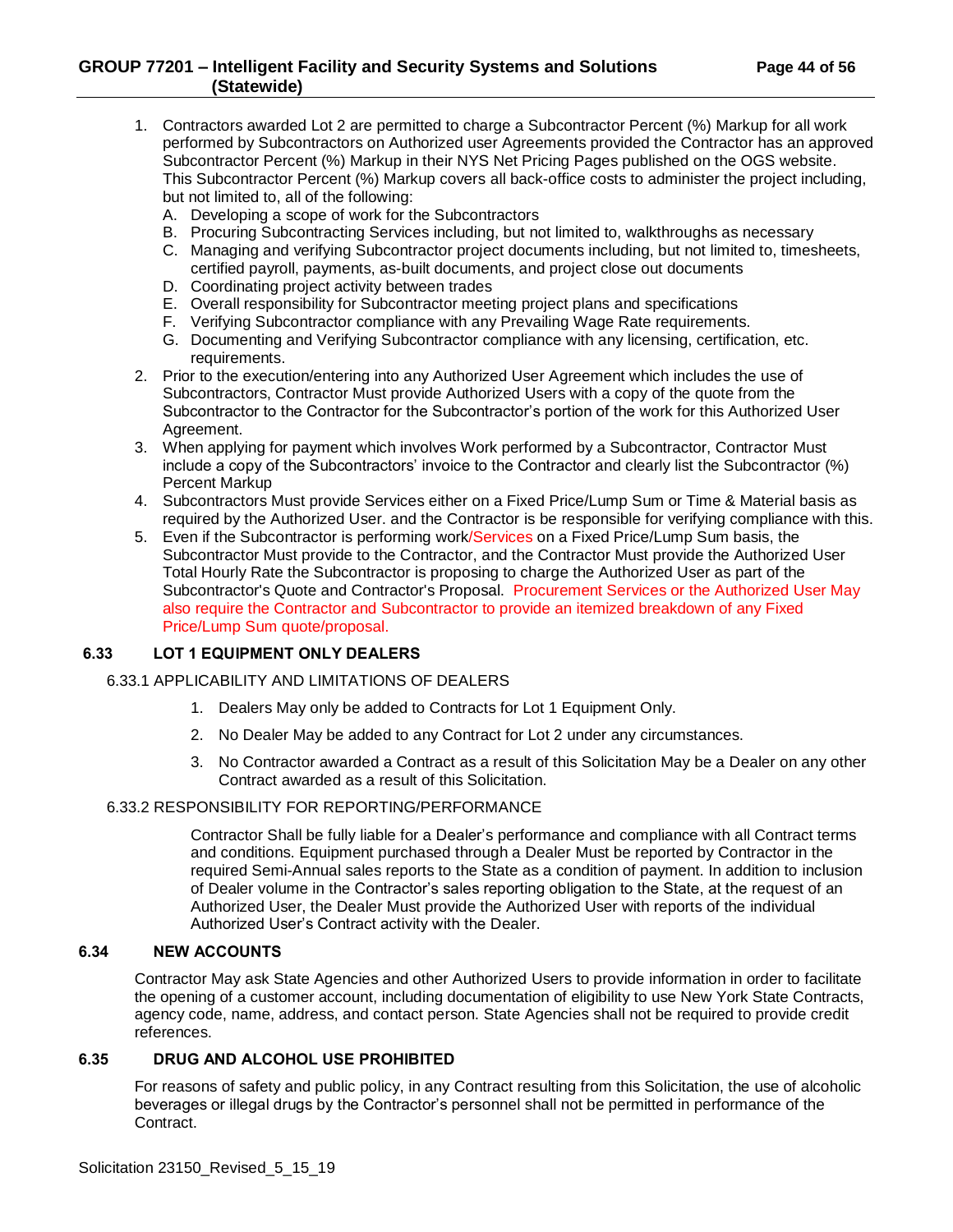1. Contractors awarded Lot 2 are permitted to charge a Subcontractor Percent (%) Markup for all work performed by Subcontractors on Authorized user Agreements provided the Contractor has an approved Subcontractor Percent (%) Markup in their NYS Net Pricing Pages published on the OGS website. This Subcontractor Percent (%) Markup covers all back-office costs to administer the project including, but not limited to, all of the following:
   A. Developing a scope of work for the Subcontractors
   B. Procuring Subcontracting Services including, but not limited to, walkthroughs as necessary
   C. Managing and verifying Subcontractor project documents including, but not limited to, timesheets, certified payroll, payments, as-built documents, and project close out documents
   D. Coordinating project activity between trades
   E. Overall responsibility for Subcontractor meeting project plans and specifications
   F. Verifying Subcontractor compliance with any Prevailing Wage Rate requirements.
   G. Documenting and Verifying Subcontractor compliance with any licensing, certification, etc. requirements.
2. Prior to the execution/entering into any Authorized User Agreement which includes the use of Subcontractors, Contractor Must provide Authorized Users with a copy of the quote from the Subcontractor to the Contractor for the Subcontractor's portion of the work for this Authorized User Agreement.
3. When applying for payment which involves Work performed by a Subcontractor, Contractor Must include a copy of the Subcontractors' invoice to the Contractor and clearly list the Subcontractor (%) Percent Markup
4. Subcontractors Must provide Services either on a Fixed Price/Lump Sum or Time & Material basis as required by the Authorized User. and the Contractor is be responsible for verifying compliance with this.
5. Even if the Subcontractor is performing work/Services on a Fixed Price/Lump Sum basis, the Subcontractor Must provide to the Contractor, and the Contractor Must provide the Authorized User Total Hourly Rate the Subcontractor is proposing to charge the Authorized User as part of the Subcontractor's Quote and Contractor's Proposal. Procurement Services or the Authorized User May also require the Contractor and Subcontractor to provide an itemized breakdown of any Fixed Price/Lump Sum quote/proposal.

## 6.33 LOT 1 EQUIPMENT ONLY DEALERS

6.33.1 APPLICABILITY AND LIMITATIONS OF DEALERS

1. Dealers May only be added to Contracts for Lot 1 Equipment Only.
2. No Dealer May be added to any Contract for Lot 2 under any circumstances.
3. No Contractor awarded a Contract as a result of this Solicitation May be a Dealer on any other Contract awarded as a result of this Solicitation.

6.33.2 RESPONSIBILITY FOR REPORTING/PERFORMANCE

Contractor Shall be fully liable for a Dealer's performance and compliance with all Contract terms and conditions. Equipment purchased through a Dealer Must be reported by Contractor in the required Semi-Annual sales reports to the State as a condition of payment. In addition to inclusion of Dealer volume in the Contractor's sales reporting obligation to the State, at the request of an Authorized User, the Dealer Must provide the Authorized User with reports of the individual Authorized User's Contract activity with the Dealer.

## 6.34 NEW ACCOUNTS

Contractor May ask State Agencies and other Authorized Users to provide information in order to facilitate the opening of a customer account, including documentation of eligibility to use New York State Contracts, agency code, name, address, and contact person. State Agencies shall not be required to provide credit references.

## 6.35 DRUG AND ALCOHOL USE PROHIBITED

For reasons of safety and public policy, in any Contract resulting from this Solicitation, the use of alcoholic beverages or illegal drugs by the Contractor's personnel shall not be permitted in performance of the Contract.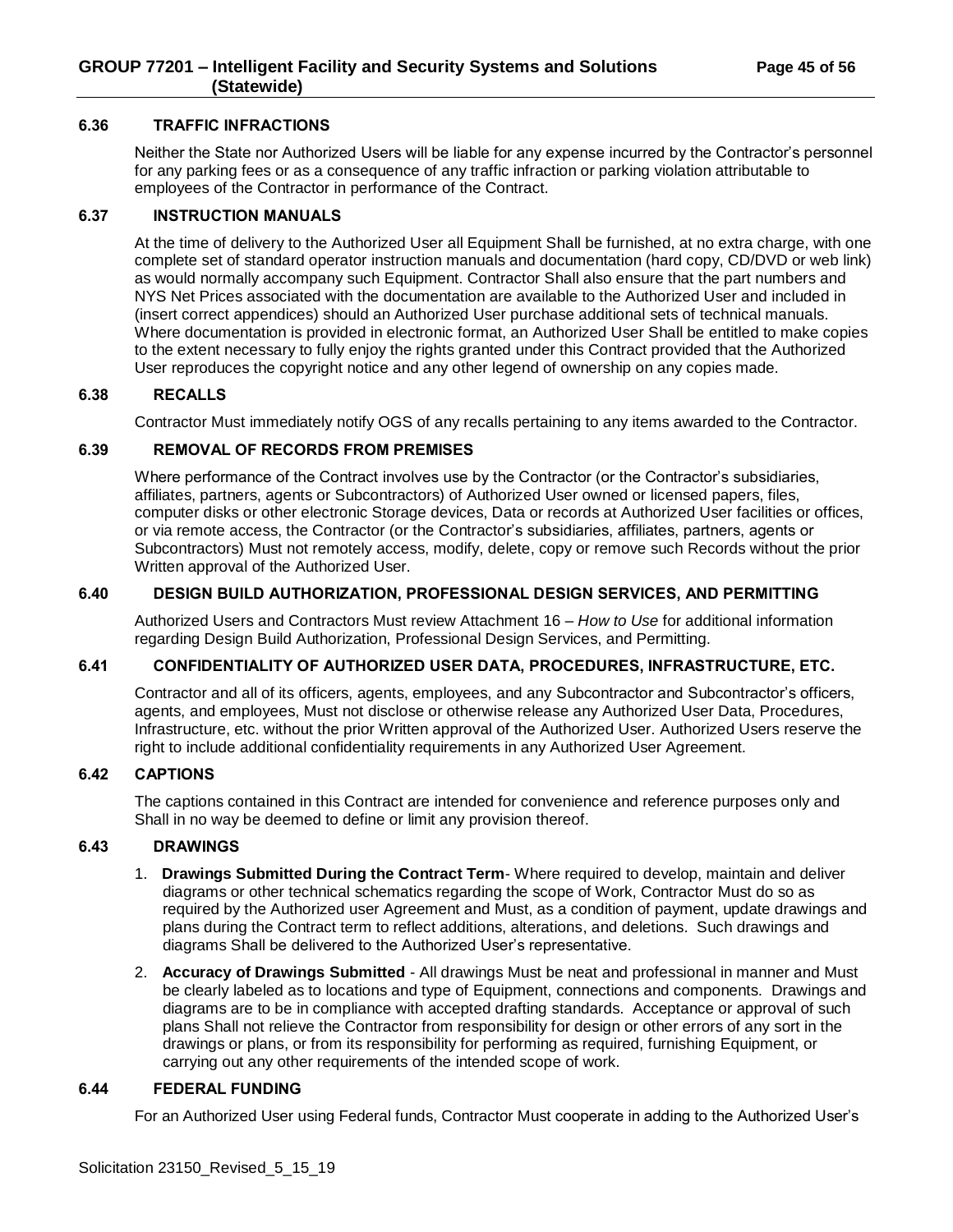### 6.36 TRAFFIC INFRACTIONS

Neither the State nor Authorized Users will be liable for any expense incurred by the Contractor's personnel for any parking fees or as a consequence of any traffic infraction or parking violation attributable to employees of the Contractor in performance of the Contract.

### 6.37 INSTRUCTION MANUALS

At the time of delivery to the Authorized User all Equipment Shall be furnished, at no extra charge, with one complete set of standard operator instruction manuals and documentation (hard copy, CD/DVD or web link) as would normally accompany such Equipment. Contractor Shall also ensure that the part numbers and NYS Net Prices associated with the documentation are available to the Authorized User and included in (insert correct appendices) should an Authorized User purchase additional sets of technical manuals. Where documentation is provided in electronic format, an Authorized User Shall be entitled to make copies to the extent necessary to fully enjoy the rights granted under this Contract provided that the Authorized User reproduces the copyright notice and any other legend of ownership on any copies made.

### 6.38 RECALLS

Contractor Must immediately notify OGS of any recalls pertaining to any items awarded to the Contractor.

### 6.39 REMOVAL OF RECORDS FROM PREMISES

Where performance of the Contract involves use by the Contractor (or the Contractor's subsidiaries, affiliates, partners, agents or Subcontractors) of Authorized User owned or licensed papers, files, computer disks or other electronic Storage devices, Data or records at Authorized User facilities or offices, or via remote access, the Contractor (or the Contractor's subsidiaries, affiliates, partners, agents or Subcontractors) Must not remotely access, modify, delete, copy or remove such Records without the prior Written approval of the Authorized User.

### 6.40 DESIGN BUILD AUTHORIZATION, PROFESSIONAL DESIGN SERVICES, AND PERMITTING

Authorized Users and Contractors Must review Attachment 16 – *How to Use* for additional information regarding Design Build Authorization, Professional Design Services, and Permitting.

### 6.41 CONFIDENTIALITY OF AUTHORIZED USER DATA, PROCEDURES, INFRASTRUCTURE, ETC.

Contractor and all of its officers, agents, employees, and any Subcontractor and Subcontractor's officers, agents, and employees, Must not disclose or otherwise release any Authorized User Data, Procedures, Infrastructure, etc. without the prior Written approval of the Authorized User. Authorized Users reserve the right to include additional confidentiality requirements in any Authorized User Agreement.

### 6.42 CAPTIONS

The captions contained in this Contract are intended for convenience and reference purposes only and Shall in no way be deemed to define or limit any provision thereof.

### 6.43 DRAWINGS

1. **Drawings Submitted During the Contract Term**- Where required to develop, maintain and deliver diagrams or other technical schematics regarding the scope of Work, Contractor Must do so as required by the Authorized user Agreement and Must, as a condition of payment, update drawings and plans during the Contract term to reflect additions, alterations, and deletions. Such drawings and diagrams Shall be delivered to the Authorized User's representative.
2. **Accuracy of Drawings Submitted** - All drawings Must be neat and professional in manner and Must be clearly labeled as to locations and type of Equipment, connections and components. Drawings and diagrams are to be in compliance with accepted drafting standards. Acceptance or approval of such plans Shall not relieve the Contractor from responsibility for design or other errors of any sort in the drawings or plans, or from its responsibility for performing as required, furnishing Equipment, or carrying out any other requirements of the intended scope of work.

### 6.44 FEDERAL FUNDING

For an Authorized User using Federal funds, Contractor Must cooperate in adding to the Authorized User's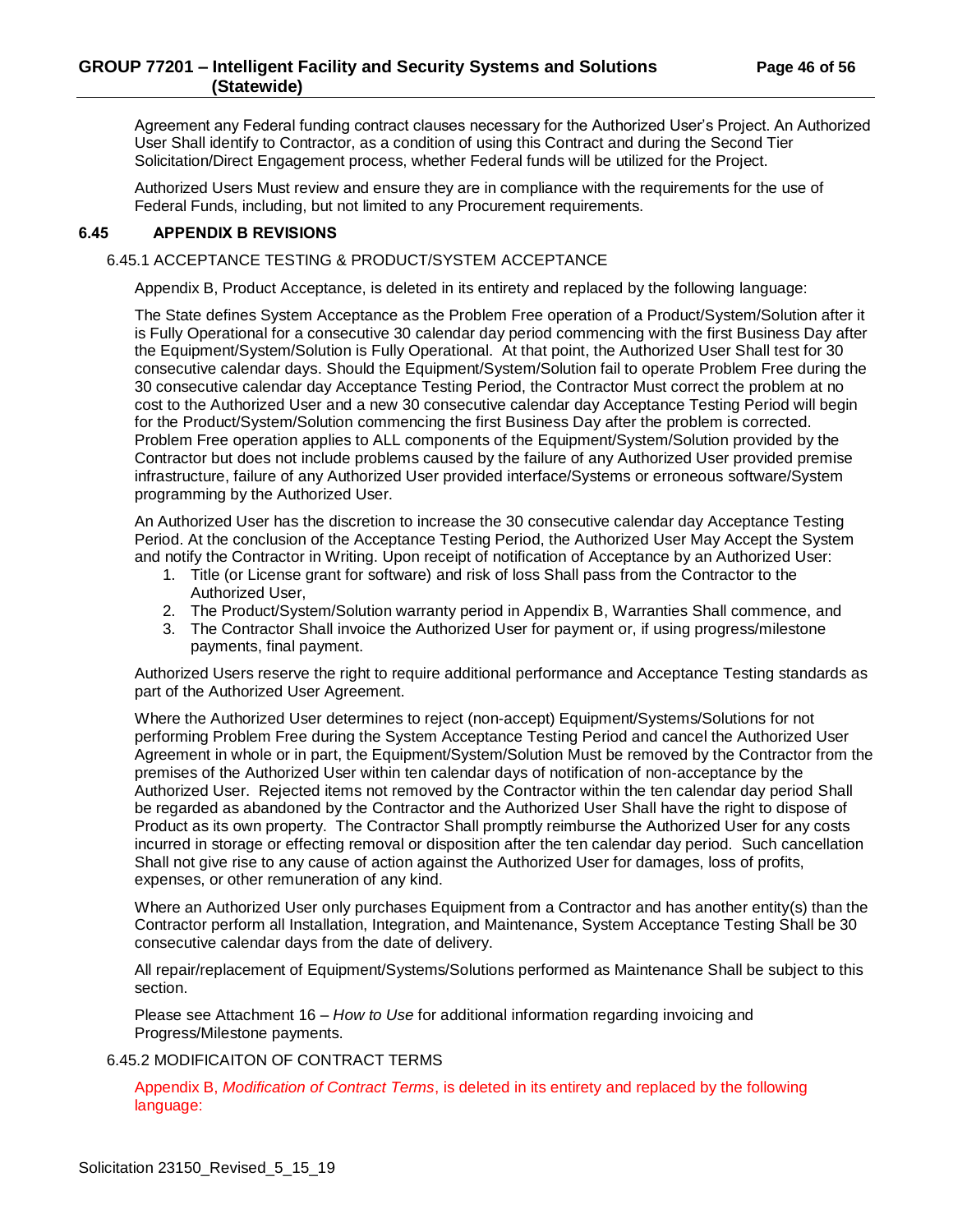Agreement any Federal funding contract clauses necessary for the Authorized User's Project. An Authorized User Shall identify to Contractor, as a condition of using this Contract and during the Second Tier Solicitation/Direct Engagement process, whether Federal funds will be utilized for the Project.

Authorized Users Must review and ensure they are in compliance with the requirements for the use of Federal Funds, including, but not limited to any Procurement requirements.

## 6.45 APPENDIX B REVISIONS

### 6.45.1 ACCEPTANCE TESTING & PRODUCT/SYSTEM ACCEPTANCE

Appendix B, Product Acceptance, is deleted in its entirety and replaced by the following language:

The State defines System Acceptance as the Problem Free operation of a Product/System/Solution after it is Fully Operational for a consecutive 30 calendar day period commencing with the first Business Day after the Equipment/System/Solution is Fully Operational. At that point, the Authorized User Shall test for 30 consecutive calendar days. Should the Equipment/System/Solution fail to operate Problem Free during the 30 consecutive calendar day Acceptance Testing Period, the Contractor Must correct the problem at no cost to the Authorized User and a new 30 consecutive calendar day Acceptance Testing Period will begin for the Product/System/Solution commencing the first Business Day after the problem is corrected. Problem Free operation applies to ALL components of the Equipment/System/Solution provided by the Contractor but does not include problems caused by the failure of any Authorized User provided premise infrastructure, failure of any Authorized User provided interface/Systems or erroneous software/System programming by the Authorized User.

An Authorized User has the discretion to increase the 30 consecutive calendar day Acceptance Testing Period. At the conclusion of the Acceptance Testing Period, the Authorized User May Accept the System and notify the Contractor in Writing. Upon receipt of notification of Acceptance by an Authorized User:

1. Title (or License grant for software) and risk of loss Shall pass from the Contractor to the Authorized User,
2. The Product/System/Solution warranty period in Appendix B, Warranties Shall commence, and
3. The Contractor Shall invoice the Authorized User for payment or, if using progress/milestone payments, final payment.

Authorized Users reserve the right to require additional performance and Acceptance Testing standards as part of the Authorized User Agreement.

Where the Authorized User determines to reject (non-accept) Equipment/Systems/Solutions for not performing Problem Free during the System Acceptance Testing Period and cancel the Authorized User Agreement in whole or in part, the Equipment/System/Solution Must be removed by the Contractor from the premises of the Authorized User within ten calendar days of notification of non-acceptance by the Authorized User. Rejected items not removed by the Contractor within the ten calendar day period Shall be regarded as abandoned by the Contractor and the Authorized User Shall have the right to dispose of Product as its own property. The Contractor Shall promptly reimburse the Authorized User for any costs incurred in storage or effecting removal or disposition after the ten calendar day period. Such cancellation Shall not give rise to any cause of action against the Authorized User for damages, loss of profits, expenses, or other remuneration of any kind.

Where an Authorized User only purchases Equipment from a Contractor and has another entity(s) than the Contractor perform all Installation, Integration, and Maintenance, System Acceptance Testing Shall be 30 consecutive calendar days from the date of delivery.

All repair/replacement of Equipment/Systems/Solutions performed as Maintenance Shall be subject to this section.

Please see Attachment 16 – *How to Use* for additional information regarding invoicing and Progress/Milestone payments.

### 6.45.2 MODIFICAITON OF CONTRACT TERMS

Appendix B, *Modification of Contract Terms*, is deleted in its entirety and replaced by the following language: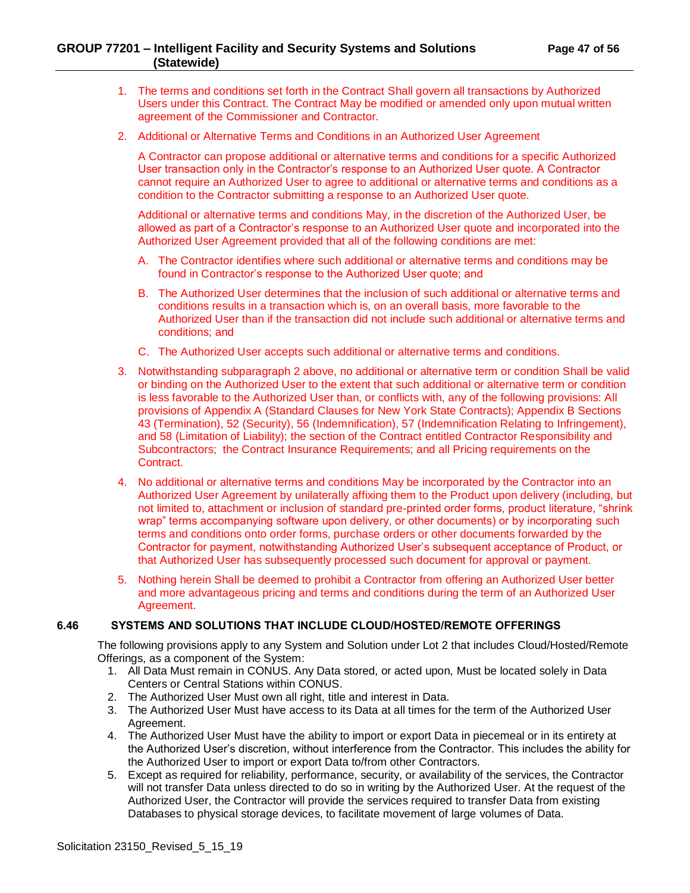1. The terms and conditions set forth in the Contract Shall govern all transactions by Authorized Users under this Contract. The Contract May be modified or amended only upon mutual written agreement of the Commissioner and Contractor.

2. Additional or Alternative Terms and Conditions in an Authorized User Agreement

   A Contractor can propose additional or alternative terms and conditions for a specific Authorized User transaction only in the Contractor's response to an Authorized User quote. A Contractor cannot require an Authorized User to agree to additional or alternative terms and conditions as a condition to the Contractor submitting a response to an Authorized User quote.

   Additional or alternative terms and conditions May, in the discretion of the Authorized User, be allowed as part of a Contractor's response to an Authorized User quote and incorporated into the Authorized User Agreement provided that all of the following conditions are met:

   A. The Contractor identifies where such additional or alternative terms and conditions may be found in Contractor's response to the Authorized User quote; and

   B. The Authorized User determines that the inclusion of such additional or alternative terms and conditions results in a transaction which is, on an overall basis, more favorable to the Authorized User than if the transaction did not include such additional or alternative terms and conditions; and

   C. The Authorized User accepts such additional or alternative terms and conditions.

3. Notwithstanding subparagraph 2 above, no additional or alternative term or condition Shall be valid or binding on the Authorized User to the extent that such additional or alternative term or condition is less favorable to the Authorized User than, or conflicts with, any of the following provisions: All provisions of Appendix A (Standard Clauses for New York State Contracts); Appendix B Sections 43 (Termination), 52 (Security), 56 (Indemnification), 57 (Indemnification Relating to Infringement), and 58 (Limitation of Liability); the section of the Contract entitled Contractor Responsibility and Subcontractors; the Contract Insurance Requirements; and all Pricing requirements on the Contract.

4. No additional or alternative terms and conditions May be incorporated by the Contractor into an Authorized User Agreement by unilaterally affixing them to the Product upon delivery (including, but not limited to, attachment or inclusion of standard pre-printed order forms, product literature, "shrink wrap" terms accompanying software upon delivery, or other documents) or by incorporating such terms and conditions onto order forms, purchase orders or other documents forwarded by the Contractor for payment, notwithstanding Authorized User's subsequent acceptance of Product, or that Authorized User has subsequently processed such document for approval or payment.

5. Nothing herein Shall be deemed to prohibit a Contractor from offering an Authorized User better and more advantageous pricing and terms and conditions during the term of an Authorized User Agreement.

### 6.46 SYSTEMS AND SOLUTIONS THAT INCLUDE CLOUD/HOSTED/REMOTE OFFERINGS

The following provisions apply to any System and Solution under Lot 2 that includes Cloud/Hosted/Remote Offerings, as a component of the System:

1. All Data Must remain in CONUS. Any Data stored, or acted upon, Must be located solely in Data Centers or Central Stations within CONUS.
2. The Authorized User Must own all right, title and interest in Data.
3. The Authorized User Must have access to its Data at all times for the term of the Authorized User Agreement.
4. The Authorized User Must have the ability to import or export Data in piecemeal or in its entirety at the Authorized User's discretion, without interference from the Contractor. This includes the ability for the Authorized User to import or export Data to/from other Contractors.
5. Except as required for reliability, performance, security, or availability of the services, the Contractor will not transfer Data unless directed to do so in writing by the Authorized User. At the request of the Authorized User, the Contractor will provide the services required to transfer Data from existing Databases to physical storage devices, to facilitate movement of large volumes of Data.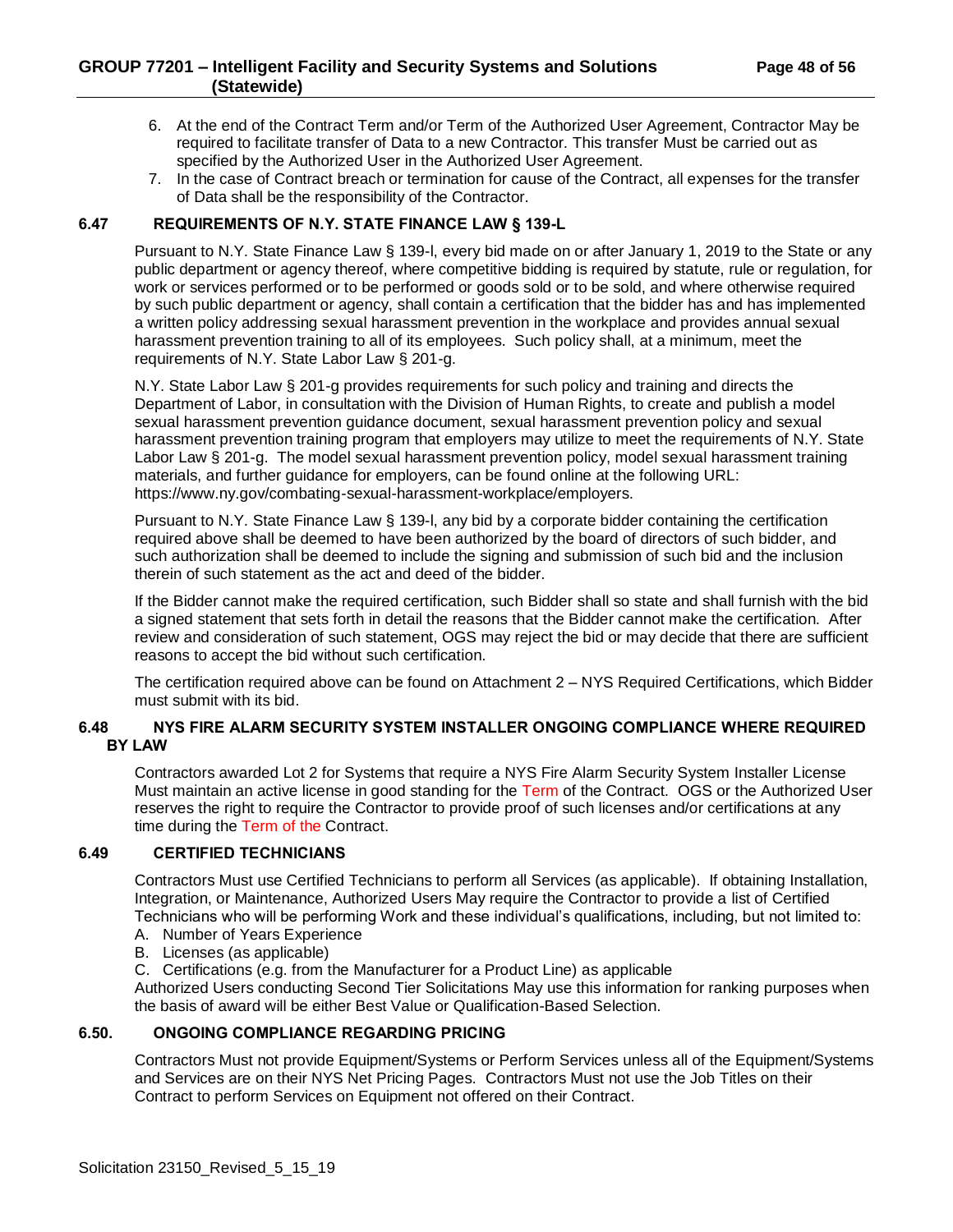6. At the end of the Contract Term and/or Term of the Authorized User Agreement, Contractor May be required to facilitate transfer of Data to a new Contractor. This transfer Must be carried out as specified by the Authorized User in the Authorized User Agreement.
7. In the case of Contract breach or termination for cause of the Contract, all expenses for the transfer of Data shall be the responsibility of the Contractor.

## 6.47 REQUIREMENTS OF N.Y. STATE FINANCE LAW § 139-L

Pursuant to N.Y. State Finance Law § 139-l, every bid made on or after January 1, 2019 to the State or any public department or agency thereof, where competitive bidding is required by statute, rule or regulation, for work or services performed or to be performed or goods sold or to be sold, and where otherwise required by such public department or agency, shall contain a certification that the bidder has and has implemented a written policy addressing sexual harassment prevention in the workplace and provides annual sexual harassment prevention training to all of its employees. Such policy shall, at a minimum, meet the requirements of N.Y. State Labor Law § 201-g.

N.Y. State Labor Law § 201-g provides requirements for such policy and training and directs the Department of Labor, in consultation with the Division of Human Rights, to create and publish a model sexual harassment prevention guidance document, sexual harassment prevention policy and sexual harassment prevention training program that employers may utilize to meet the requirements of N.Y. State Labor Law § 201-g. The model sexual harassment prevention policy, model sexual harassment training materials, and further guidance for employers, can be found online at the following URL: https://www.ny.gov/combating-sexual-harassment-workplace/employers.

Pursuant to N.Y. State Finance Law § 139-l, any bid by a corporate bidder containing the certification required above shall be deemed to have been authorized by the board of directors of such bidder, and such authorization shall be deemed to include the signing and submission of such bid and the inclusion therein of such statement as the act and deed of the bidder.

If the Bidder cannot make the required certification, such Bidder shall so state and shall furnish with the bid a signed statement that sets forth in detail the reasons that the Bidder cannot make the certification. After review and consideration of such statement, OGS may reject the bid or may decide that there are sufficient reasons to accept the bid without such certification.

The certification required above can be found on Attachment 2 – NYS Required Certifications, which Bidder must submit with its bid.

## 6.48 NYS FIRE ALARM SECURITY SYSTEM INSTALLER ONGOING COMPLIANCE WHERE REQUIRED BY LAW

Contractors awarded Lot 2 for Systems that require a NYS Fire Alarm Security System Installer License Must maintain an active license in good standing for the Term of the Contract. OGS or the Authorized User reserves the right to require the Contractor to provide proof of such licenses and/or certifications at any time during the Term of the Contract.

## 6.49 CERTIFIED TECHNICIANS

Contractors Must use Certified Technicians to perform all Services (as applicable). If obtaining Installation, Integration, or Maintenance, Authorized Users May require the Contractor to provide a list of Certified Technicians who will be performing Work and these individual's qualifications, including, but not limited to:

A. Number of Years Experience
B. Licenses (as applicable)
C. Certifications (e.g. from the Manufacturer for a Product Line) as applicable

Authorized Users conducting Second Tier Solicitations May use this information for ranking purposes when the basis of award will be either Best Value or Qualification-Based Selection.

## 6.50. ONGOING COMPLIANCE REGARDING PRICING

Contractors Must not provide Equipment/Systems or Perform Services unless all of the Equipment/Systems and Services are on their NYS Net Pricing Pages. Contractors Must not use the Job Titles on their Contract to perform Services on Equipment not offered on their Contract.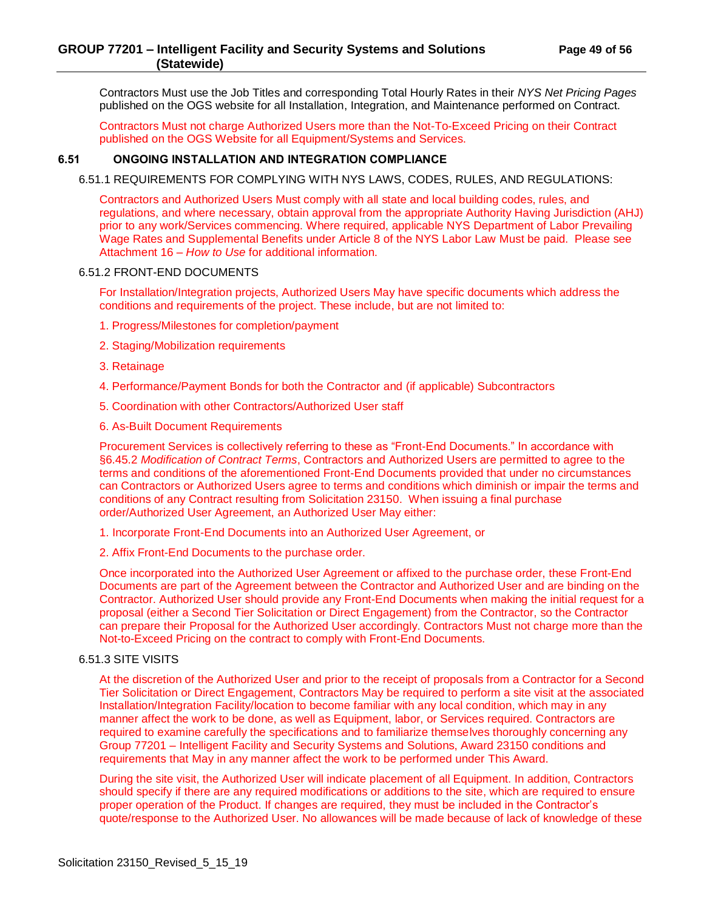Contractors Must use the Job Titles and corresponding Total Hourly Rates in their *NYS Net Pricing Pages* published on the OGS website for all Installation, Integration, and Maintenance performed on Contract.

Contractors Must not charge Authorized Users more than the Not-To-Exceed Pricing on their Contract published on the OGS Website for all Equipment/Systems and Services.

## 6.51 ONGOING INSTALLATION AND INTEGRATION COMPLIANCE

### 6.51.1 REQUIREMENTS FOR COMPLYING WITH NYS LAWS, CODES, RULES, AND REGULATIONS:

Contractors and Authorized Users Must comply with all state and local building codes, rules, and regulations, and where necessary, obtain approval from the appropriate Authority Having Jurisdiction (AHJ) prior to any work/Services commencing. Where required, applicable NYS Department of Labor Prevailing Wage Rates and Supplemental Benefits under Article 8 of the NYS Labor Law Must be paid. Please see Attachment 16 – *How to Use* for additional information.

### 6.51.2 FRONT-END DOCUMENTS

For Installation/Integration projects, Authorized Users May have specific documents which address the conditions and requirements of the project. These include, but are not limited to:

1. Progress/Milestones for completion/payment
2. Staging/Mobilization requirements
3. Retainage
4. Performance/Payment Bonds for both the Contractor and (if applicable) Subcontractors
5. Coordination with other Contractors/Authorized User staff
6. As-Built Document Requirements

Procurement Services is collectively referring to these as "Front-End Documents." In accordance with §6.45.2 *Modification of Contract Terms*, Contractors and Authorized Users are permitted to agree to the terms and conditions of the aforementioned Front-End Documents provided that under no circumstances can Contractors or Authorized Users agree to terms and conditions which diminish or impair the terms and conditions of any Contract resulting from Solicitation 23150. When issuing a final purchase order/Authorized User Agreement, an Authorized User May either:

1. Incorporate Front-End Documents into an Authorized User Agreement, or
2. Affix Front-End Documents to the purchase order.

Once incorporated into the Authorized User Agreement or affixed to the purchase order, these Front-End Documents are part of the Agreement between the Contractor and Authorized User and are binding on the Contractor. Authorized User should provide any Front-End Documents when making the initial request for a proposal (either a Second Tier Solicitation or Direct Engagement) from the Contractor, so the Contractor can prepare their Proposal for the Authorized User accordingly. Contractors Must not charge more than the Not-to-Exceed Pricing on the contract to comply with Front-End Documents.

### 6.51.3 SITE VISITS

At the discretion of the Authorized User and prior to the receipt of proposals from a Contractor for a Second Tier Solicitation or Direct Engagement, Contractors May be required to perform a site visit at the associated Installation/Integration Facility/location to become familiar with any local condition, which may in any manner affect the work to be done, as well as Equipment, labor, or Services required. Contractors are required to examine carefully the specifications and to familiarize themselves thoroughly concerning any Group 77201 – Intelligent Facility and Security Systems and Solutions, Award 23150 conditions and requirements that May in any manner affect the work to be performed under This Award.

During the site visit, the Authorized User will indicate placement of all Equipment. In addition, Contractors should specify if there are any required modifications or additions to the site, which are required to ensure proper operation of the Product. If changes are required, they must be included in the Contractor's quote/response to the Authorized User. No allowances will be made because of lack of knowledge of these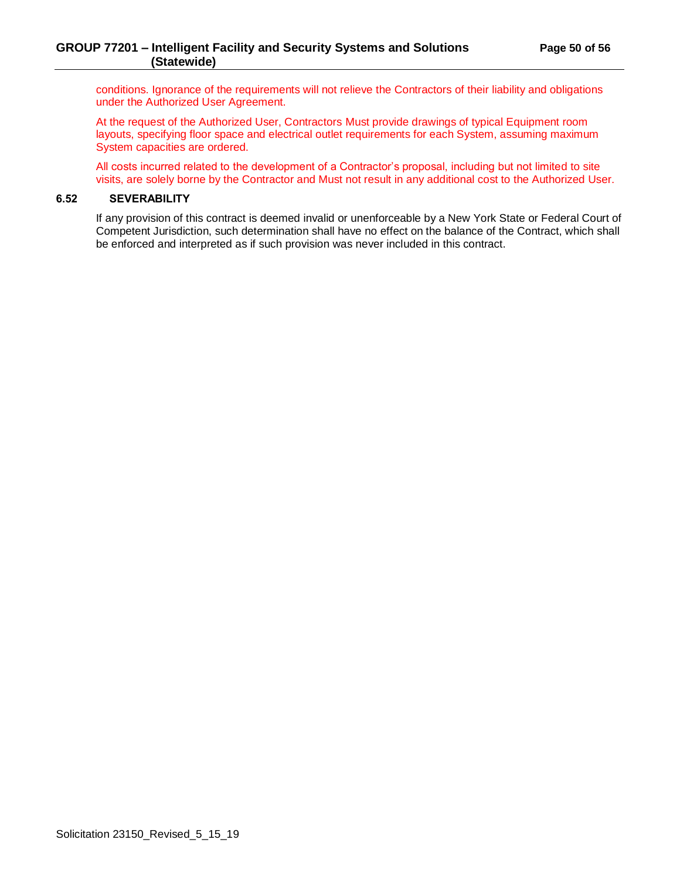conditions. Ignorance of the requirements will not relieve the Contractors of their liability and obligations under the Authorized User Agreement.

At the request of the Authorized User, Contractors Must provide drawings of typical Equipment room layouts, specifying floor space and electrical outlet requirements for each System, assuming maximum System capacities are ordered.

All costs incurred related to the development of a Contractor's proposal, including but not limited to site visits, are solely borne by the Contractor and Must not result in any additional cost to the Authorized User.

### 6.52 SEVERABILITY

If any provision of this contract is deemed invalid or unenforceable by a New York State or Federal Court of Competent Jurisdiction, such determination shall have no effect on the balance of the Contract, which shall be enforced and interpreted as if such provision was never included in this contract.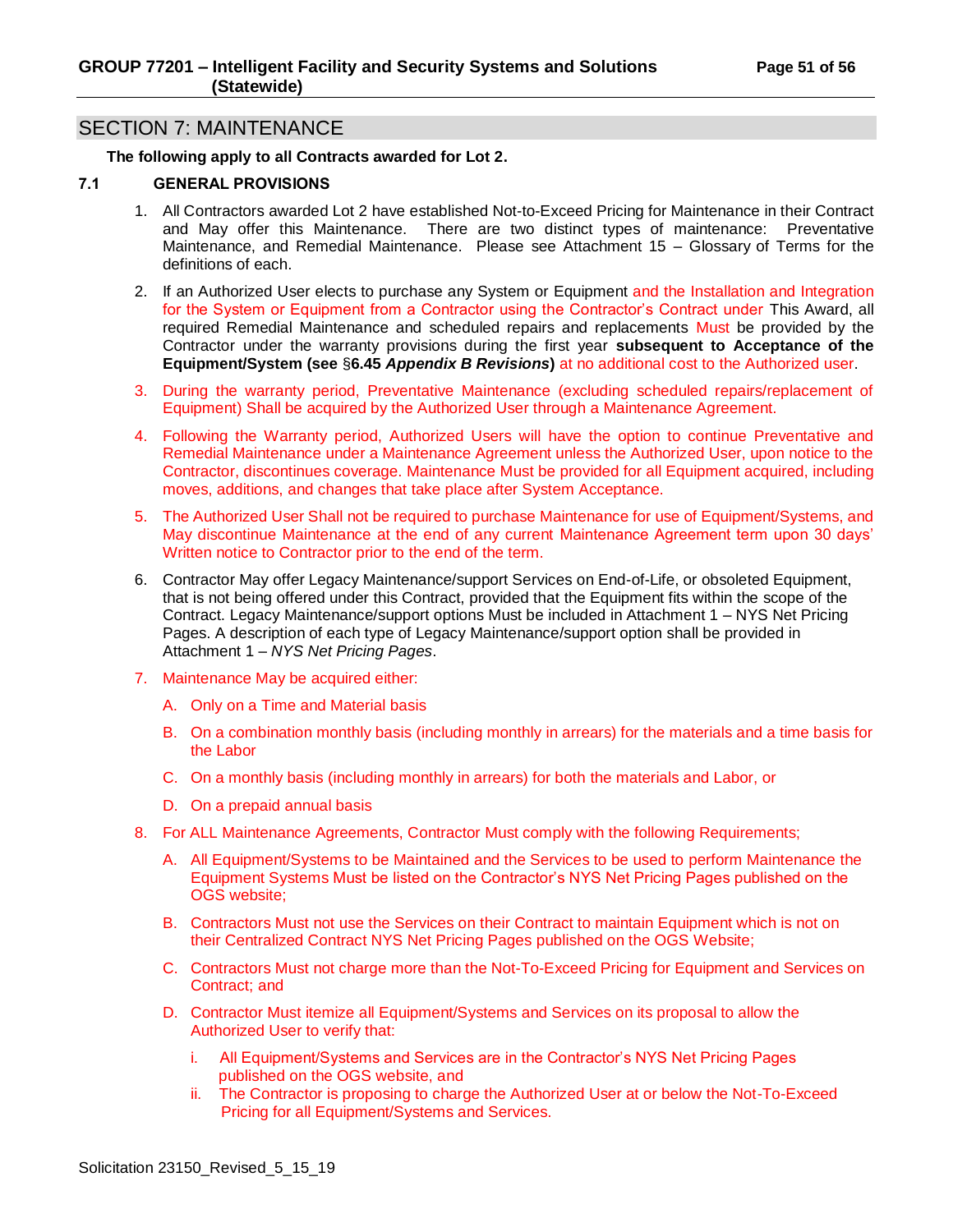## SECTION 7: MAINTENANCE

**The following apply to all Contracts awarded for Lot 2.**

### 7.1 GENERAL PROVISIONS

1. All Contractors awarded Lot 2 have established Not-to-Exceed Pricing for Maintenance in their Contract and May offer this Maintenance. There are two distinct types of maintenance: Preventative Maintenance, and Remedial Maintenance. Please see Attachment 15 – Glossary of Terms for the definitions of each.

2. If an Authorized User elects to purchase any System or Equipment and the Installation and Integration for the System or Equipment from a Contractor using the Contractor's Contract under This Award, all required Remedial Maintenance and scheduled repairs and replacements Must be provided by the Contractor under the warranty provisions during the first year **subsequent to Acceptance of the Equipment/System (see §6.45 *Appendix B Revisions*)** at no additional cost to the Authorized user.

3. During the warranty period, Preventative Maintenance (excluding scheduled repairs/replacement of Equipment) Shall be acquired by the Authorized User through a Maintenance Agreement.

4. Following the Warranty period, Authorized Users will have the option to continue Preventative and Remedial Maintenance under a Maintenance Agreement unless the Authorized User, upon notice to the Contractor, discontinues coverage. Maintenance Must be provided for all Equipment acquired, including moves, additions, and changes that take place after System Acceptance.

5. The Authorized User Shall not be required to purchase Maintenance for use of Equipment/Systems, and May discontinue Maintenance at the end of any current Maintenance Agreement term upon 30 days' Written notice to Contractor prior to the end of the term.

6. Contractor May offer Legacy Maintenance/support Services on End-of-Life, or obsoleted Equipment, that is not being offered under this Contract, provided that the Equipment fits within the scope of the Contract. Legacy Maintenance/support options Must be included in Attachment 1 – NYS Net Pricing Pages. A description of each type of Legacy Maintenance/support option shall be provided in Attachment 1 – *NYS Net Pricing Pages*.

7. Maintenance May be acquired either:

   A. Only on a Time and Material basis

   B. On a combination monthly basis (including monthly in arrears) for the materials and a time basis for the Labor

   C. On a monthly basis (including monthly in arrears) for both the materials and Labor, or

   D. On a prepaid annual basis

8. For ALL Maintenance Agreements, Contractor Must comply with the following Requirements;

   A. All Equipment/Systems to be Maintained and the Services to be used to perform Maintenance the Equipment Systems Must be listed on the Contractor's NYS Net Pricing Pages published on the OGS website;

   B. Contractors Must not use the Services on their Contract to maintain Equipment which is not on their Centralized Contract NYS Net Pricing Pages published on the OGS Website;

   C. Contractors Must not charge more than the Not-To-Exceed Pricing for Equipment and Services on Contract; and

   D. Contractor Must itemize all Equipment/Systems and Services on its proposal to allow the Authorized User to verify that:

      i. All Equipment/Systems and Services are in the Contractor's NYS Net Pricing Pages published on the OGS website, and

      ii. The Contractor is proposing to charge the Authorized User at or below the Not-To-Exceed Pricing for all Equipment/Systems and Services.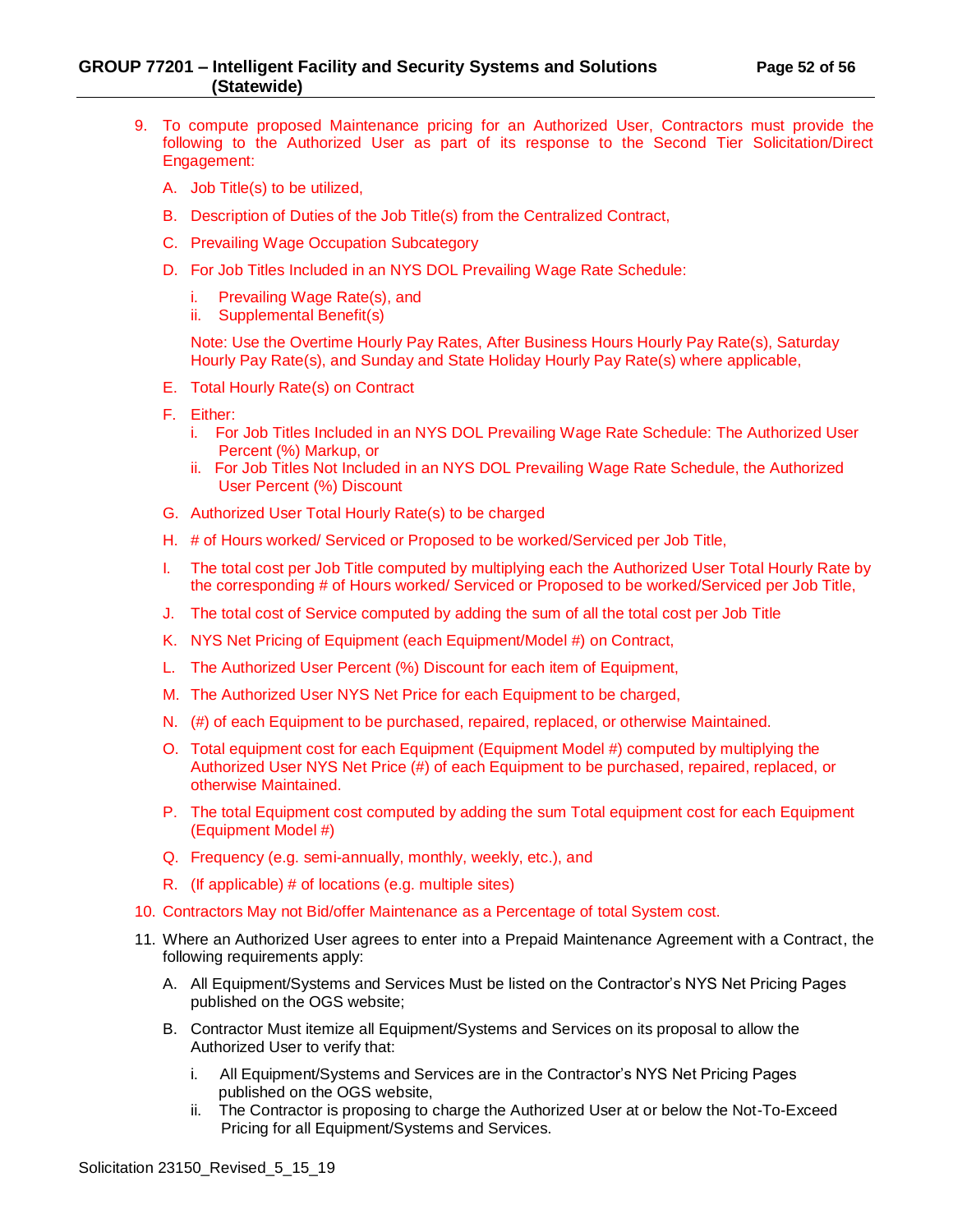9. To compute proposed Maintenance pricing for an Authorized User, Contractors must provide the following to the Authorized User as part of its response to the Second Tier Solicitation/Direct Engagement:

   A. Job Title(s) to be utilized,

   B. Description of Duties of the Job Title(s) from the Centralized Contract,

   C. Prevailing Wage Occupation Subcategory

   D. For Job Titles Included in an NYS DOL Prevailing Wage Rate Schedule:

      i. Prevailing Wage Rate(s), and
      ii. Supplemental Benefit(s)

      Note: Use the Overtime Hourly Pay Rates, After Business Hours Hourly Pay Rate(s), Saturday Hourly Pay Rate(s), and Sunday and State Holiday Hourly Pay Rate(s) where applicable,

   E. Total Hourly Rate(s) on Contract

   F. Either:
      i. For Job Titles Included in an NYS DOL Prevailing Wage Rate Schedule: The Authorized User Percent (%) Markup, or
      ii. For Job Titles Not Included in an NYS DOL Prevailing Wage Rate Schedule, the Authorized User Percent (%) Discount

   G. Authorized User Total Hourly Rate(s) to be charged

   H. # of Hours worked/ Serviced or Proposed to be worked/Serviced per Job Title,

   I. The total cost per Job Title computed by multiplying each the Authorized User Total Hourly Rate by the corresponding # of Hours worked/ Serviced or Proposed to be worked/Serviced per Job Title,

   J. The total cost of Service computed by adding the sum of all the total cost per Job Title

   K. NYS Net Pricing of Equipment (each Equipment/Model #) on Contract,

   L. The Authorized User Percent (%) Discount for each item of Equipment,

   M. The Authorized User NYS Net Price for each Equipment to be charged,

   N. (#) of each Equipment to be purchased, repaired, replaced, or otherwise Maintained.

   O. Total equipment cost for each Equipment (Equipment Model #) computed by multiplying the Authorized User NYS Net Price (#) of each Equipment to be purchased, repaired, replaced, or otherwise Maintained.

   P. The total Equipment cost computed by adding the sum Total equipment cost for each Equipment (Equipment Model #)

   Q. Frequency (e.g. semi-annually, monthly, weekly, etc.), and

   R. (If applicable) # of locations (e.g. multiple sites)

10. Contractors May not Bid/offer Maintenance as a Percentage of total System cost.

11. Where an Authorized User agrees to enter into a Prepaid Maintenance Agreement with a Contract, the following requirements apply:

    A. All Equipment/Systems and Services Must be listed on the Contractor's NYS Net Pricing Pages published on the OGS website;

    B. Contractor Must itemize all Equipment/Systems and Services on its proposal to allow the Authorized User to verify that:

       i. All Equipment/Systems and Services are in the Contractor's NYS Net Pricing Pages published on the OGS website,
       ii. The Contractor is proposing to charge the Authorized User at or below the Not-To-Exceed Pricing for all Equipment/Systems and Services.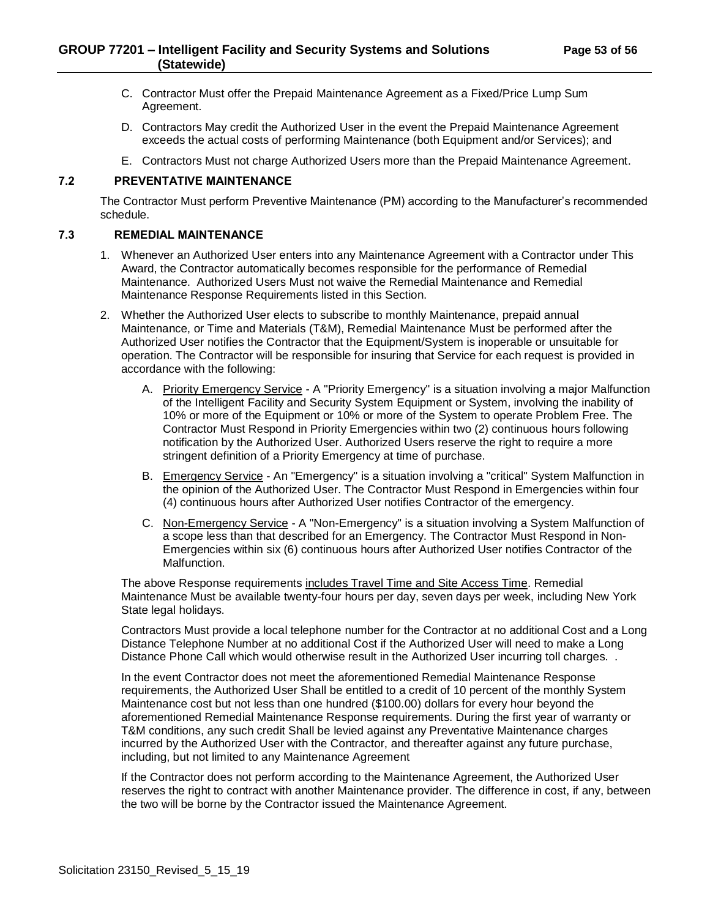C. Contractor Must offer the Prepaid Maintenance Agreement as a Fixed/Price Lump Sum Agreement.

D. Contractors May credit the Authorized User in the event the Prepaid Maintenance Agreement exceeds the actual costs of performing Maintenance (both Equipment and/or Services); and

E. Contractors Must not charge Authorized Users more than the Prepaid Maintenance Agreement.

### 7.2 PREVENTATIVE MAINTENANCE

The Contractor Must perform Preventive Maintenance (PM) according to the Manufacturer's recommended schedule.

### 7.3 REMEDIAL MAINTENANCE

1. Whenever an Authorized User enters into any Maintenance Agreement with a Contractor under This Award, the Contractor automatically becomes responsible for the performance of Remedial Maintenance. Authorized Users Must not waive the Remedial Maintenance and Remedial Maintenance Response Requirements listed in this Section.

2. Whether the Authorized User elects to subscribe to monthly Maintenance, prepaid annual Maintenance, or Time and Materials (T&M), Remedial Maintenance Must be performed after the Authorized User notifies the Contractor that the Equipment/System is inoperable or unsuitable for operation. The Contractor will be responsible for insuring that Service for each request is provided in accordance with the following:

   A. <u>Priority Emergency Service</u> - A "Priority Emergency" is a situation involving a major Malfunction of the Intelligent Facility and Security System Equipment or System, involving the inability of 10% or more of the Equipment or 10% or more of the System to operate Problem Free. The Contractor Must Respond in Priority Emergencies within two (2) continuous hours following notification by the Authorized User. Authorized Users reserve the right to require a more stringent definition of a Priority Emergency at time of purchase.

   B. <u>Emergency Service</u> - An "Emergency" is a situation involving a "critical" System Malfunction in the opinion of the Authorized User. The Contractor Must Respond in Emergencies within four (4) continuous hours after Authorized User notifies Contractor of the emergency.

   C. <u>Non-Emergency Service</u> - A "Non-Emergency" is a situation involving a System Malfunction of a scope less than that described for an Emergency. The Contractor Must Respond in Non-Emergencies within six (6) continuous hours after Authorized User notifies Contractor of the Malfunction.

   The above Response requirements <u>includes Travel Time and Site Access Time</u>. Remedial Maintenance Must be available twenty-four hours per day, seven days per week, including New York State legal holidays.

   Contractors Must provide a local telephone number for the Contractor at no additional Cost and a Long Distance Telephone Number at no additional Cost if the Authorized User will need to make a Long Distance Phone Call which would otherwise result in the Authorized User incurring toll charges. .

   In the event Contractor does not meet the aforementioned Remedial Maintenance Response requirements, the Authorized User Shall be entitled to a credit of 10 percent of the monthly System Maintenance cost but not less than one hundred ($100.00) dollars for every hour beyond the aforementioned Remedial Maintenance Response requirements. During the first year of warranty or T&M conditions, any such credit Shall be levied against any Preventative Maintenance charges incurred by the Authorized User with the Contractor, and thereafter against any future purchase, including, but not limited to any Maintenance Agreement

   If the Contractor does not perform according to the Maintenance Agreement, the Authorized User reserves the right to contract with another Maintenance provider. The difference in cost, if any, between the two will be borne by the Contractor issued the Maintenance Agreement.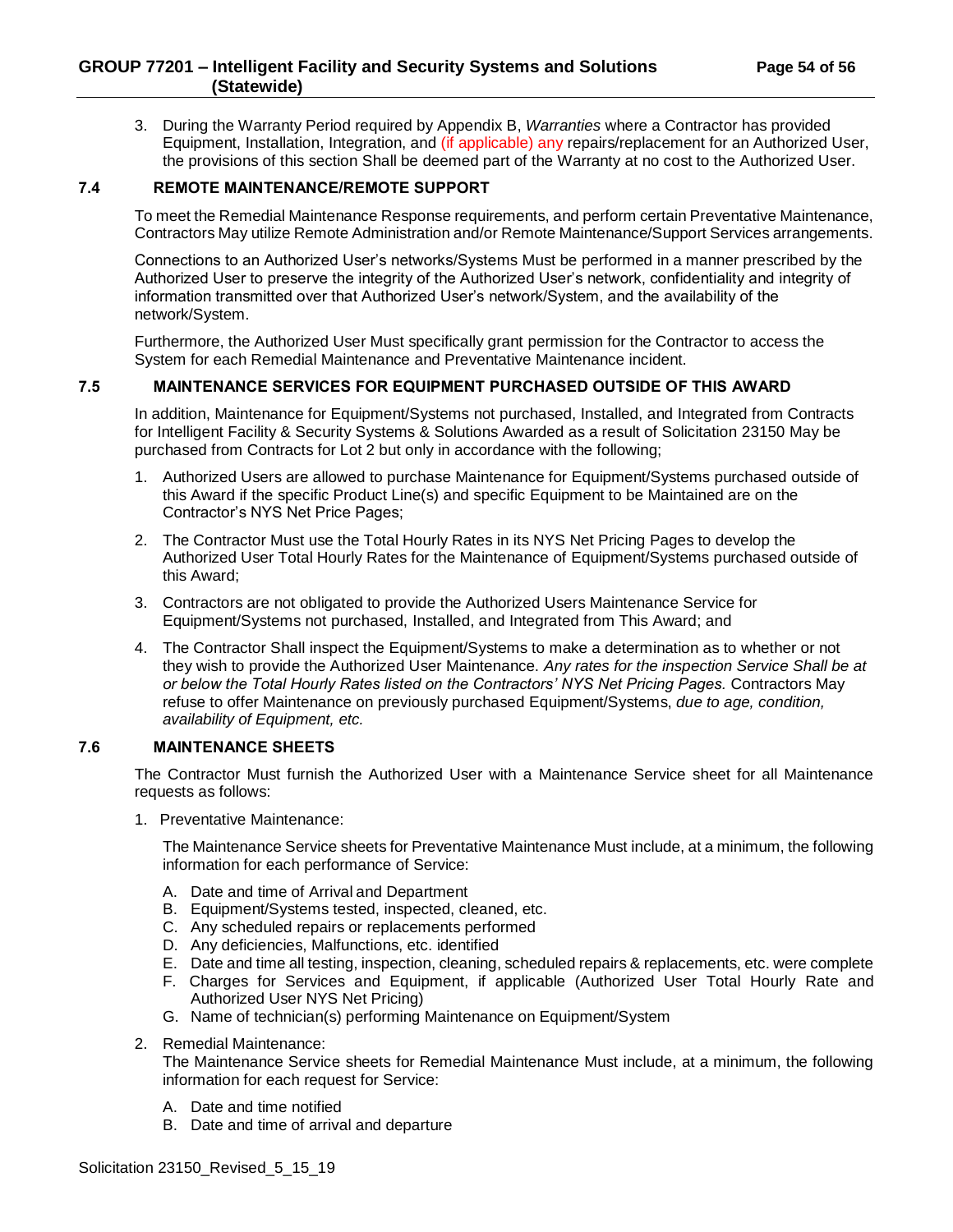3. During the Warranty Period required by Appendix B, *Warranties* where a Contractor has provided Equipment, Installation, Integration, and (if applicable) any repairs/replacement for an Authorized User, the provisions of this section Shall be deemed part of the Warranty at no cost to the Authorized User.

### 7.4 REMOTE MAINTENANCE/REMOTE SUPPORT

To meet the Remedial Maintenance Response requirements, and perform certain Preventative Maintenance, Contractors May utilize Remote Administration and/or Remote Maintenance/Support Services arrangements.

Connections to an Authorized User's networks/Systems Must be performed in a manner prescribed by the Authorized User to preserve the integrity of the Authorized User's network, confidentiality and integrity of information transmitted over that Authorized User's network/System, and the availability of the network/System.

Furthermore, the Authorized User Must specifically grant permission for the Contractor to access the System for each Remedial Maintenance and Preventative Maintenance incident.

### 7.5 MAINTENANCE SERVICES FOR EQUIPMENT PURCHASED OUTSIDE OF THIS AWARD

In addition, Maintenance for Equipment/Systems not purchased, Installed, and Integrated from Contracts for Intelligent Facility & Security Systems & Solutions Awarded as a result of Solicitation 23150 May be purchased from Contracts for Lot 2 but only in accordance with the following;

1. Authorized Users are allowed to purchase Maintenance for Equipment/Systems purchased outside of this Award if the specific Product Line(s) and specific Equipment to be Maintained are on the Contractor's NYS Net Price Pages;
2. The Contractor Must use the Total Hourly Rates in its NYS Net Pricing Pages to develop the Authorized User Total Hourly Rates for the Maintenance of Equipment/Systems purchased outside of this Award;
3. Contractors are not obligated to provide the Authorized Users Maintenance Service for Equipment/Systems not purchased, Installed, and Integrated from This Award; and
4. The Contractor Shall inspect the Equipment/Systems to make a determination as to whether or not they wish to provide the Authorized User Maintenance. *Any rates for the inspection Service Shall be at or below the Total Hourly Rates listed on the Contractors' NYS Net Pricing Pages.* Contractors May refuse to offer Maintenance on previously purchased Equipment/Systems, *due to age, condition, availability of Equipment, etc.*

### 7.6 MAINTENANCE SHEETS

The Contractor Must furnish the Authorized User with a Maintenance Service sheet for all Maintenance requests as follows:

1. Preventative Maintenance:

   The Maintenance Service sheets for Preventative Maintenance Must include, at a minimum, the following information for each performance of Service:

   A. Date and time of Arrival and Department
   B. Equipment/Systems tested, inspected, cleaned, etc.
   C. Any scheduled repairs or replacements performed
   D. Any deficiencies, Malfunctions, etc. identified
   E. Date and time all testing, inspection, cleaning, scheduled repairs & replacements, etc. were complete
   F. Charges for Services and Equipment, if applicable (Authorized User Total Hourly Rate and Authorized User NYS Net Pricing)
   G. Name of technician(s) performing Maintenance on Equipment/System

2. Remedial Maintenance:

   The Maintenance Service sheets for Remedial Maintenance Must include, at a minimum, the following information for each request for Service:

   A. Date and time notified
   B. Date and time of arrival and departure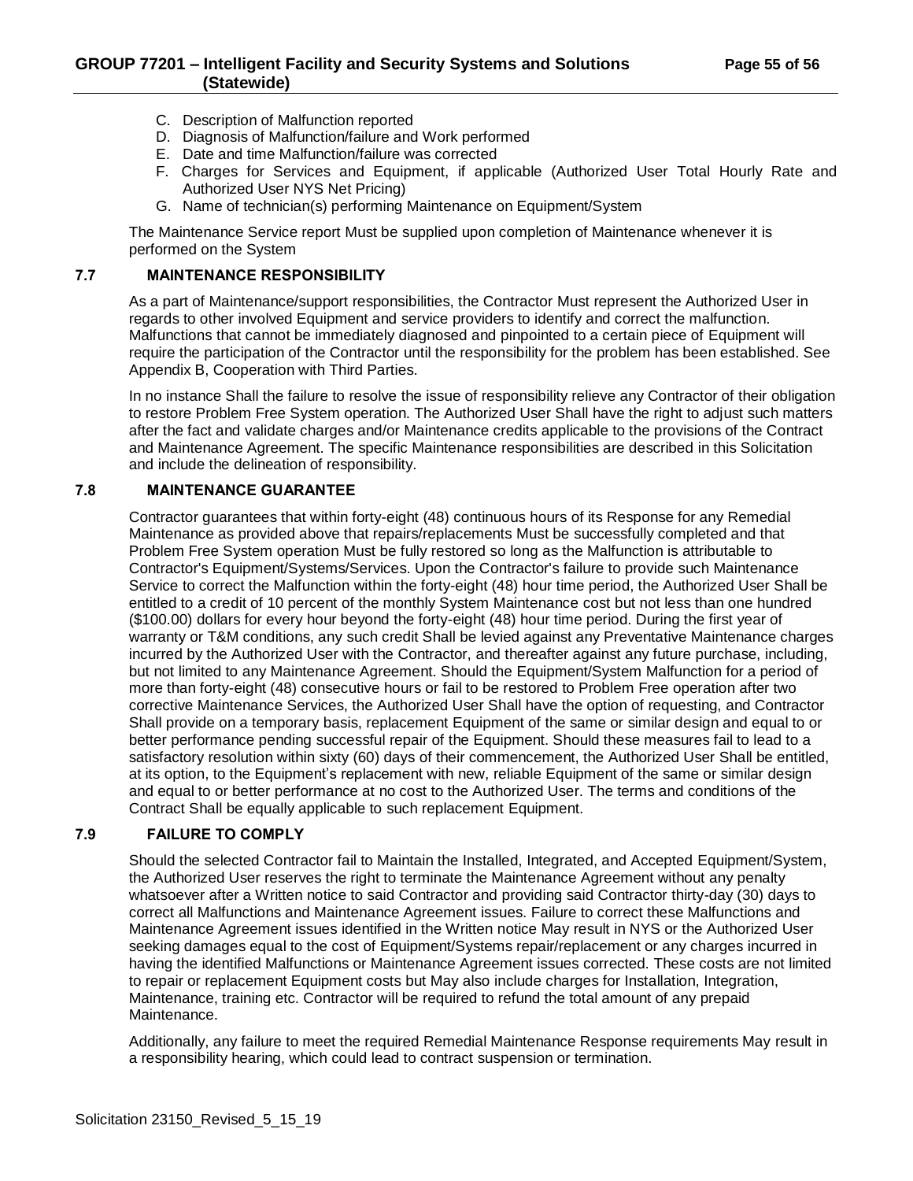C. Description of Malfunction reported
D. Diagnosis of Malfunction/failure and Work performed
E. Date and time Malfunction/failure was corrected
F. Charges for Services and Equipment, if applicable (Authorized User Total Hourly Rate and Authorized User NYS Net Pricing)
G. Name of technician(s) performing Maintenance on Equipment/System

The Maintenance Service report Must be supplied upon completion of Maintenance whenever it is performed on the System

### 7.7 MAINTENANCE RESPONSIBILITY

As a part of Maintenance/support responsibilities, the Contractor Must represent the Authorized User in regards to other involved Equipment and service providers to identify and correct the malfunction. Malfunctions that cannot be immediately diagnosed and pinpointed to a certain piece of Equipment will require the participation of the Contractor until the responsibility for the problem has been established. See Appendix B, Cooperation with Third Parties.

In no instance Shall the failure to resolve the issue of responsibility relieve any Contractor of their obligation to restore Problem Free System operation. The Authorized User Shall have the right to adjust such matters after the fact and validate charges and/or Maintenance credits applicable to the provisions of the Contract and Maintenance Agreement. The specific Maintenance responsibilities are described in this Solicitation and include the delineation of responsibility.

### 7.8 MAINTENANCE GUARANTEE

Contractor guarantees that within forty-eight (48) continuous hours of its Response for any Remedial Maintenance as provided above that repairs/replacements Must be successfully completed and that Problem Free System operation Must be fully restored so long as the Malfunction is attributable to Contractor's Equipment/Systems/Services. Upon the Contractor's failure to provide such Maintenance Service to correct the Malfunction within the forty-eight (48) hour time period, the Authorized User Shall be entitled to a credit of 10 percent of the monthly System Maintenance cost but not less than one hundred ($100.00) dollars for every hour beyond the forty-eight (48) hour time period. During the first year of warranty or T&M conditions, any such credit Shall be levied against any Preventative Maintenance charges incurred by the Authorized User with the Contractor, and thereafter against any future purchase, including, but not limited to any Maintenance Agreement. Should the Equipment/System Malfunction for a period of more than forty-eight (48) consecutive hours or fail to be restored to Problem Free operation after two corrective Maintenance Services, the Authorized User Shall have the option of requesting, and Contractor Shall provide on a temporary basis, replacement Equipment of the same or similar design and equal to or better performance pending successful repair of the Equipment. Should these measures fail to lead to a satisfactory resolution within sixty (60) days of their commencement, the Authorized User Shall be entitled, at its option, to the Equipment's replacement with new, reliable Equipment of the same or similar design and equal to or better performance at no cost to the Authorized User. The terms and conditions of the Contract Shall be equally applicable to such replacement Equipment.

### 7.9 FAILURE TO COMPLY

Should the selected Contractor fail to Maintain the Installed, Integrated, and Accepted Equipment/System, the Authorized User reserves the right to terminate the Maintenance Agreement without any penalty whatsoever after a Written notice to said Contractor and providing said Contractor thirty-day (30) days to correct all Malfunctions and Maintenance Agreement issues. Failure to correct these Malfunctions and Maintenance Agreement issues identified in the Written notice May result in NYS or the Authorized User seeking damages equal to the cost of Equipment/Systems repair/replacement or any charges incurred in having the identified Malfunctions or Maintenance Agreement issues corrected. These costs are not limited to repair or replacement Equipment costs but May also include charges for Installation, Integration, Maintenance, training etc. Contractor will be required to refund the total amount of any prepaid Maintenance.

Additionally, any failure to meet the required Remedial Maintenance Response requirements May result in a responsibility hearing, which could lead to contract suspension or termination.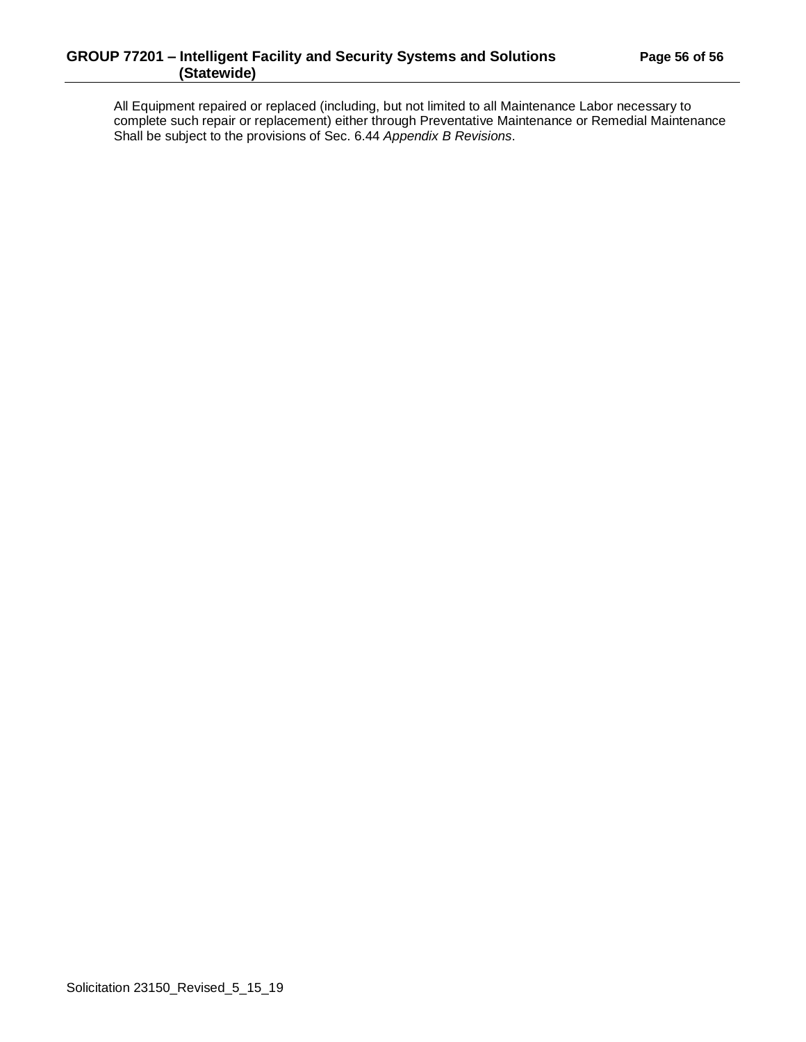All Equipment repaired or replaced (including, but not limited to all Maintenance Labor necessary to complete such repair or replacement) either through Preventative Maintenance or Remedial Maintenance Shall be subject to the provisions of Sec. 6.44 *Appendix B Revisions*.